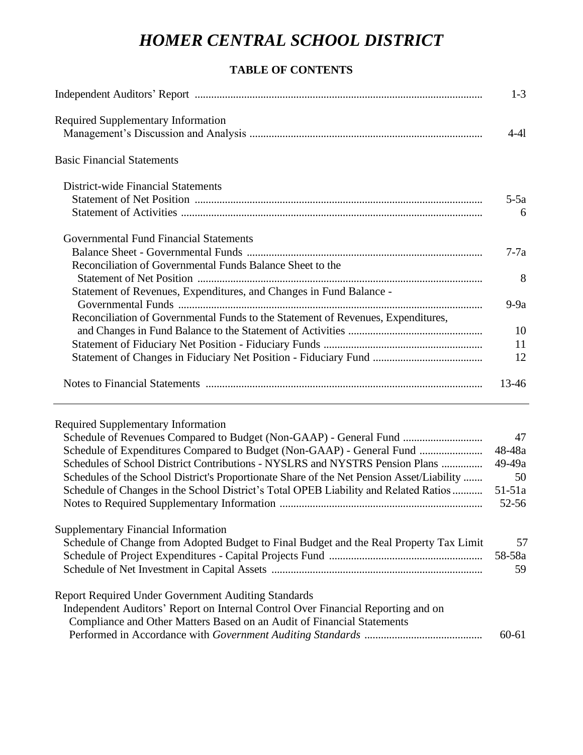# *HOMER CENTRAL SCHOOL DISTRICT*

## TABLE OF CONTENTS

| | |
|---|---|
| Independent Auditors' Report | 1-3 |
| Required Supplementary Information | |
| Management's Discussion and Analysis | 4-4l |
| Basic Financial Statements | |
| District-wide Financial Statements | |
| Statement of Net Position | 5-5a |
| Statement of Activities | 6 |
| Governmental Fund Financial Statements | |
| Balance Sheet - Governmental Funds | 7-7a |
| Reconciliation of Governmental Funds Balance Sheet to the Statement of Net Position | 8 |
| Statement of Revenues, Expenditures, and Changes in Fund Balance - Governmental Funds | 9-9a |
| Reconciliation of Governmental Funds to the Statement of Revenues, Expenditures, and Changes in Fund Balance to the Statement of Activities | 10 |
| Statement of Fiduciary Net Position - Fiduciary Funds | 11 |
| Statement of Changes in Fiduciary Net Position - Fiduciary Fund | 12 |
| Notes to Financial Statements | 13-46 |

---

| | |
|---|---|
| Required Supplementary Information | |
| Schedule of Revenues Compared to Budget (Non-GAAP) - General Fund | 47 |
| Schedule of Expenditures Compared to Budget (Non-GAAP) - General Fund | 48-48a |
| Schedules of School District Contributions - NYSLRS and NYSTRS Pension Plans | 49-49a |
| Schedules of the School District's Proportionate Share of the Net Pension Asset/Liability | 50 |
| Schedule of Changes in the School District's Total OPEB Liability and Related Ratios | 51-51a |
| Notes to Required Supplementary Information | 52-56 |
| Supplementary Financial Information | |
| Schedule of Change from Adopted Budget to Final Budget and the Real Property Tax Limit | 57 |
| Schedule of Project Expenditures - Capital Projects Fund | 58-58a |
| Schedule of Net Investment in Capital Assets | 59 |
| Report Required Under Government Auditing Standards | |
| Independent Auditors' Report on Internal Control Over Financial Reporting and on Compliance and Other Matters Based on an Audit of Financial Statements Performed in Accordance with *Government Auditing Standards* | 60-61 |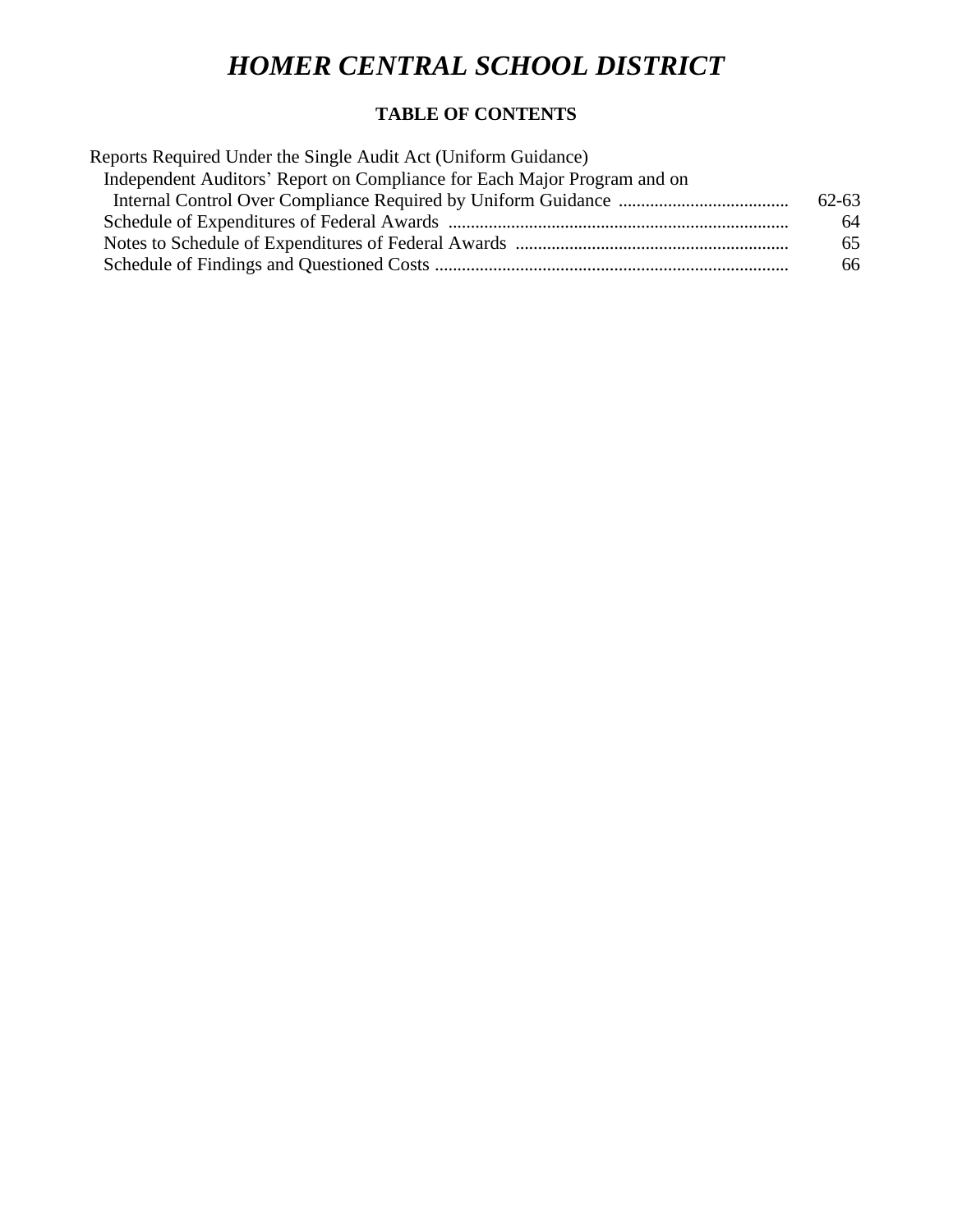# *HOMER CENTRAL SCHOOL DISTRICT*

## TABLE OF CONTENTS

| | |
|---|---|
| Reports Required Under the Single Audit Act (Uniform Guidance) | |
| Independent Auditors' Report on Compliance for Each Major Program and on Internal Control Over Compliance Required by Uniform Guidance | 62-63 |
| Schedule of Expenditures of Federal Awards | 64 |
| Notes to Schedule of Expenditures of Federal Awards | 65 |
| Schedule of Findings and Questioned Costs | 66 |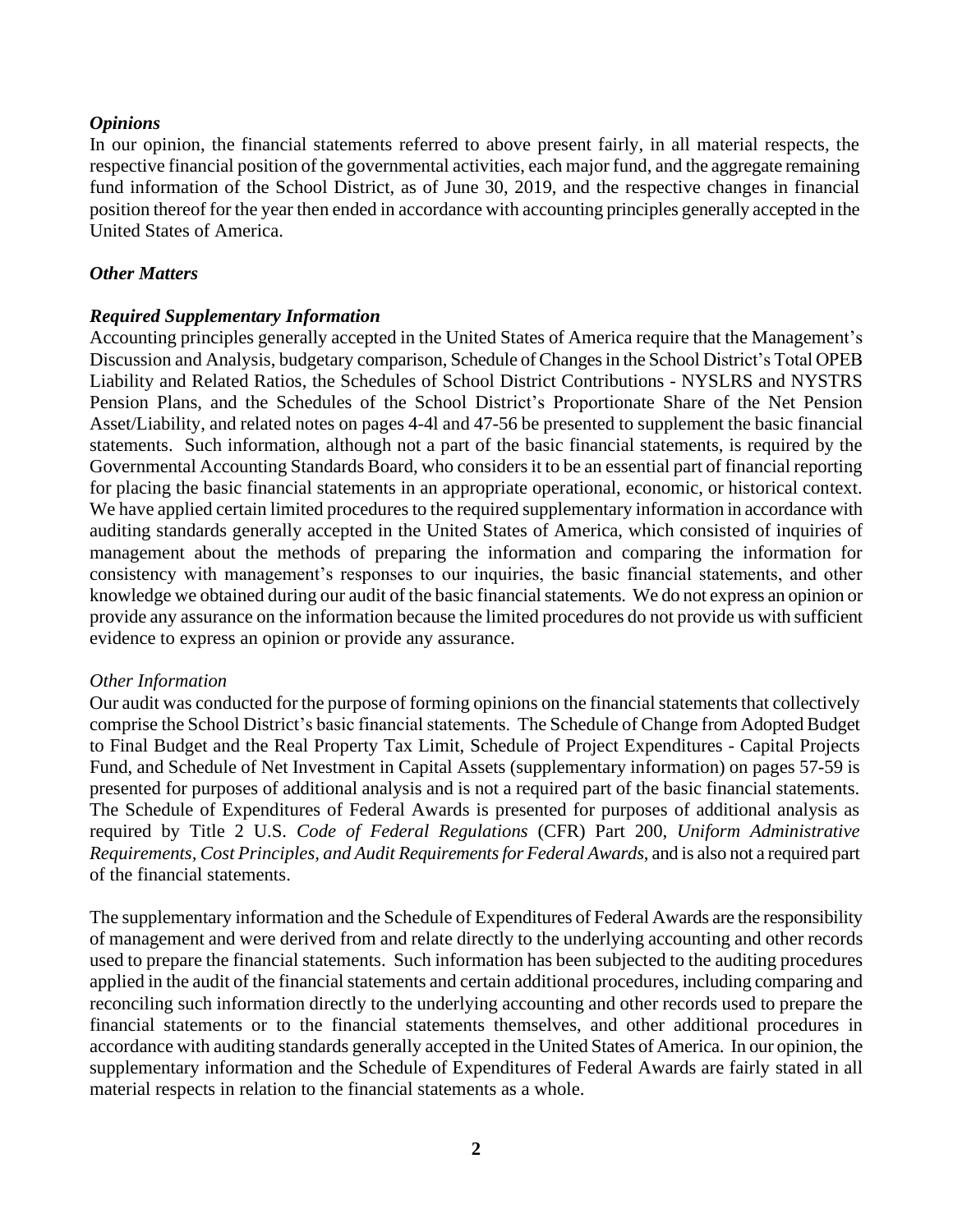### *Opinions*

In our opinion, the financial statements referred to above present fairly, in all material respects, the respective financial position of the governmental activities, each major fund, and the aggregate remaining fund information of the School District, as of June 30, 2019, and the respective changes in financial position thereof for the year then ended in accordance with accounting principles generally accepted in the United States of America.

### *Other Matters*

#### *Required Supplementary Information*

Accounting principles generally accepted in the United States of America require that the Management's Discussion and Analysis, budgetary comparison, Schedule of Changes in the School District's Total OPEB Liability and Related Ratios, the Schedules of School District Contributions - NYSLRS and NYSTRS Pension Plans, and the Schedules of the School District's Proportionate Share of the Net Pension Asset/Liability, and related notes on pages 4-4l and 47-56 be presented to supplement the basic financial statements. Such information, although not a part of the basic financial statements, is required by the Governmental Accounting Standards Board, who considers it to be an essential part of financial reporting for placing the basic financial statements in an appropriate operational, economic, or historical context. We have applied certain limited procedures to the required supplementary information in accordance with auditing standards generally accepted in the United States of America, which consisted of inquiries of management about the methods of preparing the information and comparing the information for consistency with management's responses to our inquiries, the basic financial statements, and other knowledge we obtained during our audit of the basic financial statements. We do not express an opinion or provide any assurance on the information because the limited procedures do not provide us with sufficient evidence to express an opinion or provide any assurance.

#### *Other Information*

Our audit was conducted for the purpose of forming opinions on the financial statements that collectively comprise the School District's basic financial statements. The Schedule of Change from Adopted Budget to Final Budget and the Real Property Tax Limit, Schedule of Project Expenditures - Capital Projects Fund, and Schedule of Net Investment in Capital Assets (supplementary information) on pages 57-59 is presented for purposes of additional analysis and is not a required part of the basic financial statements. The Schedule of Expenditures of Federal Awards is presented for purposes of additional analysis as required by Title 2 U.S. *Code of Federal Regulations* (CFR) Part 200, *Uniform Administrative Requirements, Cost Principles, and Audit Requirements for Federal Awards*, and is also not a required part of the financial statements.

The supplementary information and the Schedule of Expenditures of Federal Awards are the responsibility of management and were derived from and relate directly to the underlying accounting and other records used to prepare the financial statements. Such information has been subjected to the auditing procedures applied in the audit of the financial statements and certain additional procedures, including comparing and reconciling such information directly to the underlying accounting and other records used to prepare the financial statements or to the financial statements themselves, and other additional procedures in accordance with auditing standards generally accepted in the United States of America. In our opinion, the supplementary information and the Schedule of Expenditures of Federal Awards are fairly stated in all material respects in relation to the financial statements as a whole.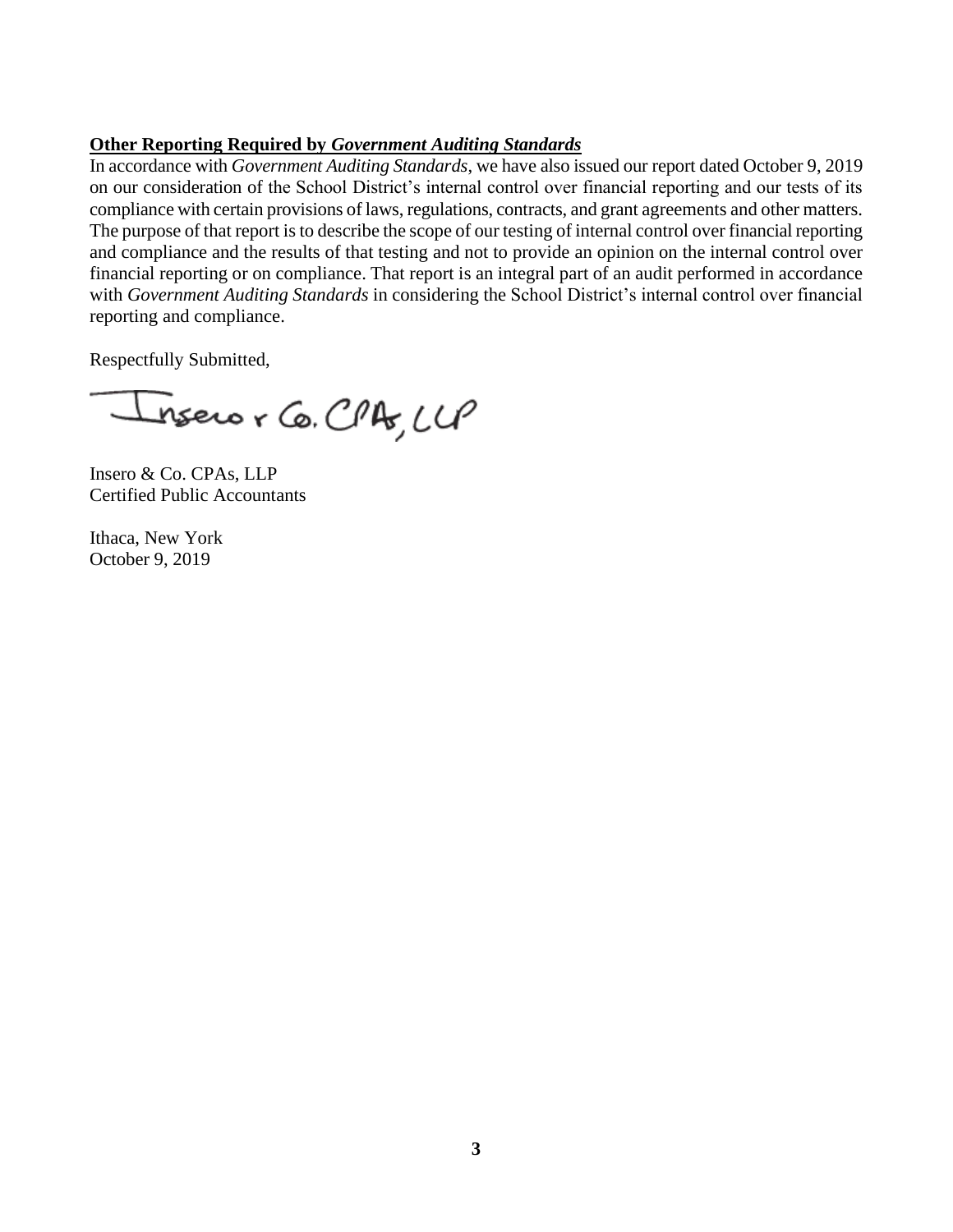**Other Reporting Required by *Government Auditing Standards***

In accordance with *Government Auditing Standards*, we have also issued our report dated October 9, 2019 on our consideration of the School District's internal control over financial reporting and our tests of its compliance with certain provisions of laws, regulations, contracts, and grant agreements and other matters. The purpose of that report is to describe the scope of our testing of internal control over financial reporting and compliance and the results of that testing and not to provide an opinion on the internal control over financial reporting or on compliance. That report is an integral part of an audit performed in accordance with *Government Auditing Standards* in considering the School District's internal control over financial reporting and compliance.

Respectfully Submitted,

Insero & Co. CPAs, LLP

Insero & Co. CPAs, LLP
Certified Public Accountants

Ithaca, New York
October 9, 2019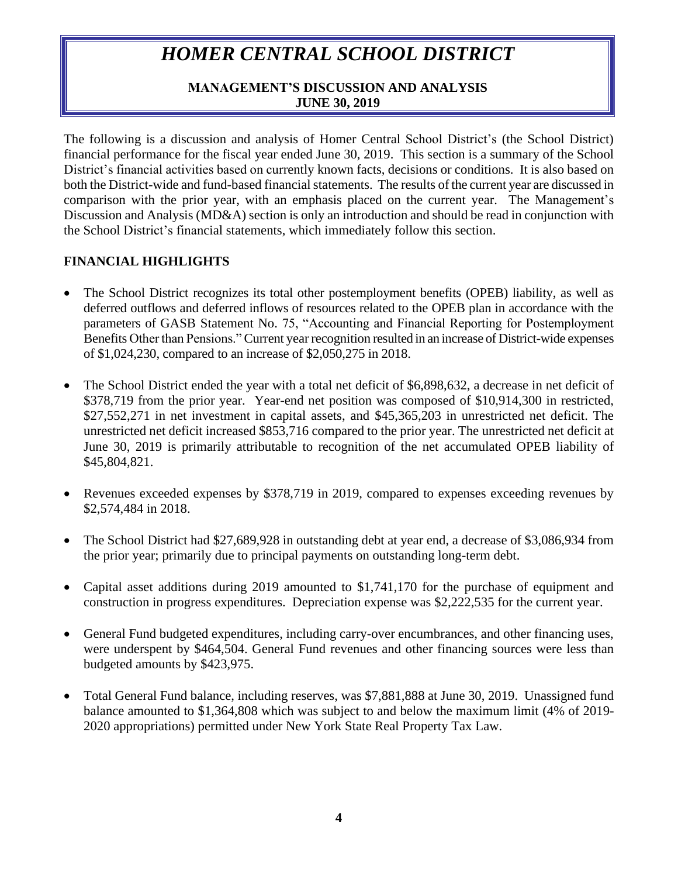# *HOMER CENTRAL SCHOOL DISTRICT*

**MANAGEMENT'S DISCUSSION AND ANALYSIS**
**JUNE 30, 2019**

The following is a discussion and analysis of Homer Central School District's (the School District) financial performance for the fiscal year ended June 30, 2019. This section is a summary of the School District's financial activities based on currently known facts, decisions or conditions. It is also based on both the District-wide and fund-based financial statements. The results of the current year are discussed in comparison with the prior year, with an emphasis placed on the current year. The Management's Discussion and Analysis (MD&A) section is only an introduction and should be read in conjunction with the School District's financial statements, which immediately follow this section.

## FINANCIAL HIGHLIGHTS

- The School District recognizes its total other postemployment benefits (OPEB) liability, as well as deferred outflows and deferred inflows of resources related to the OPEB plan in accordance with the parameters of GASB Statement No. 75, "Accounting and Financial Reporting for Postemployment Benefits Other than Pensions." Current year recognition resulted in an increase of District-wide expenses of $1,024,230, compared to an increase of $2,050,275 in 2018.

- The School District ended the year with a total net deficit of $6,898,632, a decrease in net deficit of $378,719 from the prior year. Year-end net position was composed of $10,914,300 in restricted, $27,552,271 in net investment in capital assets, and $45,365,203 in unrestricted net deficit. The unrestricted net deficit increased $853,716 compared to the prior year. The unrestricted net deficit at June 30, 2019 is primarily attributable to recognition of the net accumulated OPEB liability of $45,804,821.

- Revenues exceeded expenses by $378,719 in 2019, compared to expenses exceeding revenues by $2,574,484 in 2018.

- The School District had $27,689,928 in outstanding debt at year end, a decrease of $3,086,934 from the prior year; primarily due to principal payments on outstanding long-term debt.

- Capital asset additions during 2019 amounted to $1,741,170 for the purchase of equipment and construction in progress expenditures. Depreciation expense was $2,222,535 for the current year.

- General Fund budgeted expenditures, including carry-over encumbrances, and other financing uses, were underspent by $464,504. General Fund revenues and other financing sources were less than budgeted amounts by $423,975.

- Total General Fund balance, including reserves, was $7,881,888 at June 30, 2019. Unassigned fund balance amounted to $1,364,808 which was subject to and below the maximum limit (4% of 2019-2020 appropriations) permitted under New York State Real Property Tax Law.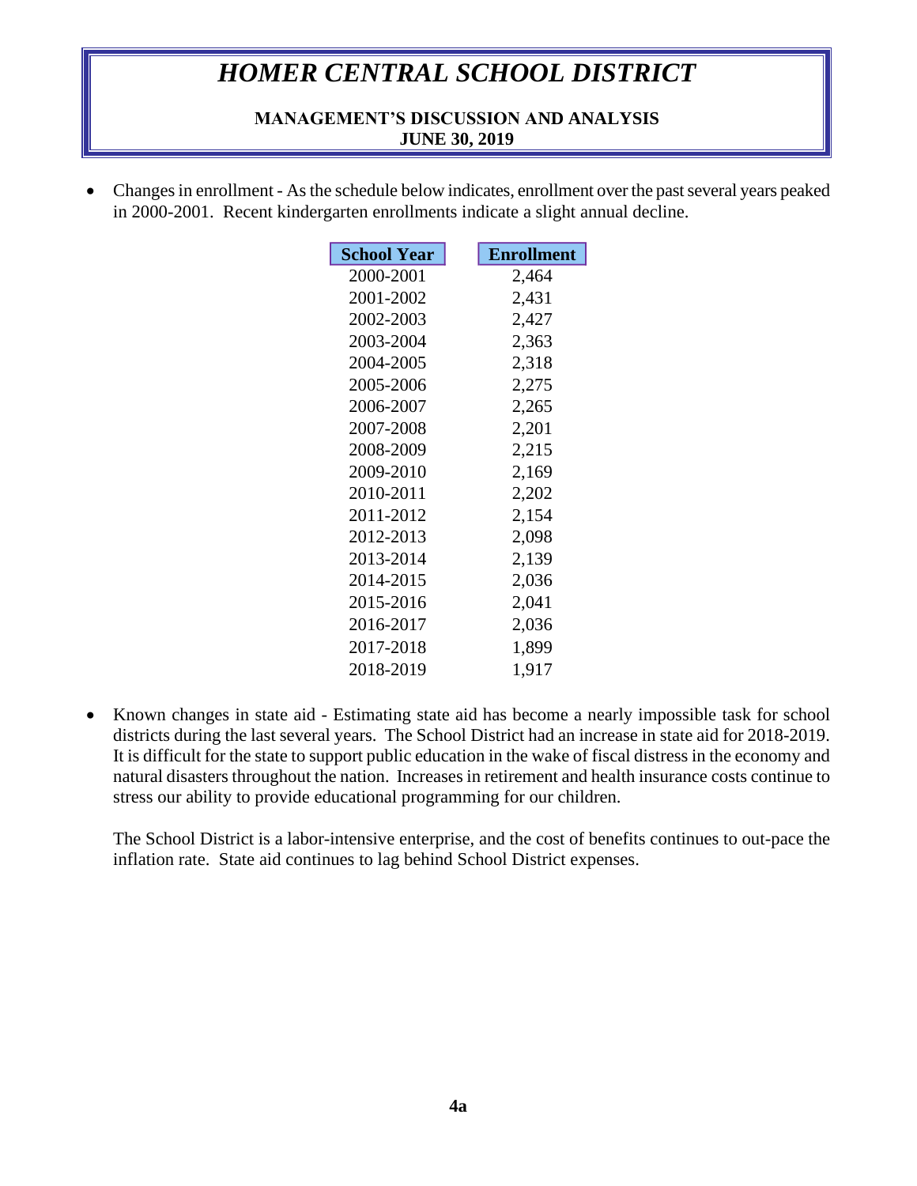# HOMER CENTRAL SCHOOL DISTRICT

## MANAGEMENT'S DISCUSSION AND ANALYSIS
## JUNE 30, 2019

- Changes in enrollment - As the schedule below indicates, enrollment over the past several years peaked in 2000-2001. Recent kindergarten enrollments indicate a slight annual decline.

| School Year | Enrollment |
|---|---|
| 2000-2001 | 2,464 |
| 2001-2002 | 2,431 |
| 2002-2003 | 2,427 |
| 2003-2004 | 2,363 |
| 2004-2005 | 2,318 |
| 2005-2006 | 2,275 |
| 2006-2007 | 2,265 |
| 2007-2008 | 2,201 |
| 2008-2009 | 2,215 |
| 2009-2010 | 2,169 |
| 2010-2011 | 2,202 |
| 2011-2012 | 2,154 |
| 2012-2013 | 2,098 |
| 2013-2014 | 2,139 |
| 2014-2015 | 2,036 |
| 2015-2016 | 2,041 |
| 2016-2017 | 2,036 |
| 2017-2018 | 1,899 |
| 2018-2019 | 1,917 |

- Known changes in state aid - Estimating state aid has become a nearly impossible task for school districts during the last several years. The School District had an increase in state aid for 2018-2019. It is difficult for the state to support public education in the wake of fiscal distress in the economy and natural disasters throughout the nation. Increases in retirement and health insurance costs continue to stress our ability to provide educational programming for our children.

  The School District is a labor-intensive enterprise, and the cost of benefits continues to out-pace the inflation rate. State aid continues to lag behind School District expenses.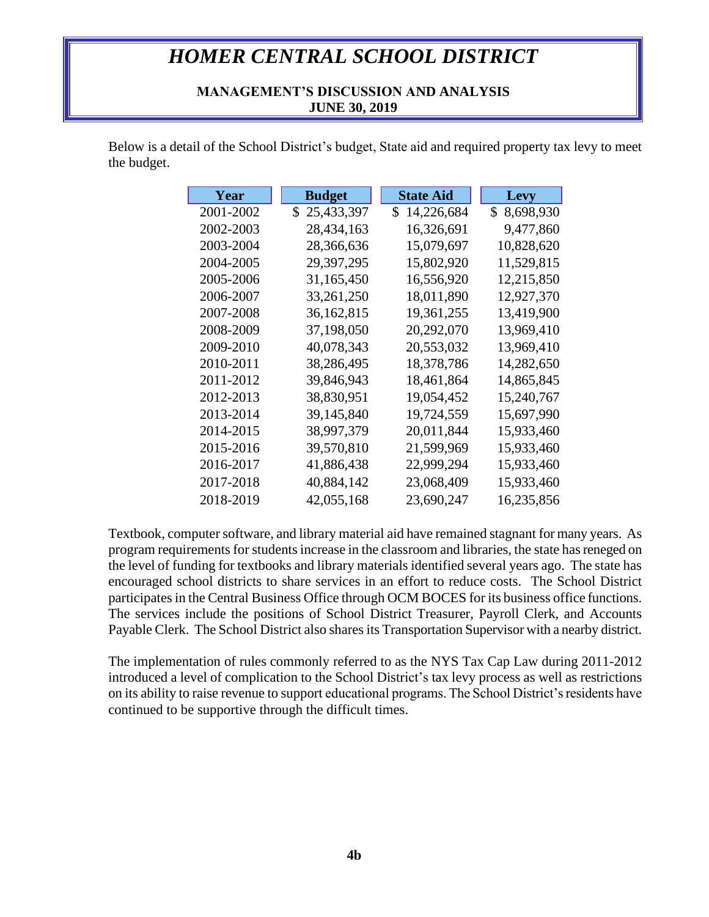Below is a detail of the School District's budget, State aid and required property tax levy to meet the budget.

| Year | Budget | State Aid | Levy |
|---|---|---|---|
| 2001-2002 | $ 25,433,397 | $ 14,226,684 | $ 8,698,930 |
| 2002-2003 | 28,434,163 | 16,326,691 | 9,477,860 |
| 2003-2004 | 28,366,636 | 15,079,697 | 10,828,620 |
| 2004-2005 | 29,397,295 | 15,802,920 | 11,529,815 |
| 2005-2006 | 31,165,450 | 16,556,920 | 12,215,850 |
| 2006-2007 | 33,261,250 | 18,011,890 | 12,927,370 |
| 2007-2008 | 36,162,815 | 19,361,255 | 13,419,900 |
| 2008-2009 | 37,198,050 | 20,292,070 | 13,969,410 |
| 2009-2010 | 40,078,343 | 20,553,032 | 13,969,410 |
| 2010-2011 | 38,286,495 | 18,378,786 | 14,282,650 |
| 2011-2012 | 39,846,943 | 18,461,864 | 14,865,845 |
| 2012-2013 | 38,830,951 | 19,054,452 | 15,240,767 |
| 2013-2014 | 39,145,840 | 19,724,559 | 15,697,990 |
| 2014-2015 | 38,997,379 | 20,011,844 | 15,933,460 |
| 2015-2016 | 39,570,810 | 21,599,969 | 15,933,460 |
| 2016-2017 | 41,886,438 | 22,999,294 | 15,933,460 |
| 2017-2018 | 40,884,142 | 23,068,409 | 15,933,460 |
| 2018-2019 | 42,055,168 | 23,690,247 | 16,235,856 |

Textbook, computer software, and library material aid have remained stagnant for many years. As program requirements for students increase in the classroom and libraries, the state has reneged on the level of funding for textbooks and library materials identified several years ago. The state has encouraged school districts to share services in an effort to reduce costs. The School District participates in the Central Business Office through OCM BOCES for its business office functions. The services include the positions of School District Treasurer, Payroll Clerk, and Accounts Payable Clerk. The School District also shares its Transportation Supervisor with a nearby district.

The implementation of rules commonly referred to as the NYS Tax Cap Law during 2011-2012 introduced a level of complication to the School District's tax levy process as well as restrictions on its ability to raise revenue to support educational programs. The School District's residents have continued to be supportive through the difficult times.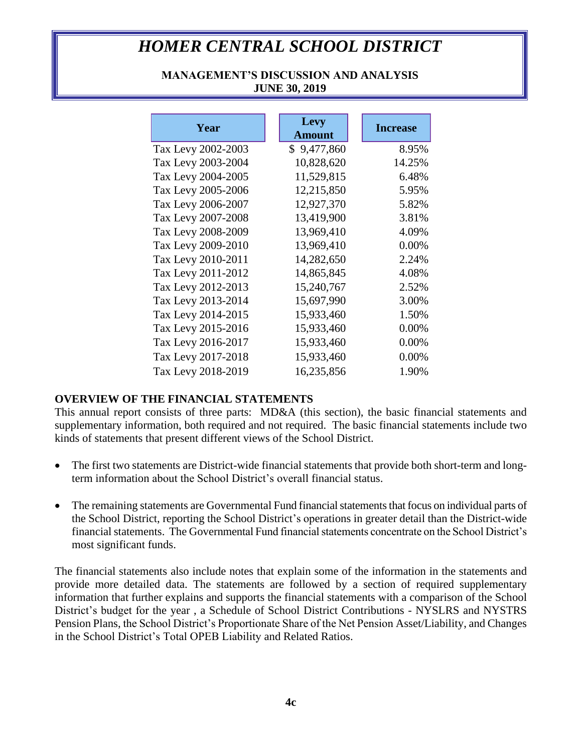| Year | Levy Amount | Increase |
| --- | --- | --- |
| Tax Levy 2002-2003 | $ 9,477,860 | 8.95% |
| Tax Levy 2003-2004 | 10,828,620 | 14.25% |
| Tax Levy 2004-2005 | 11,529,815 | 6.48% |
| Tax Levy 2005-2006 | 12,215,850 | 5.95% |
| Tax Levy 2006-2007 | 12,927,370 | 5.82% |
| Tax Levy 2007-2008 | 13,419,900 | 3.81% |
| Tax Levy 2008-2009 | 13,969,410 | 4.09% |
| Tax Levy 2009-2010 | 13,969,410 | 0.00% |
| Tax Levy 2010-2011 | 14,282,650 | 2.24% |
| Tax Levy 2011-2012 | 14,865,845 | 4.08% |
| Tax Levy 2012-2013 | 15,240,767 | 2.52% |
| Tax Levy 2013-2014 | 15,697,990 | 3.00% |
| Tax Levy 2014-2015 | 15,933,460 | 1.50% |
| Tax Levy 2015-2016 | 15,933,460 | 0.00% |
| Tax Levy 2016-2017 | 15,933,460 | 0.00% |
| Tax Levy 2017-2018 | 15,933,460 | 0.00% |
| Tax Levy 2018-2019 | 16,235,856 | 1.90% |

## OVERVIEW OF THE FINANCIAL STATEMENTS

This annual report consists of three parts: MD&A (this section), the basic financial statements and supplementary information, both required and not required. The basic financial statements include two kinds of statements that present different views of the School District.

- The first two statements are District-wide financial statements that provide both short-term and long-term information about the School District's overall financial status.
- The remaining statements are Governmental Fund financial statements that focus on individual parts of the School District, reporting the School District's operations in greater detail than the District-wide financial statements. The Governmental Fund financial statements concentrate on the School District's most significant funds.

The financial statements also include notes that explain some of the information in the statements and provide more detailed data. The statements are followed by a section of required supplementary information that further explains and supports the financial statements with a comparison of the School District's budget for the year , a Schedule of School District Contributions - NYSLRS and NYSTRS Pension Plans, the School District's Proportionate Share of the Net Pension Asset/Liability, and Changes in the School District's Total OPEB Liability and Related Ratios.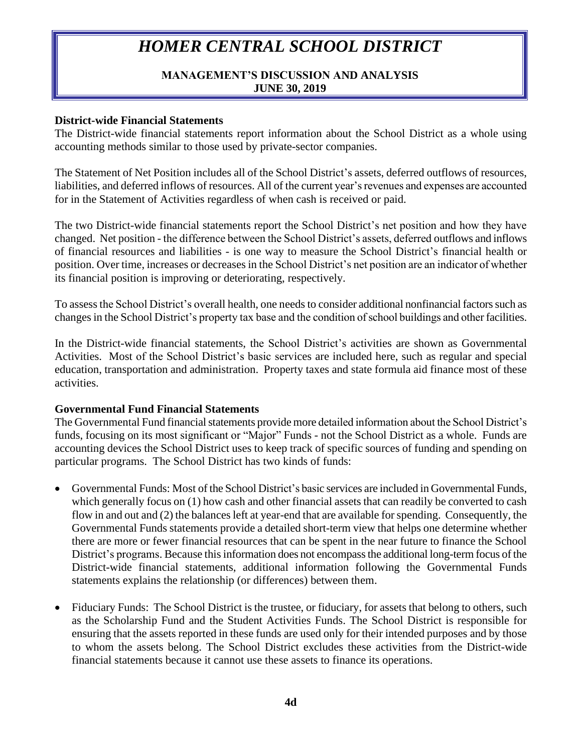**District-wide Financial Statements**

The District-wide financial statements report information about the School District as a whole using accounting methods similar to those used by private-sector companies.

The Statement of Net Position includes all of the School District's assets, deferred outflows of resources, liabilities, and deferred inflows of resources. All of the current year's revenues and expenses are accounted for in the Statement of Activities regardless of when cash is received or paid.

The two District-wide financial statements report the School District's net position and how they have changed. Net position - the difference between the School District's assets, deferred outflows and inflows of financial resources and liabilities - is one way to measure the School District's financial health or position. Over time, increases or decreases in the School District's net position are an indicator of whether its financial position is improving or deteriorating, respectively.

To assess the School District's overall health, one needs to consider additional nonfinancial factors such as changes in the School District's property tax base and the condition of school buildings and other facilities.

In the District-wide financial statements, the School District's activities are shown as Governmental Activities. Most of the School District's basic services are included here, such as regular and special education, transportation and administration. Property taxes and state formula aid finance most of these activities.

**Governmental Fund Financial Statements**

The Governmental Fund financial statements provide more detailed information about the School District's funds, focusing on its most significant or "Major" Funds - not the School District as a whole. Funds are accounting devices the School District uses to keep track of specific sources of funding and spending on particular programs. The School District has two kinds of funds:

- Governmental Funds: Most of the School District's basic services are included in Governmental Funds, which generally focus on (1) how cash and other financial assets that can readily be converted to cash flow in and out and (2) the balances left at year-end that are available for spending. Consequently, the Governmental Funds statements provide a detailed short-term view that helps one determine whether there are more or fewer financial resources that can be spent in the near future to finance the School District's programs. Because this information does not encompass the additional long-term focus of the District-wide financial statements, additional information following the Governmental Funds statements explains the relationship (or differences) between them.

- Fiduciary Funds: The School District is the trustee, or fiduciary, for assets that belong to others, such as the Scholarship Fund and the Student Activities Funds. The School District is responsible for ensuring that the assets reported in these funds are used only for their intended purposes and by those to whom the assets belong. The School District excludes these activities from the District-wide financial statements because it cannot use these assets to finance its operations.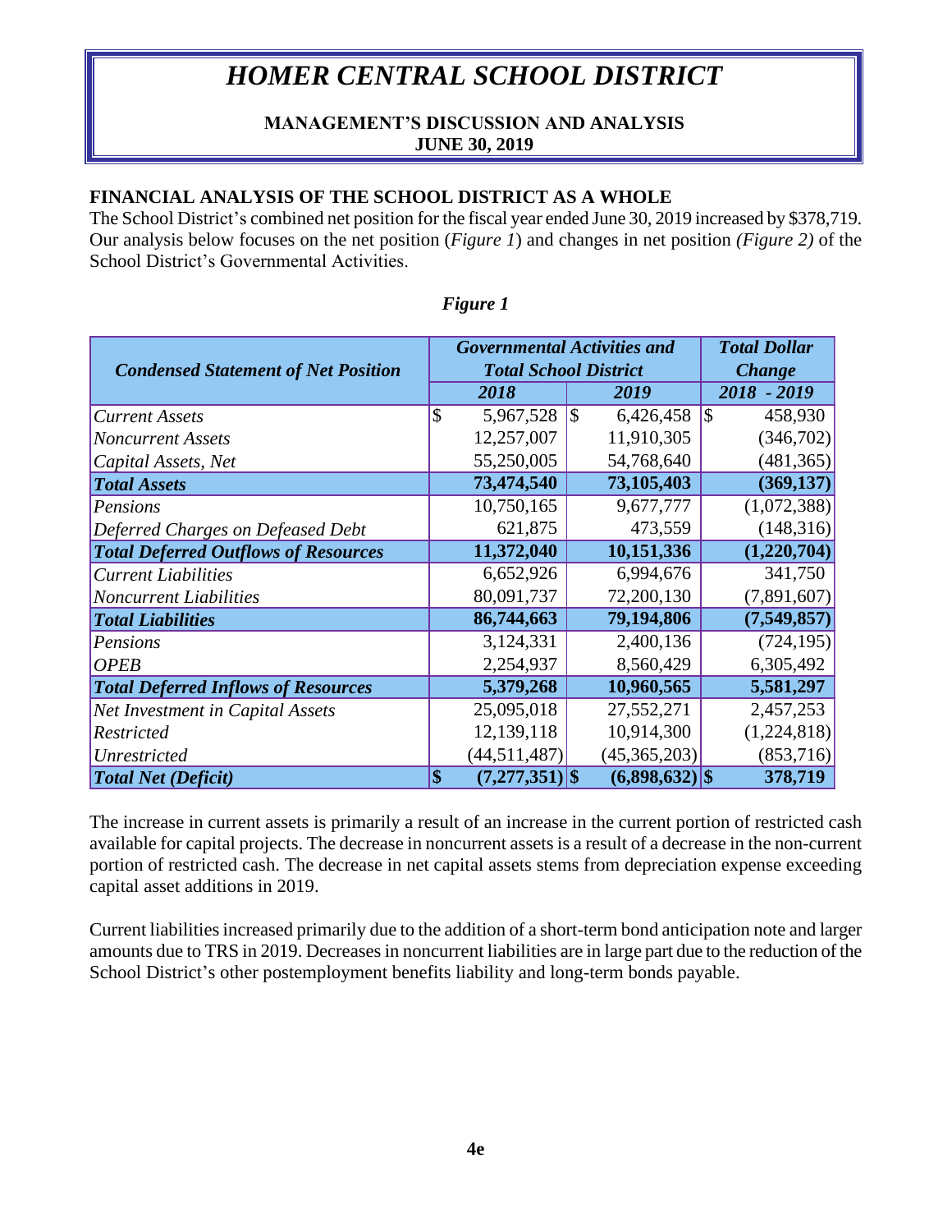# *HOMER CENTRAL SCHOOL DISTRICT*

**MANAGEMENT'S DISCUSSION AND ANALYSIS**
**JUNE 30, 2019**

## FINANCIAL ANALYSIS OF THE SCHOOL DISTRICT AS A WHOLE

The School District's combined net position for the fiscal year ended June 30, 2019 increased by $378,719. Our analysis below focuses on the net position (*Figure 1*) and changes in net position *(Figure 2)* of the School District's Governmental Activities.

*Figure 1*

| *Condensed Statement of Net Position* | *Governmental Activities and Total School District* | | *Total Dollar Change* |
|---|---|---|---|
| | *2018* | *2019* | *2018 - 2019* |
| *Current Assets* | $ 5,967,528 | $ 6,426,458 | $ 458,930 |
| *Noncurrent Assets* | 12,257,007 | 11,910,305 | (346,702) |
| *Capital Assets, Net* | 55,250,005 | 54,768,640 | (481,365) |
| ***Total Assets*** | **73,474,540** | **73,105,403** | **(369,137)** |
| *Pensions* | 10,750,165 | 9,677,777 | (1,072,388) |
| *Deferred Charges on Defeased Debt* | 621,875 | 473,559 | (148,316) |
| ***Total Deferred Outflows of Resources*** | **11,372,040** | **10,151,336** | **(1,220,704)** |
| *Current Liabilities* | 6,652,926 | 6,994,676 | 341,750 |
| *Noncurrent Liabilities* | 80,091,737 | 72,200,130 | (7,891,607) |
| ***Total Liabilities*** | **86,744,663** | **79,194,806** | **(7,549,857)** |
| *Pensions* | 3,124,331 | 2,400,136 | (724,195) |
| *OPEB* | 2,254,937 | 8,560,429 | 6,305,492 |
| ***Total Deferred Inflows of Resources*** | **5,379,268** | **10,960,565** | **5,581,297** |
| *Net Investment in Capital Assets* | 25,095,018 | 27,552,271 | 2,457,253 |
| *Restricted* | 12,139,118 | 10,914,300 | (1,224,818) |
| *Unrestricted* | (44,511,487) | (45,365,203) | (853,716) |
| ***Total Net (Deficit)*** | **$ (7,277,351)** | **$ (6,898,632)** | **$ 378,719** |

The increase in current assets is primarily a result of an increase in the current portion of restricted cash available for capital projects. The decrease in noncurrent assets is a result of a decrease in the non-current portion of restricted cash. The decrease in net capital assets stems from depreciation expense exceeding capital asset additions in 2019.

Current liabilities increased primarily due to the addition of a short-term bond anticipation note and larger amounts due to TRS in 2019. Decreases in noncurrent liabilities are in large part due to the reduction of the School District's other postemployment benefits liability and long-term bonds payable.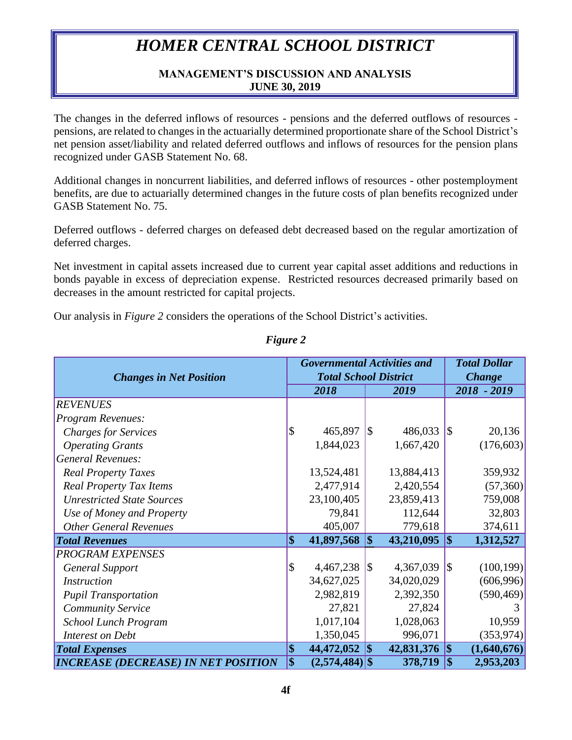The changes in the deferred inflows of resources - pensions and the deferred outflows of resources - pensions, are related to changes in the actuarially determined proportionate share of the School District's net pension asset/liability and related deferred outflows and inflows of resources for the pension plans recognized under GASB Statement No. 68.

Additional changes in noncurrent liabilities, and deferred inflows of resources - other postemployment benefits, are due to actuarially determined changes in the future costs of plan benefits recognized under GASB Statement No. 75.

Deferred outflows - deferred charges on defeased debt decreased based on the regular amortization of deferred charges.

Net investment in capital assets increased due to current year capital asset additions and reductions in bonds payable in excess of depreciation expense. Restricted resources decreased primarily based on decreases in the amount restricted for capital projects.

Our analysis in *Figure 2* considers the operations of the School District's activities.

*Figure 2*

| ***Changes in Net Position*** | ***Governmental Activities and Total School District*** | | ***Total Dollar Change*** |
|---|---|---|---|
| | ***2018*** | ***2019*** | ***2018 - 2019*** |
| *REVENUES* | | | |
| *Program Revenues:* | | | |
| *Charges for Services* | $ 465,897 | $ 486,033 | $ 20,136 |
| *Operating Grants* | 1,844,023 | 1,667,420 | (176,603) |
| *General Revenues:* | | | |
| *Real Property Taxes* | 13,524,481 | 13,884,413 | 359,932 |
| *Real Property Tax Items* | 2,477,914 | 2,420,554 | (57,360) |
| *Unrestricted State Sources* | 23,100,405 | 23,859,413 | 759,008 |
| *Use of Money and Property* | 79,841 | 112,644 | 32,803 |
| *Other General Revenues* | 405,007 | 779,618 | 374,611 |
| ***Total Revenues*** | **$ 41,897,568** | **$ 43,210,095** | **$ 1,312,527** |
| *PROGRAM EXPENSES* | | | |
| *General Support* | $ 4,467,238 | $ 4,367,039 | $ (100,199) |
| *Instruction* | 34,627,025 | 34,020,029 | (606,996) |
| *Pupil Transportation* | 2,982,819 | 2,392,350 | (590,469) |
| *Community Service* | 27,821 | 27,824 | 3 |
| *School Lunch Program* | 1,017,104 | 1,028,063 | 10,959 |
| *Interest on Debt* | 1,350,045 | 996,071 | (353,974) |
| ***Total Expenses*** | **$ 44,472,052** | **$ 42,831,376** | **$ (1,640,676)** |
| ***INCREASE (DECREASE) IN NET POSITION*** | **$ (2,574,484)** | **$ 378,719** | **$ 2,953,203** |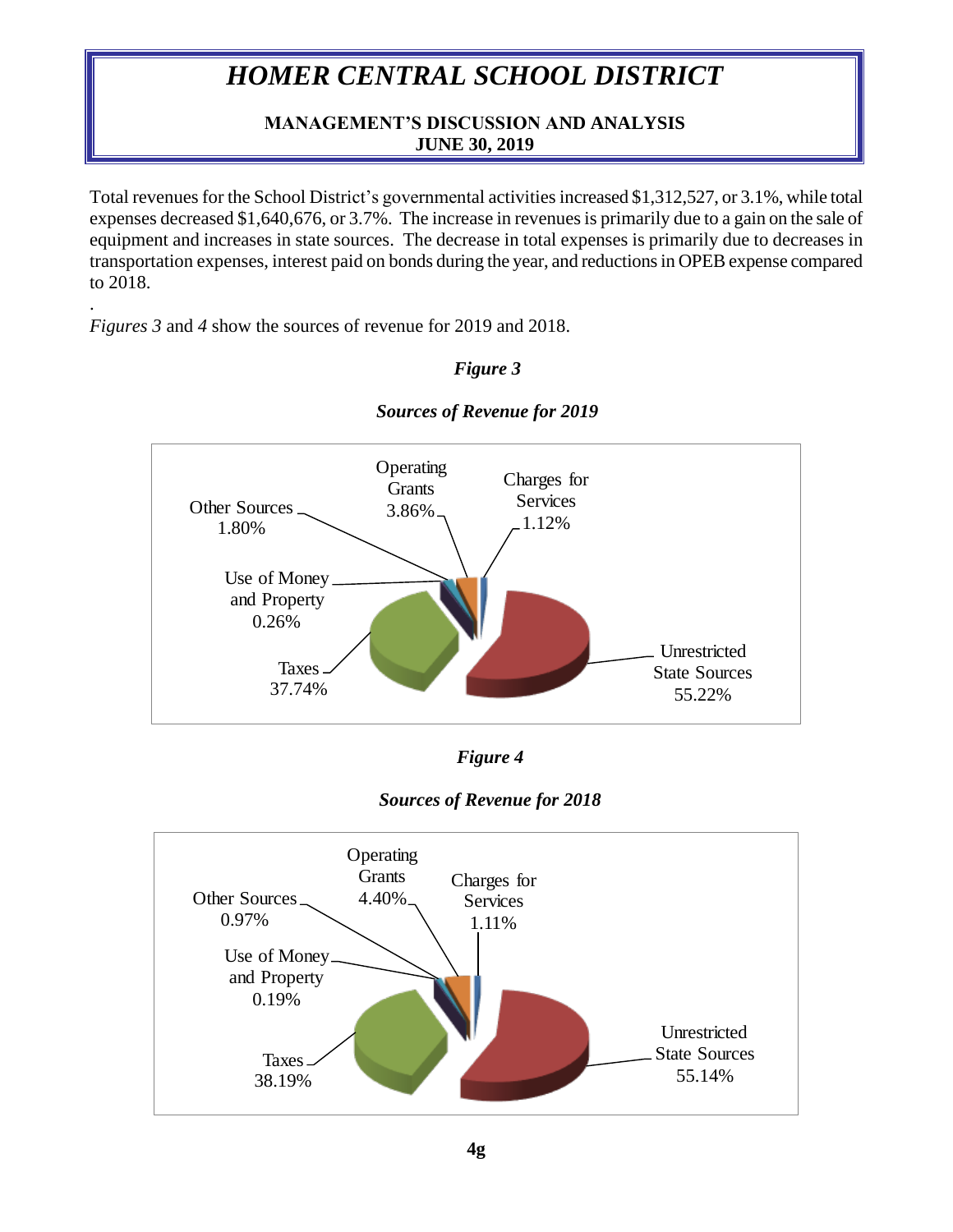Total revenues for the School District's governmental activities increased $1,312,527, or 3.1%, while total expenses decreased $1,640,676, or 3.7%. The increase in revenues is primarily due to a gain on the sale of equipment and increases in state sources. The decrease in total expenses is primarily due to decreases in transportation expenses, interest paid on bonds during the year, and reductions in OPEB expense compared to 2018.

*Figures 3* and *4* show the sources of revenue for 2019 and 2018.

***Figure 3***

***Sources of Revenue for 2019***

| Source | Percentage |
|---|---|
| Unrestricted State Sources | 55.22% |
| Taxes | 37.74% |
| Operating Grants | 3.86% |
| Other Sources | 1.80% |
| Charges for Services | 1.12% |
| Use of Money and Property | 0.26% |

***Figure 4***

***Sources of Revenue for 2018***

| Source | Percentage |
|---|---|
| Unrestricted State Sources | 55.14% |
| Taxes | 38.19% |
| Operating Grants | 4.40% |
| Charges for Services | 1.11% |
| Other Sources | 0.97% |
| Use of Money and Property | 0.19% |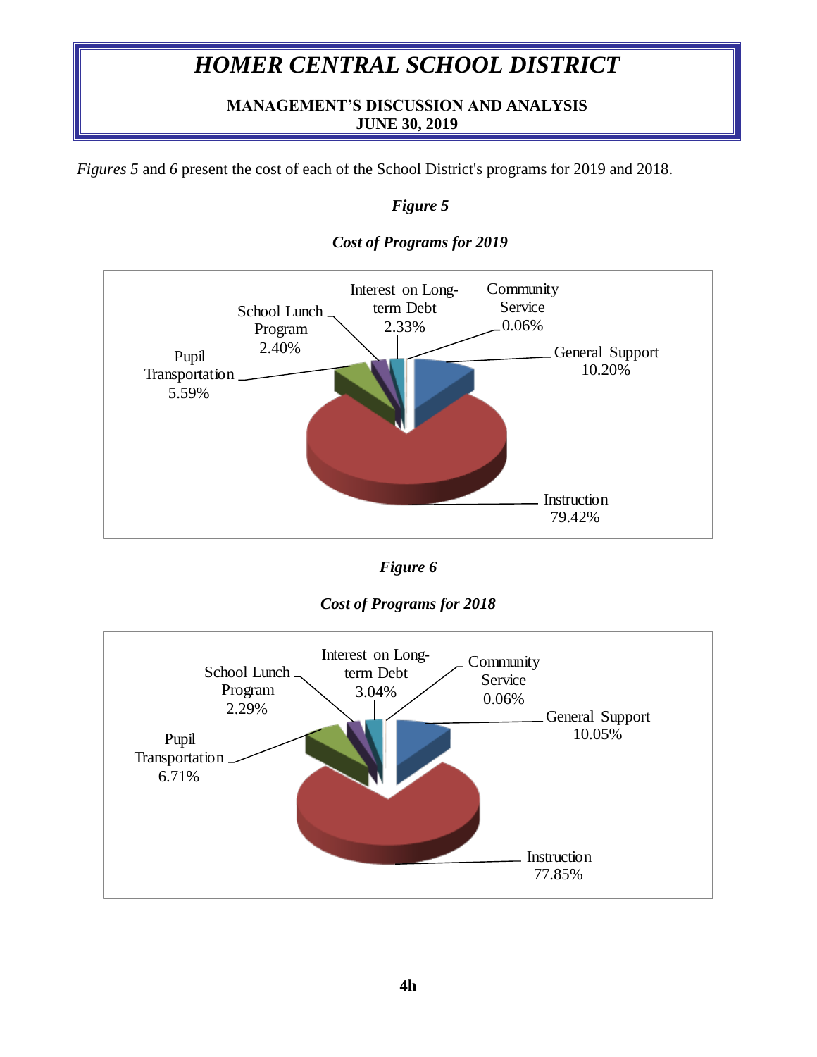*Figures 5* and *6* present the cost of each of the School District's programs for 2019 and 2018.

***Figure 5***

***Cost of Programs for 2019***

| Program | Percentage |
|---|---|
| General Support | 10.20% |
| Instruction | 79.42% |
| Pupil Transportation | 5.59% |
| School Lunch Program | 2.40% |
| Interest on Long-term Debt | 2.33% |
| Community Service | 0.06% |

***Figure 6***

***Cost of Programs for 2018***

| Program | Percentage |
|---|---|
| General Support | 10.05% |
| Instruction | 77.85% |
| Pupil Transportation | 6.71% |
| School Lunch Program | 2.29% |
| Interest on Long-term Debt | 3.04% |
| Community Service | 0.06% |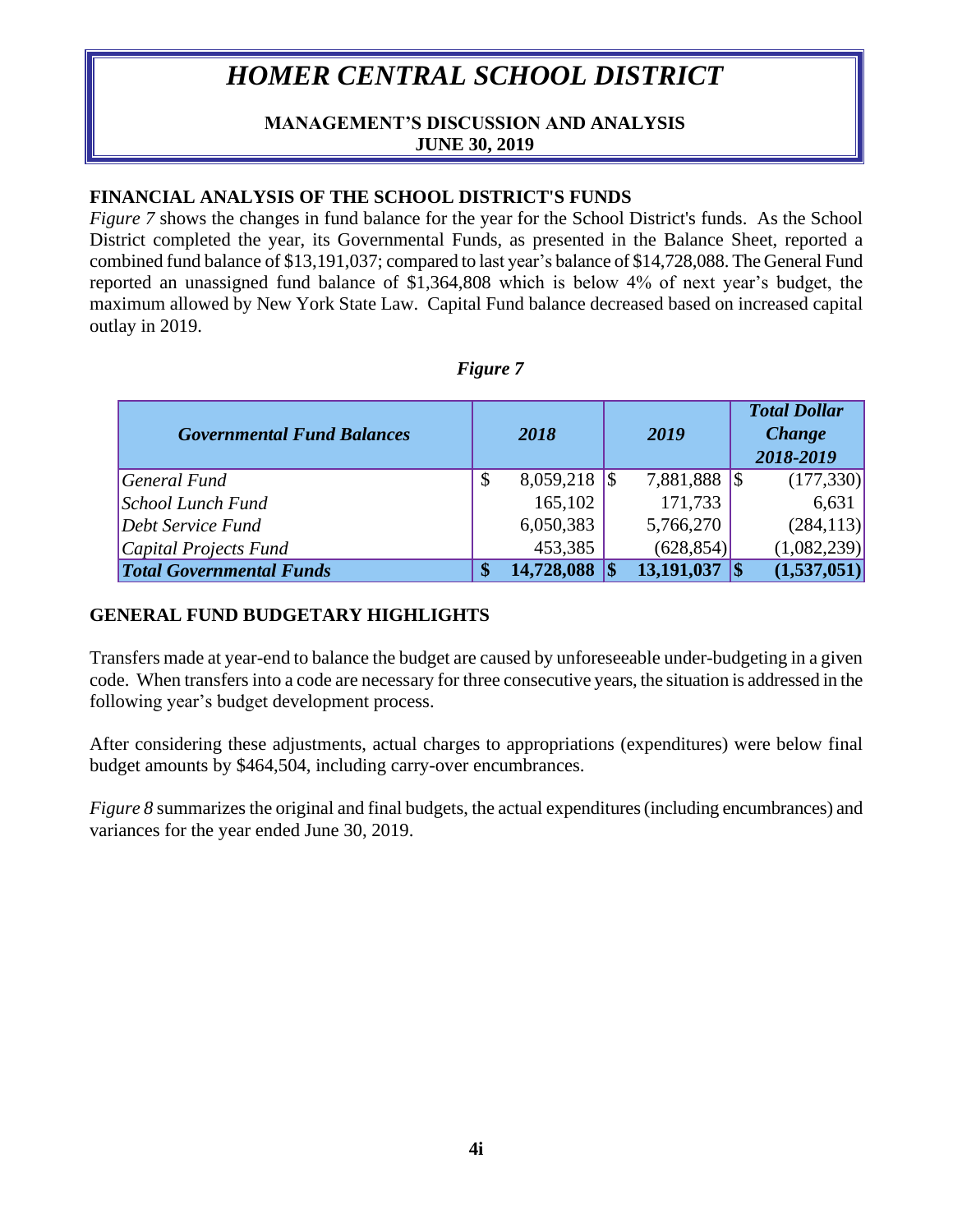## FINANCIAL ANALYSIS OF THE SCHOOL DISTRICT'S FUNDS

*Figure 7* shows the changes in fund balance for the year for the School District's funds. As the School District completed the year, its Governmental Funds, as presented in the Balance Sheet, reported a combined fund balance of $13,191,037; compared to last year's balance of $14,728,088. The General Fund reported an unassigned fund balance of $1,364,808 which is below 4% of next year's budget, the maximum allowed by New York State Law. Capital Fund balance decreased based on increased capital outlay in 2019.

*Figure 7*

| *Governmental Fund Balances* | *2018* | *2019* | *Total Dollar Change 2018-2019* |
|---|---|---|---|
| *General Fund* | $ 8,059,218 | $ 7,881,888 | $ (177,330) |
| *School Lunch Fund* | 165,102 | 171,733 | 6,631 |
| *Debt Service Fund* | 6,050,383 | 5,766,270 | (284,113) |
| *Capital Projects Fund* | 453,385 | (628,854) | (1,082,239) |
| ***Total Governmental Funds*** | **$ 14,728,088** | **$ 13,191,037** | **$ (1,537,051)** |

## GENERAL FUND BUDGETARY HIGHLIGHTS

Transfers made at year-end to balance the budget are caused by unforeseeable under-budgeting in a given code. When transfers into a code are necessary for three consecutive years, the situation is addressed in the following year's budget development process.

After considering these adjustments, actual charges to appropriations (expenditures) were below final budget amounts by $464,504, including carry-over encumbrances.

*Figure 8* summarizes the original and final budgets, the actual expenditures (including encumbrances) and variances for the year ended June 30, 2019.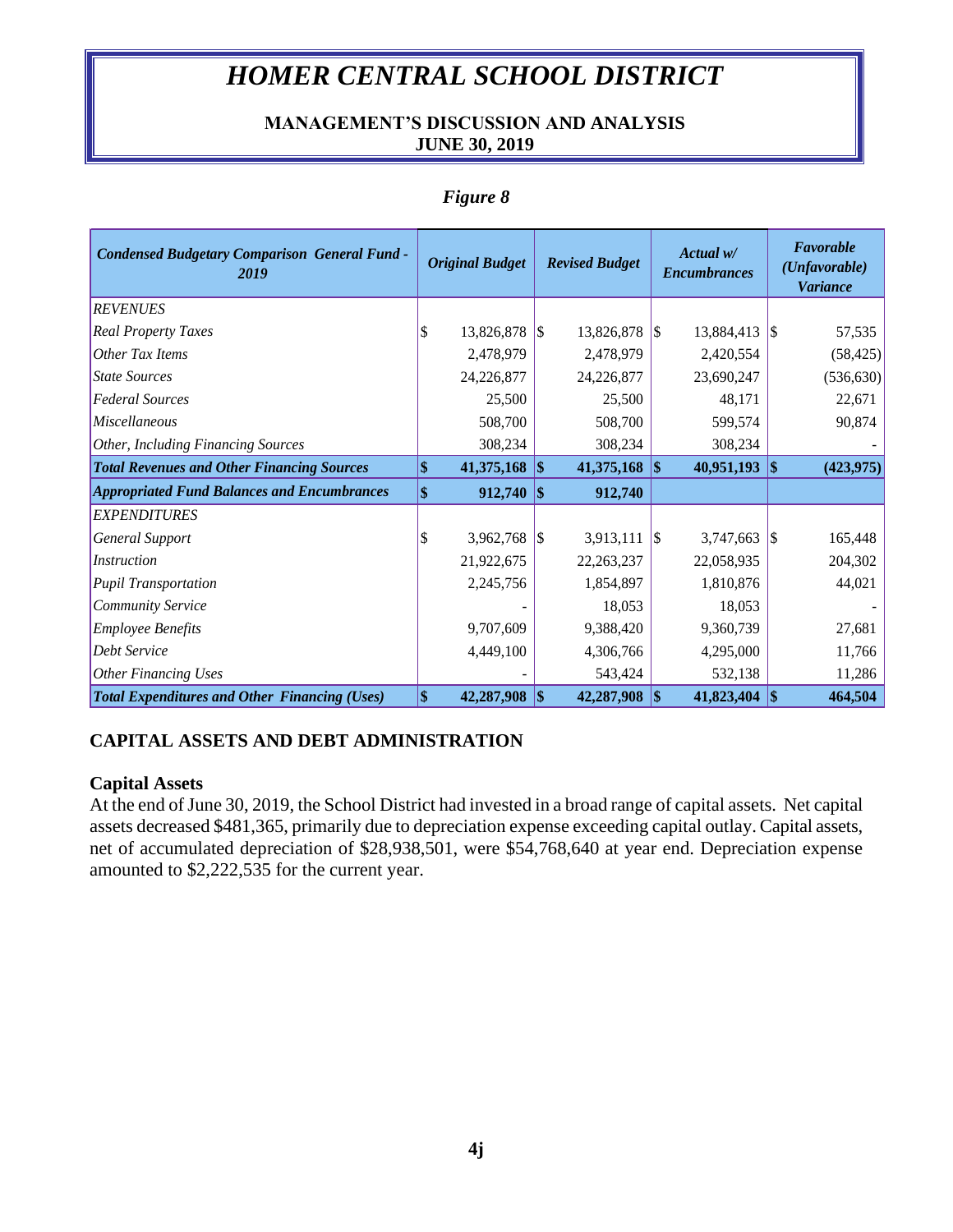*Figure 8*

| *Condensed Budgetary Comparison General Fund - 2019* | *Original Budget* | *Revised Budget* | *Actual w/ Encumbrances* | *Favorable (Unfavorable) Variance* |
|---|---|---|---|---|
| *REVENUES* | | | | |
| *Real Property Taxes* | $ 13,826,878 | $ 13,826,878 | $ 13,884,413 | $ 57,535 |
| *Other Tax Items* | 2,478,979 | 2,478,979 | 2,420,554 | (58,425) |
| *State Sources* | 24,226,877 | 24,226,877 | 23,690,247 | (536,630) |
| *Federal Sources* | 25,500 | 25,500 | 48,171 | 22,671 |
| *Miscellaneous* | 508,700 | 508,700 | 599,574 | 90,874 |
| *Other, Including Financing Sources* | 308,234 | 308,234 | 308,234 | - |
| ***Total Revenues and Other Financing Sources*** | **$ 41,375,168** | **$ 41,375,168** | **$ 40,951,193** | **$ (423,975)** |
| ***Appropriated Fund Balances and Encumbrances*** | **$ 912,740** | **$ 912,740** | | |
| *EXPENDITURES* | | | | |
| *General Support* | $ 3,962,768 | $ 3,913,111 | $ 3,747,663 | $ 165,448 |
| *Instruction* | 21,922,675 | 22,263,237 | 22,058,935 | 204,302 |
| *Pupil Transportation* | 2,245,756 | 1,854,897 | 1,810,876 | 44,021 |
| *Community Service* | - | 18,053 | 18,053 | - |
| *Employee Benefits* | 9,707,609 | 9,388,420 | 9,360,739 | 27,681 |
| *Debt Service* | 4,449,100 | 4,306,766 | 4,295,000 | 11,766 |
| *Other Financing Uses* | - | 543,424 | 532,138 | 11,286 |
| ***Total Expenditures and Other Financing (Uses)*** | **$ 42,287,908** | **$ 42,287,908** | **$ 41,823,404** | **$ 464,504** |

## CAPITAL ASSETS AND DEBT ADMINISTRATION

### Capital Assets

At the end of June 30, 2019, the School District had invested in a broad range of capital assets. Net capital assets decreased $481,365, primarily due to depreciation expense exceeding capital outlay. Capital assets, net of accumulated depreciation of $28,938,501, were $54,768,640 at year end. Depreciation expense amounted to $2,222,535 for the current year.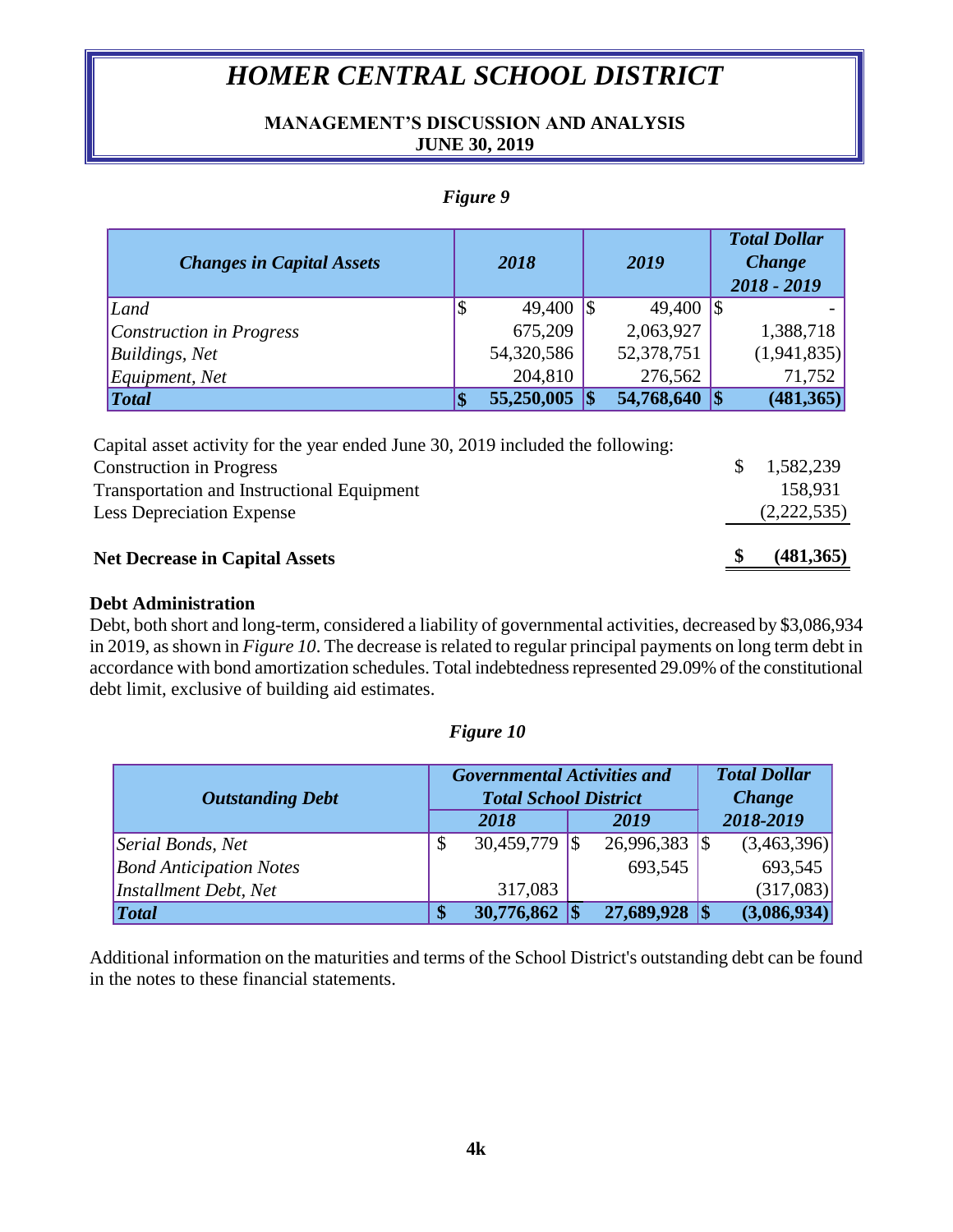# HOMER CENTRAL SCHOOL DISTRICT

**MANAGEMENT'S DISCUSSION AND ANALYSIS**
**JUNE 30, 2019**

*Figure 9*

| *Changes in Capital Assets* | *2018* | *2019* | *Total Dollar Change 2018 - 2019* |
|---|---|---|---|
| *Land* | $ 49,400 | $ 49,400 | $ - |
| *Construction in Progress* | 675,209 | 2,063,927 | 1,388,718 |
| *Buildings, Net* | 54,320,586 | 52,378,751 | (1,941,835) |
| *Equipment, Net* | 204,810 | 276,562 | 71,752 |
| ***Total*** | **$ 55,250,005** | **$ 54,768,640** | **$ (481,365)** |

| Capital asset activity for the year ended June 30, 2019 included the following: | |
|---|---|
| Construction in Progress | $ 1,582,239 |
| Transportation and Instructional Equipment | 158,931 |
| Less Depreciation Expense | (2,222,535) |
| **Net Decrease in Capital Assets** | **$ (481,365)** |

**Debt Administration**
Debt, both short and long-term, considered a liability of governmental activities, decreased by $3,086,934 in 2019, as shown in *Figure 10*. The decrease is related to regular principal payments on long term debt in accordance with bond amortization schedules. Total indebtedness represented 29.09% of the constitutional debt limit, exclusive of building aid estimates.

*Figure 10*

| *Outstanding Debt* | *Governmental Activities and Total School District* | | *Total Dollar Change* |
|---|---|---|---|
| | *2018* | *2019* | *2018-2019* |
| *Serial Bonds, Net* | $ 30,459,779 | $ 26,996,383 | $ (3,463,396) |
| *Bond Anticipation Notes* | | 693,545 | 693,545 |
| *Installment Debt, Net* | 317,083 | | (317,083) |
| ***Total*** | **$ 30,776,862** | **$ 27,689,928** | **$ (3,086,934)** |

Additional information on the maturities and terms of the School District's outstanding debt can be found in the notes to these financial statements.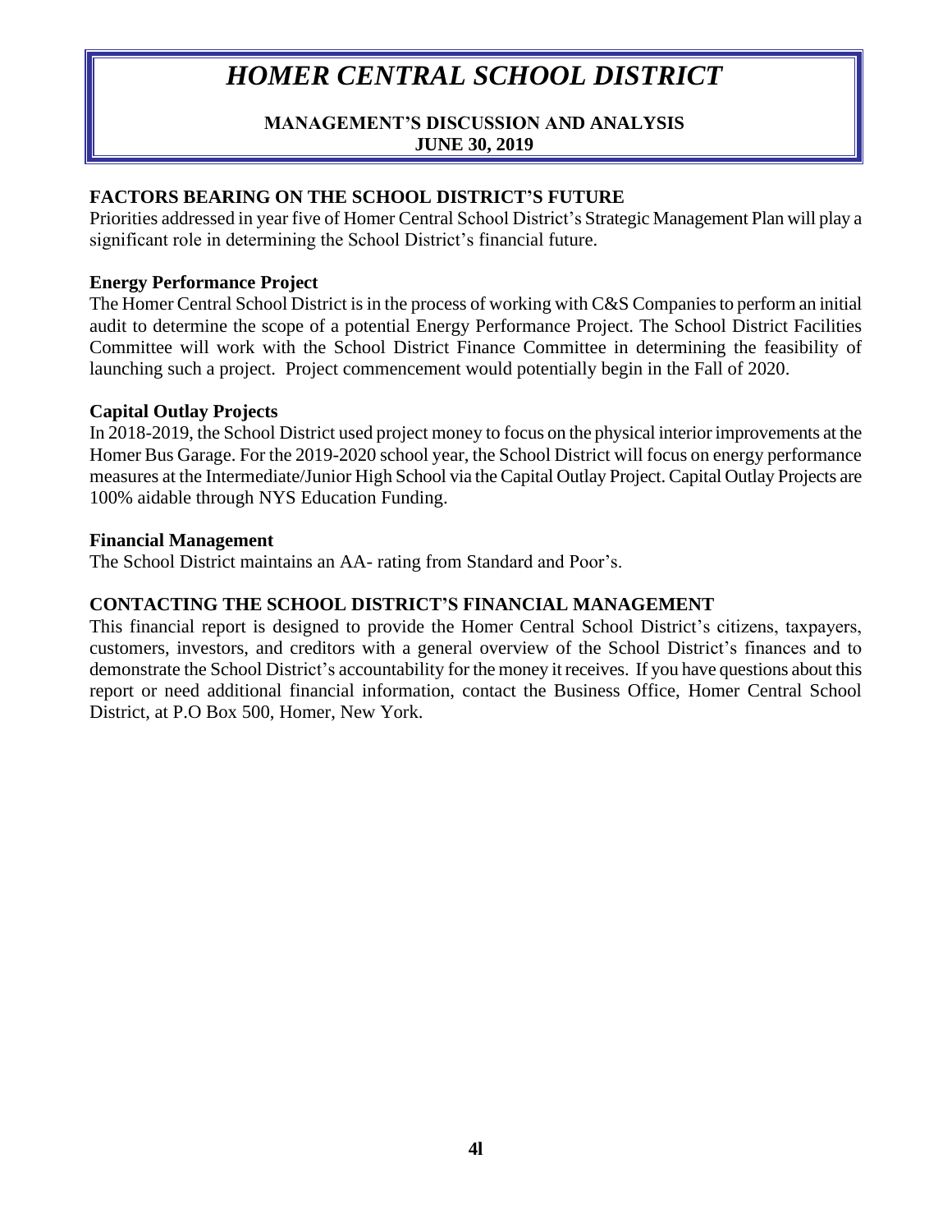# HOMER CENTRAL SCHOOL DISTRICT

**MANAGEMENT'S DISCUSSION AND ANALYSIS**
**JUNE 30, 2019**

## FACTORS BEARING ON THE SCHOOL DISTRICT'S FUTURE

Priorities addressed in year five of Homer Central School District's Strategic Management Plan will play a significant role in determining the School District's financial future.

### Energy Performance Project

The Homer Central School District is in the process of working with C&S Companies to perform an initial audit to determine the scope of a potential Energy Performance Project. The School District Facilities Committee will work with the School District Finance Committee in determining the feasibility of launching such a project. Project commencement would potentially begin in the Fall of 2020.

### Capital Outlay Projects

In 2018-2019, the School District used project money to focus on the physical interior improvements at the Homer Bus Garage. For the 2019-2020 school year, the School District will focus on energy performance measures at the Intermediate/Junior High School via the Capital Outlay Project. Capital Outlay Projects are 100% aidable through NYS Education Funding.

### Financial Management

The School District maintains an AA- rating from Standard and Poor's.

## CONTACTING THE SCHOOL DISTRICT'S FINANCIAL MANAGEMENT

This financial report is designed to provide the Homer Central School District's citizens, taxpayers, customers, investors, and creditors with a general overview of the School District's finances and to demonstrate the School District's accountability for the money it receives. If you have questions about this report or need additional financial information, contact the Business Office, Homer Central School District, at P.O Box 500, Homer, New York.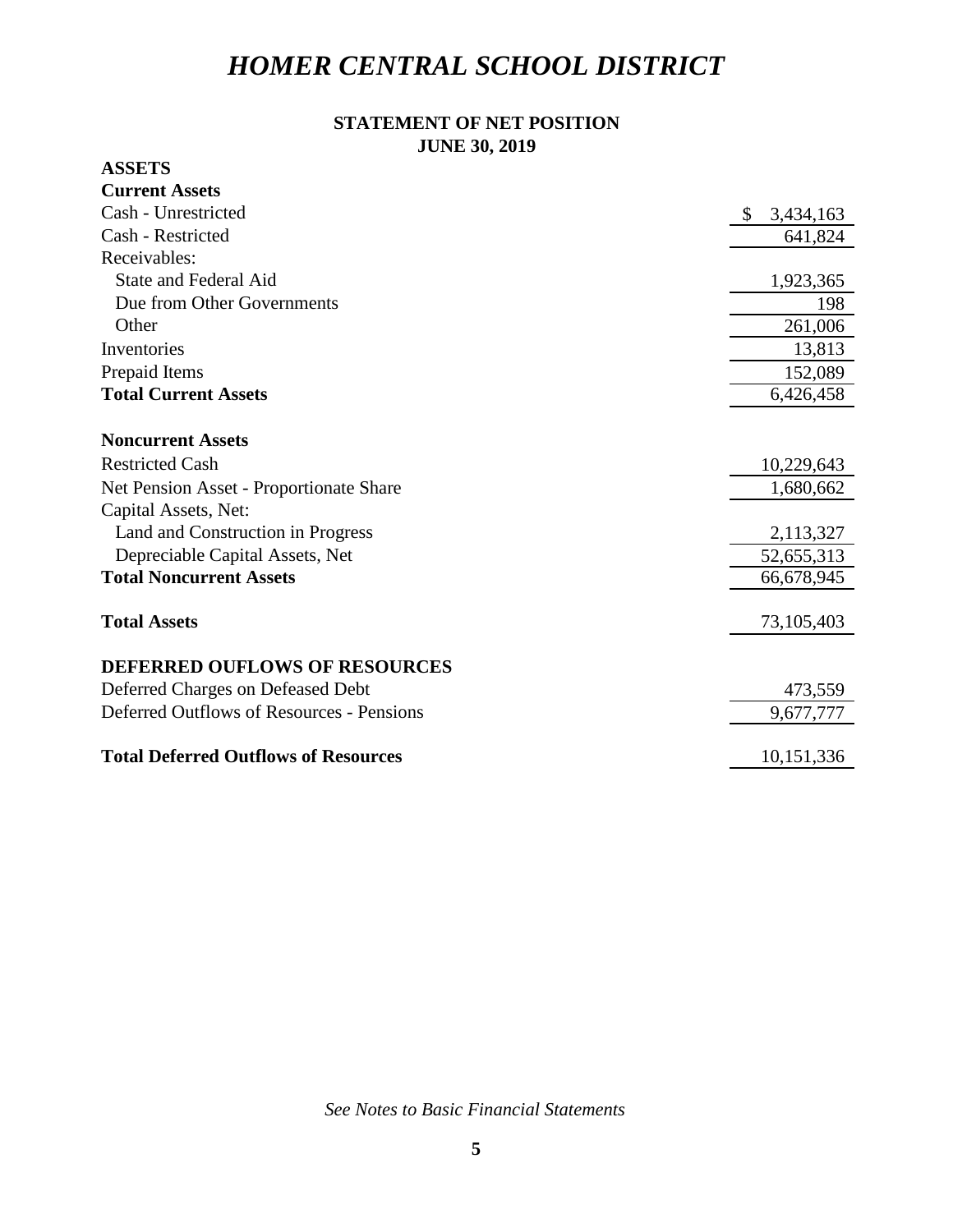# *HOMER CENTRAL SCHOOL DISTRICT*

## STATEMENT OF NET POSITION
## JUNE 30, 2019

| | |
|---|---|
| **ASSETS** | |
| **Current Assets** | |
| Cash - Unrestricted | $ 3,434,163 |
| Cash - Restricted | 641,824 |
| Receivables: | |
| State and Federal Aid | 1,923,365 |
| Due from Other Governments | 198 |
| Other | 261,006 |
| Inventories | 13,813 |
| Prepaid Items | 152,089 |
| **Total Current Assets** | 6,426,458 |
| | |
| **Noncurrent Assets** | |
| Restricted Cash | 10,229,643 |
| Net Pension Asset - Proportionate Share | 1,680,662 |
| Capital Assets, Net: | |
| Land and Construction in Progress | 2,113,327 |
| Depreciable Capital Assets, Net | 52,655,313 |
| **Total Noncurrent Assets** | 66,678,945 |
| | |
| **Total Assets** | 73,105,403 |
| | |
| **DEFERRED OUFLOWS OF RESOURCES** | |
| Deferred Charges on Defeased Debt | 473,559 |
| Deferred Outflows of Resources - Pensions | 9,677,777 |
| | |
| **Total Deferred Outflows of Resources** | 10,151,336 |

*See Notes to Basic Financial Statements*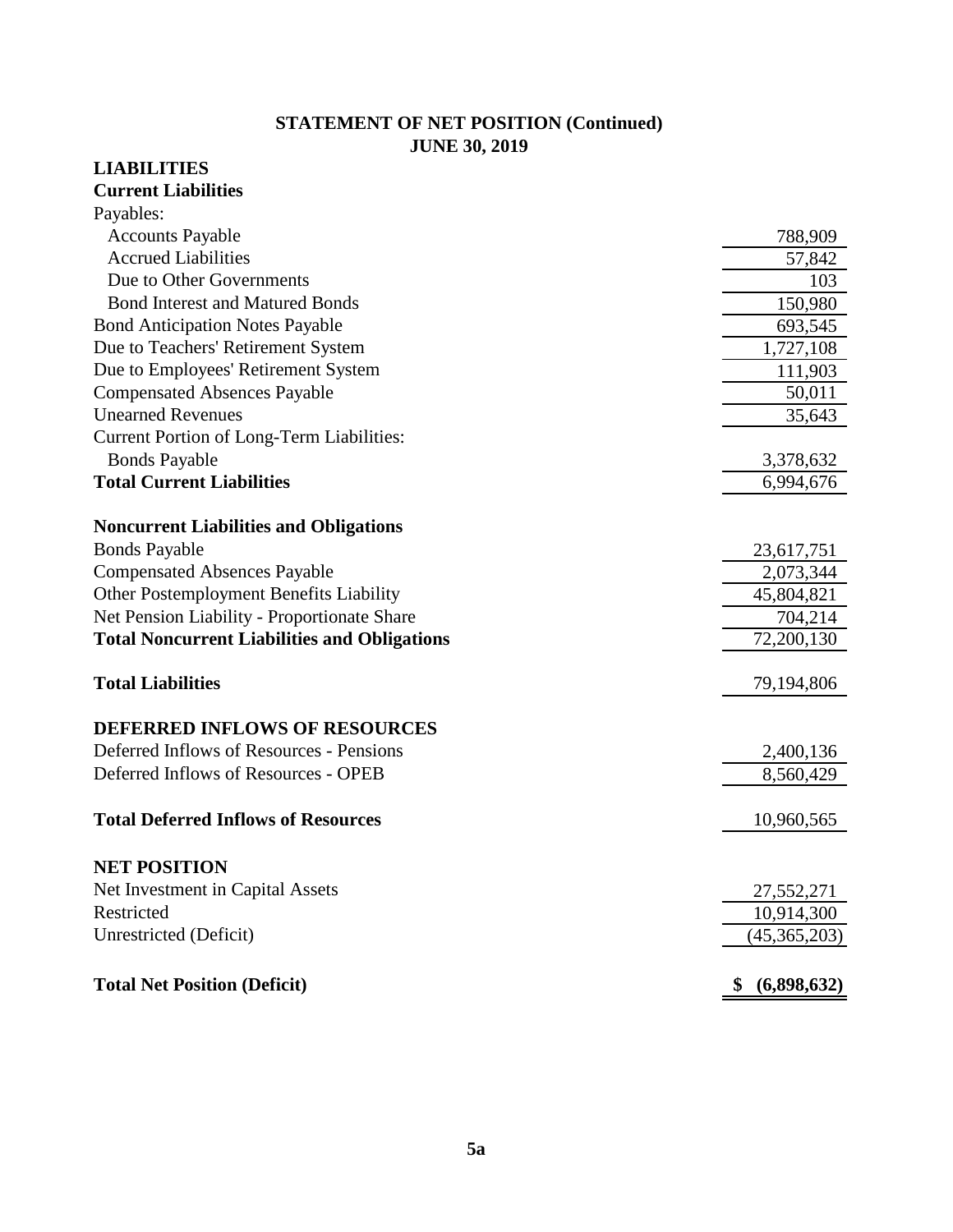## STATEMENT OF NET POSITION (Continued)
## JUNE 30, 2019

| | |
|---|---|
| **LIABILITIES** | |
| **Current Liabilities** | |
| Payables: | |
| Accounts Payable | 788,909 |
| Accrued Liabilities | 57,842 |
| Due to Other Governments | 103 |
| Bond Interest and Matured Bonds | 150,980 |
| Bond Anticipation Notes Payable | 693,545 |
| Due to Teachers' Retirement System | 1,727,108 |
| Due to Employees' Retirement System | 111,903 |
| Compensated Absences Payable | 50,011 |
| Unearned Revenues | 35,643 |
| Current Portion of Long-Term Liabilities: | |
| Bonds Payable | 3,378,632 |
| **Total Current Liabilities** | 6,994,676 |
| | |
| **Noncurrent Liabilities and Obligations** | |
| Bonds Payable | 23,617,751 |
| Compensated Absences Payable | 2,073,344 |
| Other Postemployment Benefits Liability | 45,804,821 |
| Net Pension Liability - Proportionate Share | 704,214 |
| **Total Noncurrent Liabilities and Obligations** | 72,200,130 |
| | |
| **Total Liabilities** | 79,194,806 |
| | |
| **DEFERRED INFLOWS OF RESOURCES** | |
| Deferred Inflows of Resources - Pensions | 2,400,136 |
| Deferred Inflows of Resources - OPEB | 8,560,429 |
| | |
| **Total Deferred Inflows of Resources** | 10,960,565 |
| | |
| **NET POSITION** | |
| Net Investment in Capital Assets | 27,552,271 |
| Restricted | 10,914,300 |
| Unrestricted (Deficit) | (45,365,203) |
| | |
| **Total Net Position (Deficit)** | **$ (6,898,632)** |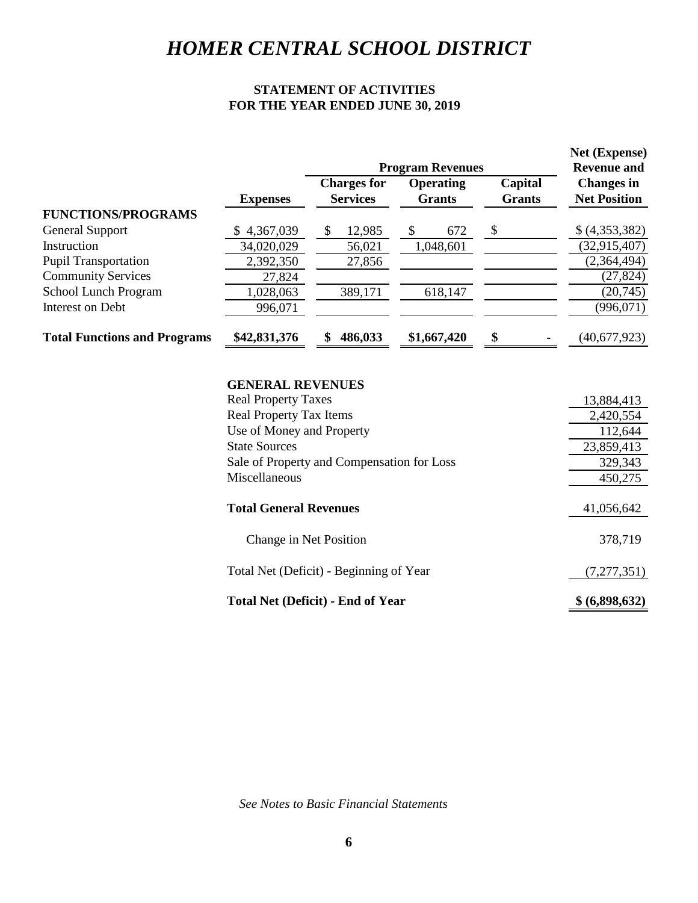# HOMER CENTRAL SCHOOL DISTRICT

## STATEMENT OF ACTIVITIES
## FOR THE YEAR ENDED JUNE 30, 2019

| | | Program Revenues | | | Net (Expense) Revenue and Changes in Net Position |
|---|---|---|---|---|---|
| | **Expenses** | **Charges for Services** | **Operating Grants** | **Capital Grants** | |
| **FUNCTIONS/PROGRAMS** | | | | | |
| General Support | $ 4,367,039 | $ 12,985 | $ 672 | $ | $ (4,353,382) |
| Instruction | 34,020,029 | 56,021 | 1,048,601 | | (32,915,407) |
| Pupil Transportation | 2,392,350 | 27,856 | | | (2,364,494) |
| Community Services | 27,824 | | | | (27,824) |
| School Lunch Program | 1,028,063 | 389,171 | 618,147 | | (20,745) |
| Interest on Debt | 996,071 | | | | (996,071) |
| **Total Functions and Programs** | **$42,831,376** | **$ 486,033** | **$1,667,420** | **$ -** | (40,677,923) |
| | | | | | |
| **GENERAL REVENUES** | | | | | |
| Real Property Taxes | | | | | 13,884,413 |
| Real Property Tax Items | | | | | 2,420,554 |
| Use of Money and Property | | | | | 112,644 |
| State Sources | | | | | 23,859,413 |
| Sale of Property and Compensation for Loss | | | | | 329,343 |
| Miscellaneous | | | | | 450,275 |
| **Total General Revenues** | | | | | 41,056,642 |
| Change in Net Position | | | | | 378,719 |
| Total Net (Deficit) - Beginning of Year | | | | | (7,277,351) |
| **Total Net (Deficit) - End of Year** | | | | | **$ (6,898,632)** |

*See Notes to Basic Financial Statements*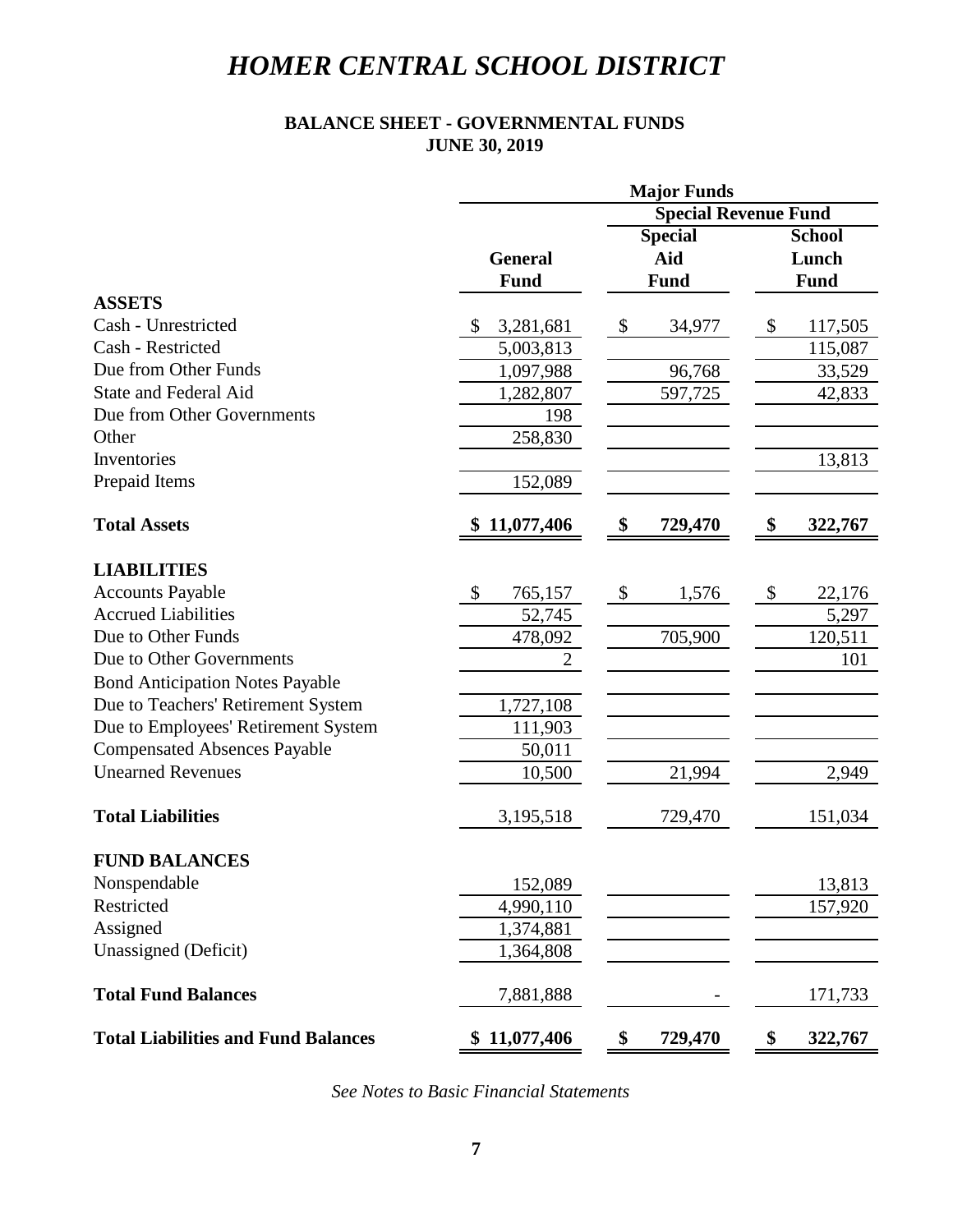# HOMER CENTRAL SCHOOL DISTRICT

## BALANCE SHEET - GOVERNMENTAL FUNDS
## JUNE 30, 2019

| | Major Funds | | |
|---|---|---|---|
| | | Special Revenue Fund | |
| | General Fund | Special Aid Fund | School Lunch Fund |
| **ASSETS** | | | |
| Cash - Unrestricted | $ 3,281,681 | $ 34,977 | $ 117,505 |
| Cash - Restricted | 5,003,813 | | 115,087 |
| Due from Other Funds | 1,097,988 | 96,768 | 33,529 |
| State and Federal Aid | 1,282,807 | 597,725 | 42,833 |
| Due from Other Governments | 198 | | |
| Other | 258,830 | | |
| Inventories | | | 13,813 |
| Prepaid Items | 152,089 | | |
| **Total Assets** | **$ 11,077,406** | **$ 729,470** | **$ 322,767** |
| **LIABILITIES** | | | |
| Accounts Payable | $ 765,157 | $ 1,576 | $ 22,176 |
| Accrued Liabilities | 52,745 | | 5,297 |
| Due to Other Funds | 478,092 | 705,900 | 120,511 |
| Due to Other Governments | 2 | | 101 |
| Bond Anticipation Notes Payable | | | |
| Due to Teachers' Retirement System | 1,727,108 | | |
| Due to Employees' Retirement System | 111,903 | | |
| Compensated Absences Payable | 50,011 | | |
| Unearned Revenues | 10,500 | 21,994 | 2,949 |
| **Total Liabilities** | 3,195,518 | 729,470 | 151,034 |
| **FUND BALANCES** | | | |
| Nonspendable | 152,089 | | 13,813 |
| Restricted | 4,990,110 | | 157,920 |
| Assigned | 1,374,881 | | |
| Unassigned (Deficit) | 1,364,808 | | |
| **Total Fund Balances** | 7,881,888 | - | 171,733 |
| **Total Liabilities and Fund Balances** | **$ 11,077,406** | **$ 729,470** | **$ 322,767** |

*See Notes to Basic Financial Statements*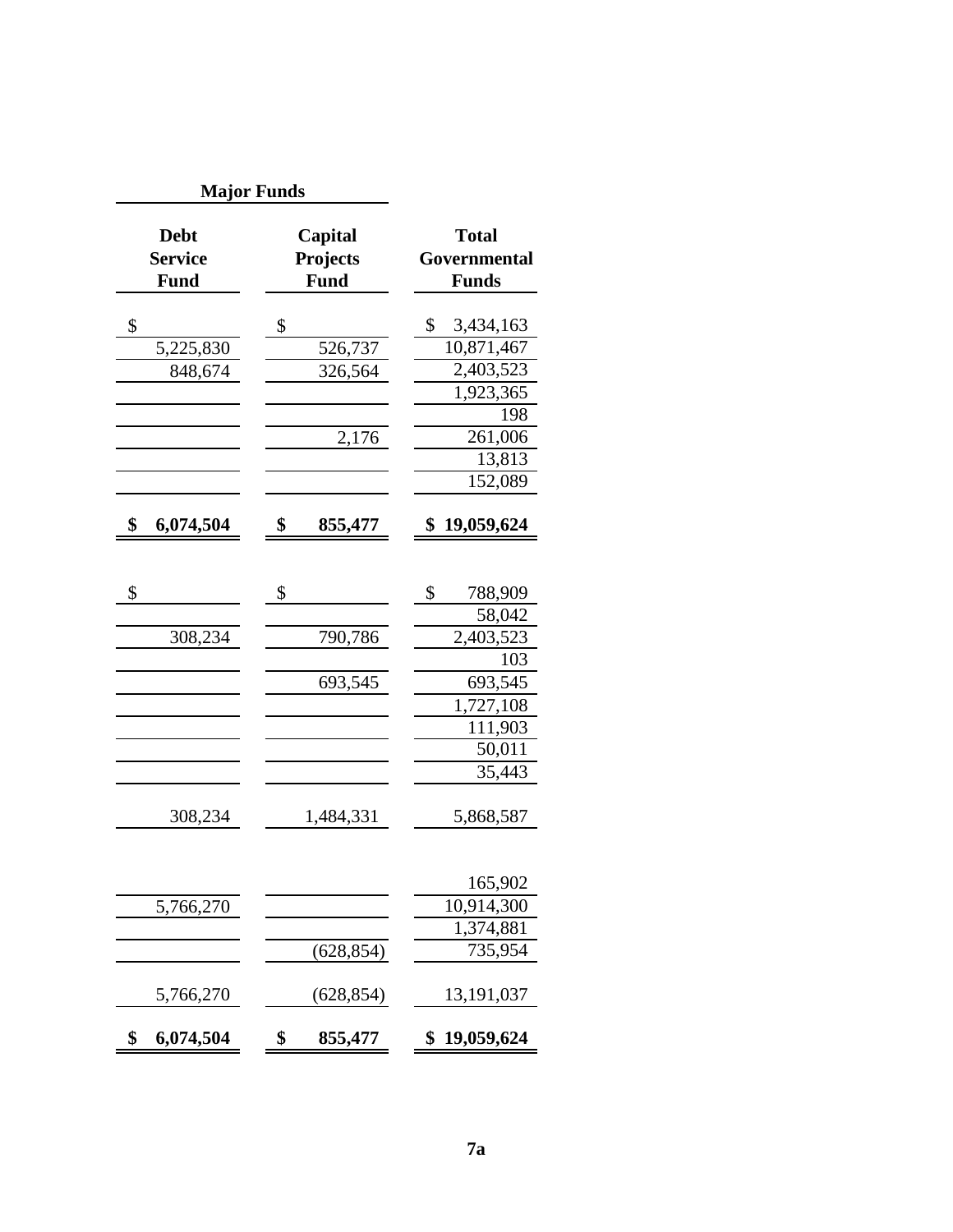| Major Funds | | |
|---|---|---|
| **Debt Service Fund** | **Capital Projects Fund** | **Total Governmental Funds** |
| $ | $ | $ 3,434,163 |
| 5,225,830 | 526,737 | 10,871,467 |
| 848,674 | 326,564 | 2,403,523 |
| | | 1,923,365 |
| | | 198 |
| | 2,176 | 261,006 |
| | | 13,813 |
| | | 152,089 |
| **$ 6,074,504** | **$ 855,477** | **$ 19,059,624** |
| | | |
| $ | $ | $ 788,909 |
| | | 58,042 |
| 308,234 | 790,786 | 2,403,523 |
| | | 103 |
| | 693,545 | 693,545 |
| | | 1,727,108 |
| | | 111,903 |
| | | 50,011 |
| | | 35,443 |
| 308,234 | 1,484,331 | 5,868,587 |
| | | |
| | | 165,902 |
| 5,766,270 | | 10,914,300 |
| | | 1,374,881 |
| | (628,854) | 735,954 |
| 5,766,270 | (628,854) | 13,191,037 |
| **$ 6,074,504** | **$ 855,477** | **$ 19,059,624** |

7a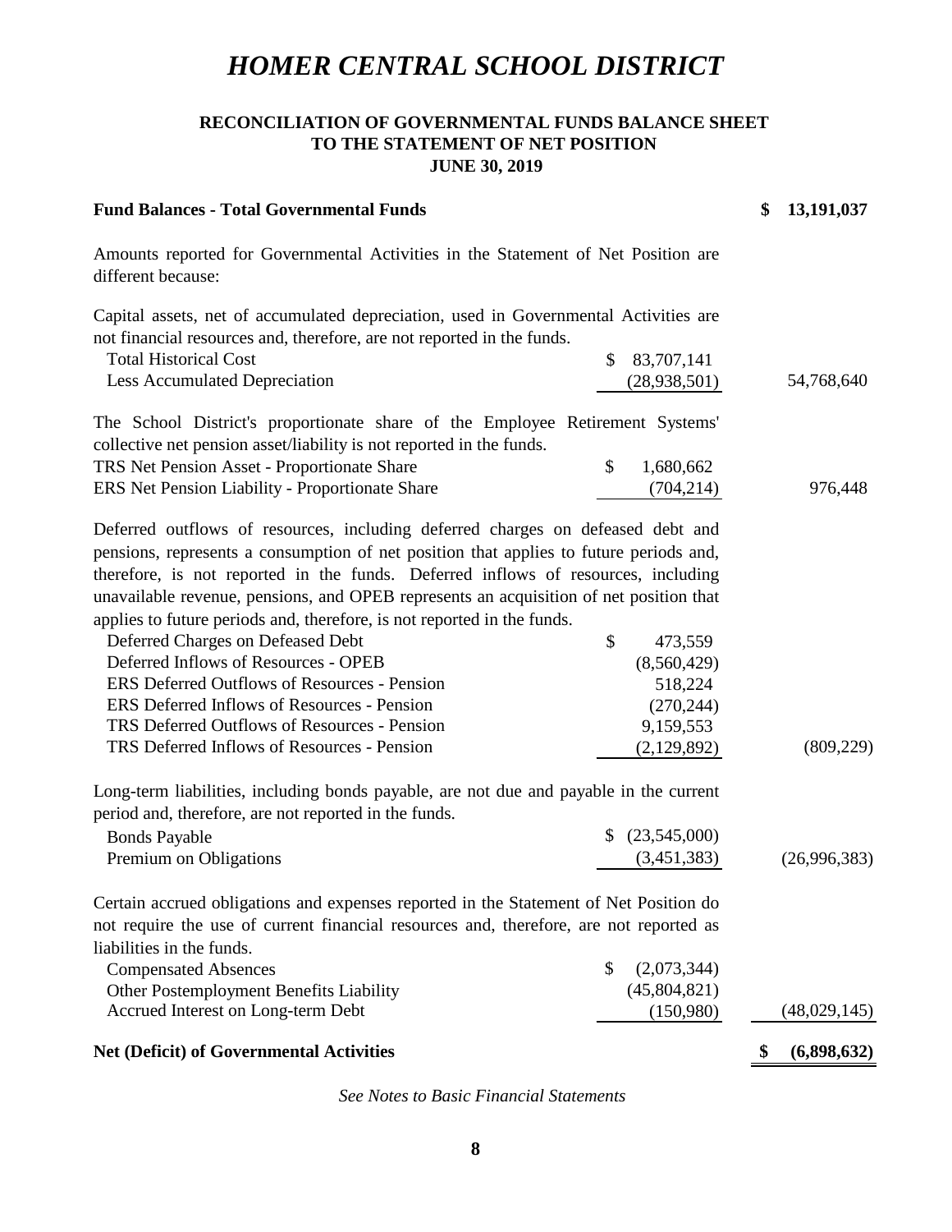# HOMER CENTRAL SCHOOL DISTRICT

## RECONCILIATION OF GOVERNMENTAL FUNDS BALANCE SHEET TO THE STATEMENT OF NET POSITION JUNE 30, 2019

| | | |
|---|---|---|
| **Fund Balances - Total Governmental Funds** | | **$ 13,191,037** |
| Amounts reported for Governmental Activities in the Statement of Net Position are different because: | | |
| Capital assets, net of accumulated depreciation, used in Governmental Activities are not financial resources and, therefore, are not reported in the funds. | | |
| Total Historical Cost | $ 83,707,141 | |
| Less Accumulated Depreciation | (28,938,501) | 54,768,640 |
| The School District's proportionate share of the Employee Retirement Systems' collective net pension asset/liability is not reported in the funds. | | |
| TRS Net Pension Asset - Proportionate Share | $ 1,680,662 | |
| ERS Net Pension Liability - Proportionate Share | (704,214) | 976,448 |
| Deferred outflows of resources, including deferred charges on defeased debt and pensions, represents a consumption of net position that applies to future periods and, therefore, is not reported in the funds. Deferred inflows of resources, including unavailable revenue, pensions, and OPEB represents an acquisition of net position that applies to future periods and, therefore, is not reported in the funds. | | |
| Deferred Charges on Defeased Debt | $ 473,559 | |
| Deferred Inflows of Resources - OPEB | (8,560,429) | |
| ERS Deferred Outflows of Resources - Pension | 518,224 | |
| ERS Deferred Inflows of Resources - Pension | (270,244) | |
| TRS Deferred Outflows of Resources - Pension | 9,159,553 | |
| TRS Deferred Inflows of Resources - Pension | (2,129,892) | (809,229) |
| Long-term liabilities, including bonds payable, are not due and payable in the current period and, therefore, are not reported in the funds. | | |
| Bonds Payable | $ (23,545,000) | |
| Premium on Obligations | (3,451,383) | (26,996,383) |
| Certain accrued obligations and expenses reported in the Statement of Net Position do not require the use of current financial resources and, therefore, are not reported as liabilities in the funds. | | |
| Compensated Absences | $ (2,073,344) | |
| Other Postemployment Benefits Liability | (45,804,821) | |
| Accrued Interest on Long-term Debt | (150,980) | (48,029,145) |
| **Net (Deficit) of Governmental Activities** | | **$ (6,898,632)** |

*See Notes to Basic Financial Statements*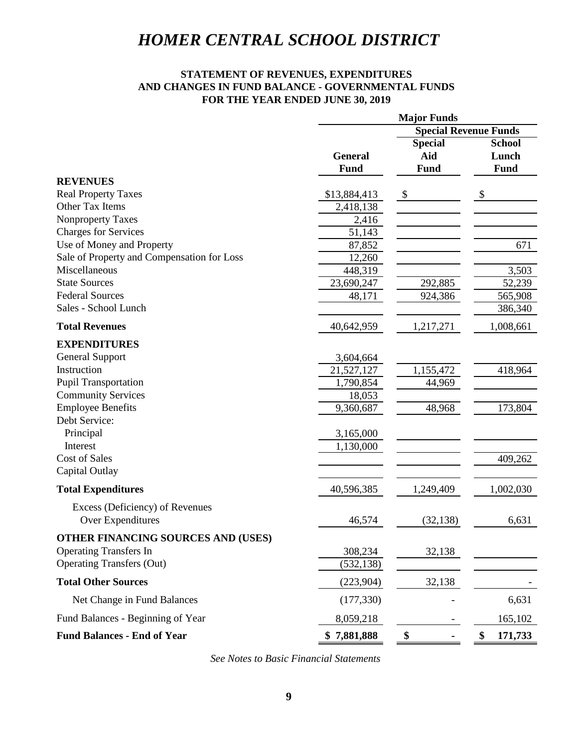# *HOMER CENTRAL SCHOOL DISTRICT*

**STATEMENT OF REVENUES, EXPENDITURES AND CHANGES IN FUND BALANCE - GOVERNMENTAL FUNDS FOR THE YEAR ENDED JUNE 30, 2019**

| | Major Funds | | |
|---|---|---|---|
| | | Special Revenue Funds | |
| | General Fund | Special Aid Fund | School Lunch Fund |
| **REVENUES** | | | |
| Real Property Taxes | $13,884,413 | $ | $ |
| Other Tax Items | 2,418,138 | | |
| Nonproperty Taxes | 2,416 | | |
| Charges for Services | 51,143 | | |
| Use of Money and Property | 87,852 | | 671 |
| Sale of Property and Compensation for Loss | 12,260 | | |
| Miscellaneous | 448,319 | | 3,503 |
| State Sources | 23,690,247 | 292,885 | 52,239 |
| Federal Sources | 48,171 | 924,386 | 565,908 |
| Sales - School Lunch | | | 386,340 |
| **Total Revenues** | 40,642,959 | 1,217,271 | 1,008,661 |
| **EXPENDITURES** | | | |
| General Support | 3,604,664 | | |
| Instruction | 21,527,127 | 1,155,472 | 418,964 |
| Pupil Transportation | 1,790,854 | 44,969 | |
| Community Services | 18,053 | | |
| Employee Benefits | 9,360,687 | 48,968 | 173,804 |
| Debt Service: | | | |
| Principal | 3,165,000 | | |
| Interest | 1,130,000 | | |
| Cost of Sales | | | 409,262 |
| Capital Outlay | | | |
| **Total Expenditures** | 40,596,385 | 1,249,409 | 1,002,030 |
| Excess (Deficiency) of Revenues Over Expenditures | 46,574 | (32,138) | 6,631 |
| **OTHER FINANCING SOURCES AND (USES)** | | | |
| Operating Transfers In | 308,234 | 32,138 | |
| Operating Transfers (Out) | (532,138) | | |
| **Total Other Sources** | (223,904) | 32,138 | - |
| Net Change in Fund Balances | (177,330) | - | 6,631 |
| Fund Balances - Beginning of Year | 8,059,218 | - | 165,102 |
| **Fund Balances - End of Year** | **$ 7,881,888** | **$ -** | **$ 171,733** |

*See Notes to Basic Financial Statements*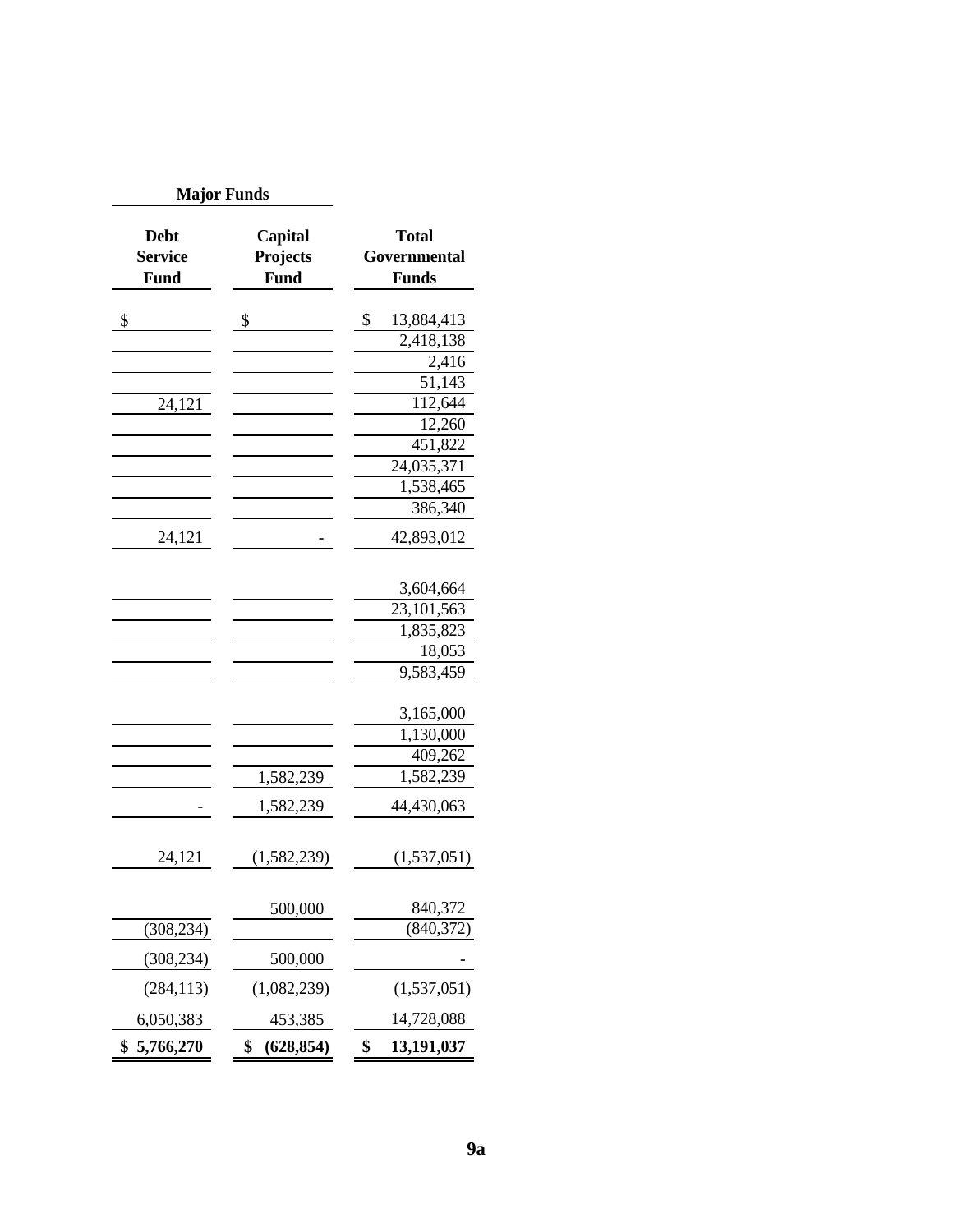| Major Funds | | |
|---|---|---|
| **Debt Service Fund** | **Capital Projects Fund** | **Total Governmental Funds** |
| $ | $ | $ 13,884,413 |
| | | 2,418,138 |
| | | 2,416 |
| | | 51,143 |
| 24,121 | | 112,644 |
| | | 12,260 |
| | | 451,822 |
| | | 24,035,371 |
| | | 1,538,465 |
| | | 386,340 |
| 24,121 | - | 42,893,012 |
| | | |
| | | 3,604,664 |
| | | 23,101,563 |
| | | 1,835,823 |
| | | 18,053 |
| | | 9,583,459 |
| | | |
| | | 3,165,000 |
| | | 1,130,000 |
| | | 409,262 |
| | 1,582,239 | 1,582,239 |
| - | 1,582,239 | 44,430,063 |
| | | |
| 24,121 | (1,582,239) | (1,537,051) |
| | | |
| | 500,000 | 840,372 |
| (308,234) | | (840,372) |
| (308,234) | 500,000 | - |
| (284,113) | (1,082,239) | (1,537,051) |
| 6,050,383 | 453,385 | 14,728,088 |
| **$ 5,766,270** | **$ (628,854)** | **$ 13,191,037** |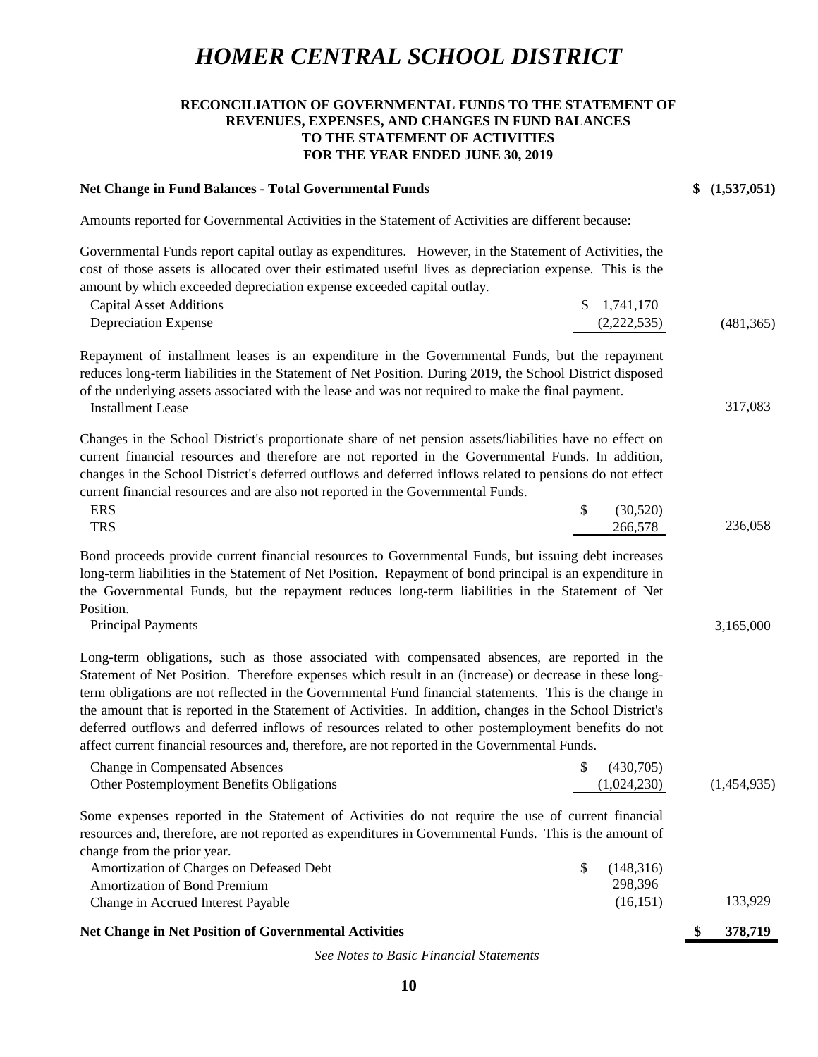# HOMER CENTRAL SCHOOL DISTRICT

## RECONCILIATION OF GOVERNMENTAL FUNDS TO THE STATEMENT OF REVENUES, EXPENSES, AND CHANGES IN FUND BALANCES TO THE STATEMENT OF ACTIVITIES FOR THE YEAR ENDED JUNE 30, 2019

| | | |
|---|---|---|
| **Net Change in Fund Balances - Total Governmental Funds** | | **$ (1,537,051)** |
| Amounts reported for Governmental Activities in the Statement of Activities are different because: | | |
| Governmental Funds report capital outlay as expenditures. However, in the Statement of Activities, the cost of those assets is allocated over their estimated useful lives as depreciation expense. This is the amount by which exceeded depreciation expense exceeded capital outlay. | | |
| Capital Asset Additions | $ 1,741,170 | |
| Depreciation Expense | (2,222,535) | (481,365) |
| Repayment of installment leases is an expenditure in the Governmental Funds, but the repayment reduces long-term liabilities in the Statement of Net Position. During 2019, the School District disposed of the underlying assets associated with the lease and was not required to make the final payment. | | |
| Installment Lease | | 317,083 |
| Changes in the School District's proportionate share of net pension assets/liabilities have no effect on current financial resources and therefore are not reported in the Governmental Funds. In addition, changes in the School District's deferred outflows and deferred inflows related to pensions do not effect current financial resources and are also not reported in the Governmental Funds. | | |
| ERS | $ (30,520) | |
| TRS | 266,578 | 236,058 |
| Bond proceeds provide current financial resources to Governmental Funds, but issuing debt increases long-term liabilities in the Statement of Net Position. Repayment of bond principal is an expenditure in the Governmental Funds, but the repayment reduces long-term liabilities in the Statement of Net Position. | | |
| Principal Payments | | 3,165,000 |
| Long-term obligations, such as those associated with compensated absences, are reported in the Statement of Net Position. Therefore expenses which result in an (increase) or decrease in these long-term obligations are not reflected in the Governmental Fund financial statements. This is the change in the amount that is reported in the Statement of Activities. In addition, changes in the School District's deferred outflows and deferred inflows of resources related to other postemployment benefits do not affect current financial resources and, therefore, are not reported in the Governmental Funds. | | |
| Change in Compensated Absences | $ (430,705) | |
| Other Postemployment Benefits Obligations | (1,024,230) | (1,454,935) |
| Some expenses reported in the Statement of Activities do not require the use of current financial resources and, therefore, are not reported as expenditures in Governmental Funds. This is the amount of change from the prior year. | | |
| Amortization of Charges on Defeased Debt | $ (148,316) | |
| Amortization of Bond Premium | 298,396 | |
| Change in Accrued Interest Payable | (16,151) | 133,929 |
| **Net Change in Net Position of Governmental Activities** | | **$ 378,719** |

*See Notes to Basic Financial Statements*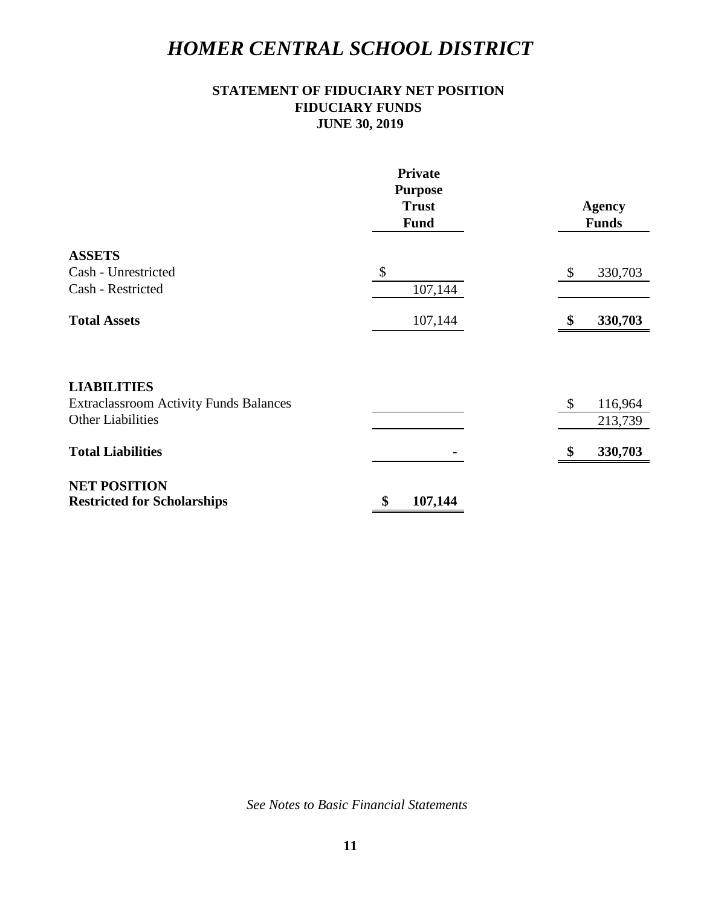# HOMER CENTRAL SCHOOL DISTRICT

## STATEMENT OF FIDUCIARY NET POSITION
## FIDUCIARY FUNDS
## JUNE 30, 2019

| | Private Purpose Trust Fund | Agency Funds |
|---|---|---|
| **ASSETS** | | |
| Cash - Unrestricted | $ | $ 330,703 |
| Cash - Restricted | 107,144 | |
| **Total Assets** | 107,144 | **$ 330,703** |
| **LIABILITIES** | | |
| Extraclassroom Activity Funds Balances | | $ 116,964 |
| Other Liabilities | | 213,739 |
| **Total Liabilities** | - | **$ 330,703** |
| **NET POSITION** | | |
| **Restricted for Scholarships** | **$ 107,144** | |

*See Notes to Basic Financial Statements*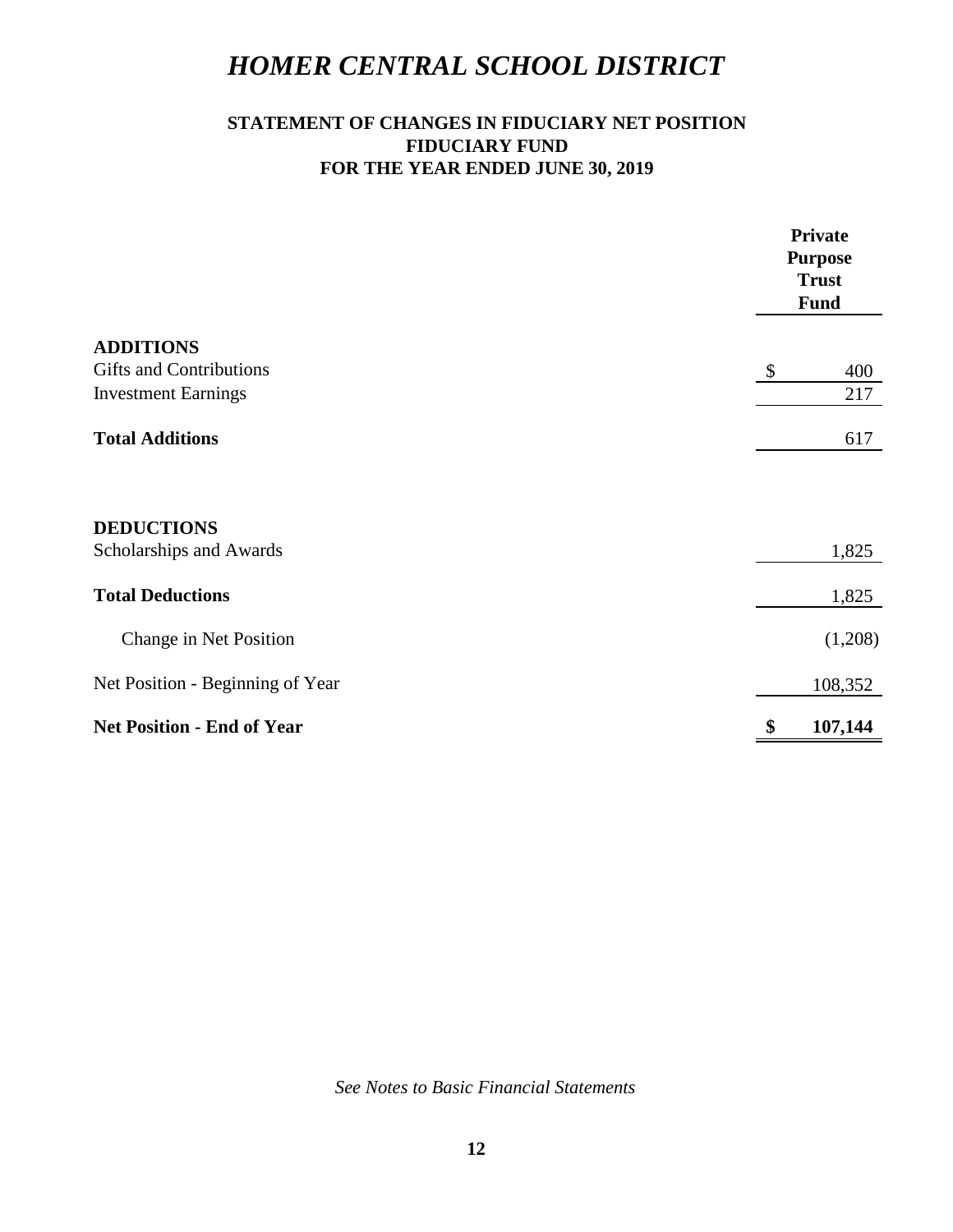# *HOMER CENTRAL SCHOOL DISTRICT*

## STATEMENT OF CHANGES IN FIDUCIARY NET POSITION
## FIDUCIARY FUND
## FOR THE YEAR ENDED JUNE 30, 2019

| | Private Purpose Trust Fund |
|---|---|
| **ADDITIONS** | |
| Gifts and Contributions | $ 400 |
| Investment Earnings | 217 |
| **Total Additions** | 617 |
| **DEDUCTIONS** | |
| Scholarships and Awards | 1,825 |
| **Total Deductions** | 1,825 |
| Change in Net Position | (1,208) |
| Net Position - Beginning of Year | 108,352 |
| **Net Position - End of Year** | **$ 107,144** |

*See Notes to Basic Financial Statements*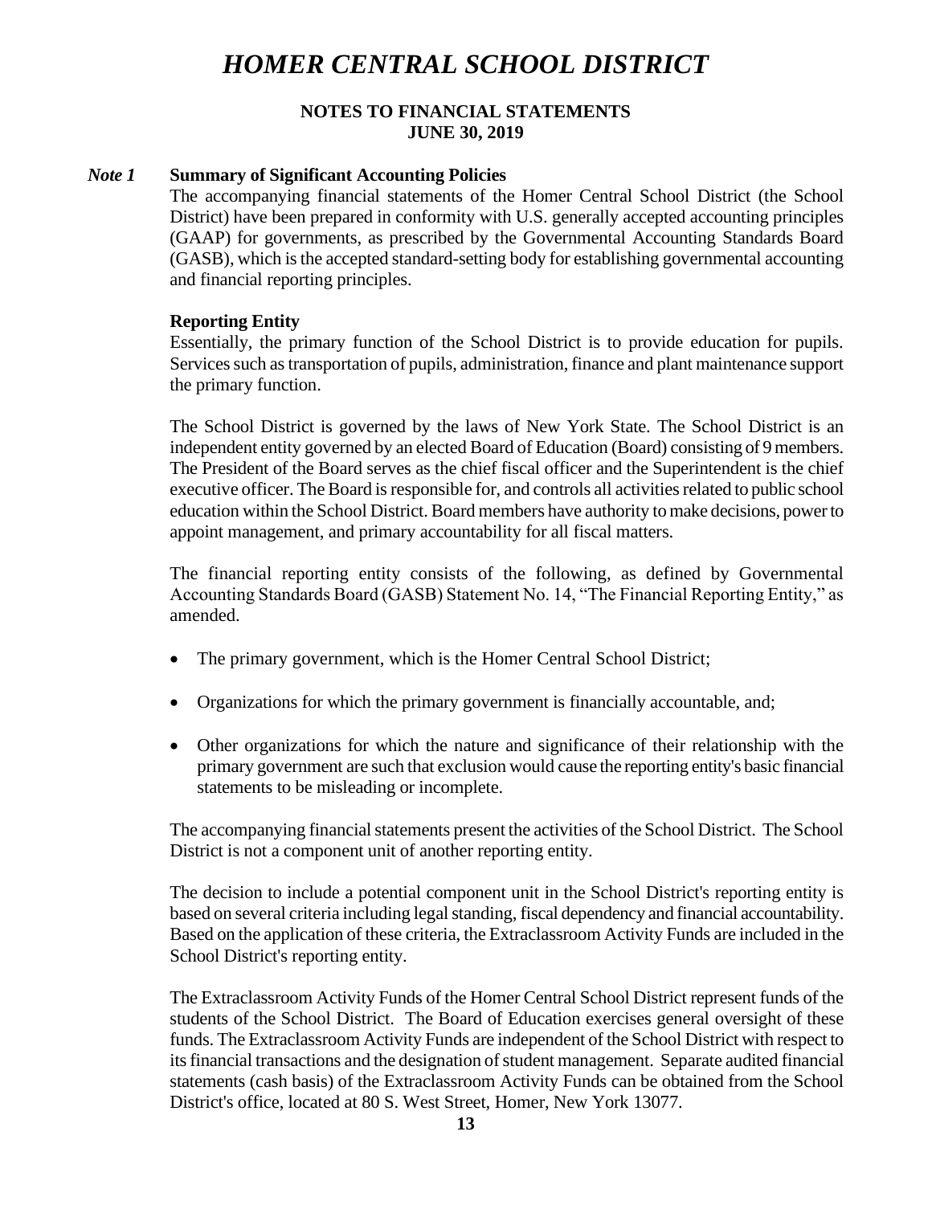# HOMER CENTRAL SCHOOL DISTRICT

**NOTES TO FINANCIAL STATEMENTS**
**JUNE 30, 2019**

***Note 1*** **Summary of Significant Accounting Policies**

The accompanying financial statements of the Homer Central School District (the School District) have been prepared in conformity with U.S. generally accepted accounting principles (GAAP) for governments, as prescribed by the Governmental Accounting Standards Board (GASB), which is the accepted standard-setting body for establishing governmental accounting and financial reporting principles.

**Reporting Entity**

Essentially, the primary function of the School District is to provide education for pupils. Services such as transportation of pupils, administration, finance and plant maintenance support the primary function.

The School District is governed by the laws of New York State. The School District is an independent entity governed by an elected Board of Education (Board) consisting of 9 members. The President of the Board serves as the chief fiscal officer and the Superintendent is the chief executive officer. The Board is responsible for, and controls all activities related to public school education within the School District. Board members have authority to make decisions, power to appoint management, and primary accountability for all fiscal matters.

The financial reporting entity consists of the following, as defined by Governmental Accounting Standards Board (GASB) Statement No. 14, "The Financial Reporting Entity," as amended.

- The primary government, which is the Homer Central School District;
- Organizations for which the primary government is financially accountable, and;
- Other organizations for which the nature and significance of their relationship with the primary government are such that exclusion would cause the reporting entity's basic financial statements to be misleading or incomplete.

The accompanying financial statements present the activities of the School District. The School District is not a component unit of another reporting entity.

The decision to include a potential component unit in the School District's reporting entity is based on several criteria including legal standing, fiscal dependency and financial accountability. Based on the application of these criteria, the Extraclassroom Activity Funds are included in the School District's reporting entity.

The Extraclassroom Activity Funds of the Homer Central School District represent funds of the students of the School District. The Board of Education exercises general oversight of these funds. The Extraclassroom Activity Funds are independent of the School District with respect to its financial transactions and the designation of student management. Separate audited financial statements (cash basis) of the Extraclassroom Activity Funds can be obtained from the School District's office, located at 80 S. West Street, Homer, New York 13077.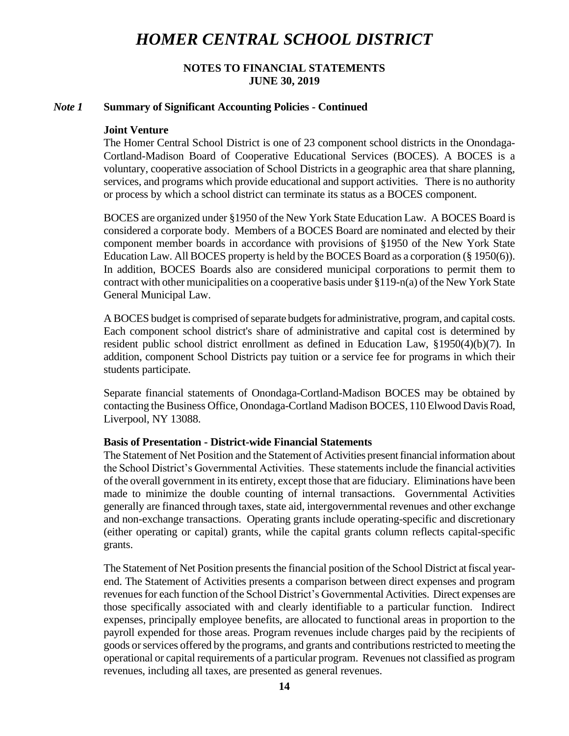# HOMER CENTRAL SCHOOL DISTRICT

**NOTES TO FINANCIAL STATEMENTS**
**JUNE 30, 2019**

## *Note 1* Summary of Significant Accounting Policies - Continued

### Joint Venture

The Homer Central School District is one of 23 component school districts in the Onondaga-Cortland-Madison Board of Cooperative Educational Services (BOCES). A BOCES is a voluntary, cooperative association of School Districts in a geographic area that share planning, services, and programs which provide educational and support activities. There is no authority or process by which a school district can terminate its status as a BOCES component.

BOCES are organized under §1950 of the New York State Education Law. A BOCES Board is considered a corporate body. Members of a BOCES Board are nominated and elected by their component member boards in accordance with provisions of §1950 of the New York State Education Law. All BOCES property is held by the BOCES Board as a corporation (§ 1950(6)). In addition, BOCES Boards also are considered municipal corporations to permit them to contract with other municipalities on a cooperative basis under §119-n(a) of the New York State General Municipal Law.

A BOCES budget is comprised of separate budgets for administrative, program, and capital costs. Each component school district's share of administrative and capital cost is determined by resident public school district enrollment as defined in Education Law, §1950(4)(b)(7). In addition, component School Districts pay tuition or a service fee for programs in which their students participate.

Separate financial statements of Onondaga-Cortland-Madison BOCES may be obtained by contacting the Business Office, Onondaga-Cortland Madison BOCES, 110 Elwood Davis Road, Liverpool, NY 13088.

### Basis of Presentation - District-wide Financial Statements

The Statement of Net Position and the Statement of Activities present financial information about the School District's Governmental Activities. These statements include the financial activities of the overall government in its entirety, except those that are fiduciary. Eliminations have been made to minimize the double counting of internal transactions. Governmental Activities generally are financed through taxes, state aid, intergovernmental revenues and other exchange and non-exchange transactions. Operating grants include operating-specific and discretionary (either operating or capital) grants, while the capital grants column reflects capital-specific grants.

The Statement of Net Position presents the financial position of the School District at fiscal year-end. The Statement of Activities presents a comparison between direct expenses and program revenues for each function of the School District's Governmental Activities. Direct expenses are those specifically associated with and clearly identifiable to a particular function. Indirect expenses, principally employee benefits, are allocated to functional areas in proportion to the payroll expended for those areas. Program revenues include charges paid by the recipients of goods or services offered by the programs, and grants and contributions restricted to meeting the operational or capital requirements of a particular program. Revenues not classified as program revenues, including all taxes, are presented as general revenues.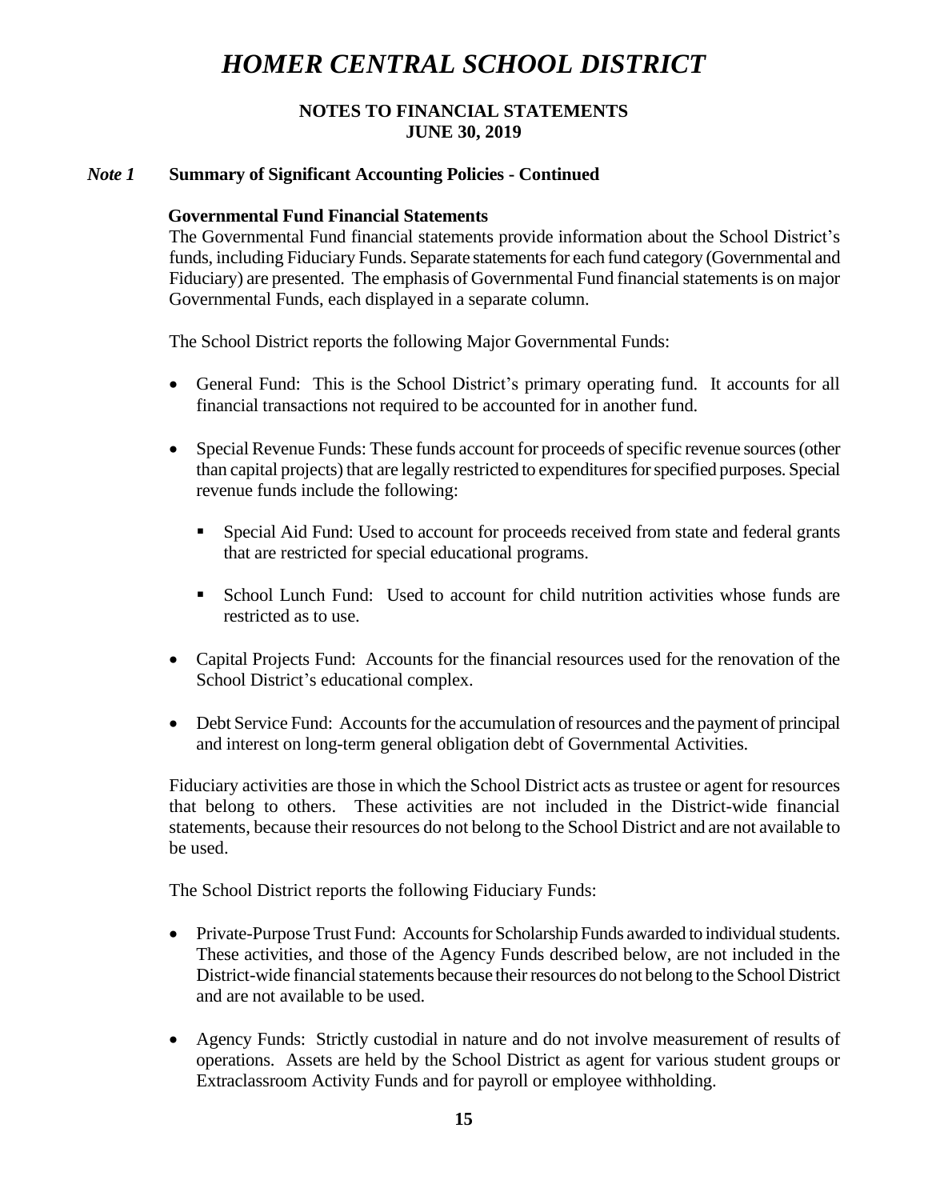# HOMER CENTRAL SCHOOL DISTRICT

**NOTES TO FINANCIAL STATEMENTS**
**JUNE 30, 2019**

### *Note 1* Summary of Significant Accounting Policies - Continued

**Governmental Fund Financial Statements**

The Governmental Fund financial statements provide information about the School District's funds, including Fiduciary Funds. Separate statements for each fund category (Governmental and Fiduciary) are presented. The emphasis of Governmental Fund financial statements is on major Governmental Funds, each displayed in a separate column.

The School District reports the following Major Governmental Funds:

- General Fund: This is the School District's primary operating fund. It accounts for all financial transactions not required to be accounted for in another fund.

- Special Revenue Funds: These funds account for proceeds of specific revenue sources (other than capital projects) that are legally restricted to expenditures for specified purposes. Special revenue funds include the following:

  - Special Aid Fund: Used to account for proceeds received from state and federal grants that are restricted for special educational programs.

  - School Lunch Fund: Used to account for child nutrition activities whose funds are restricted as to use.

- Capital Projects Fund: Accounts for the financial resources used for the renovation of the School District's educational complex.

- Debt Service Fund: Accounts for the accumulation of resources and the payment of principal and interest on long-term general obligation debt of Governmental Activities.

Fiduciary activities are those in which the School District acts as trustee or agent for resources that belong to others. These activities are not included in the District-wide financial statements, because their resources do not belong to the School District and are not available to be used.

The School District reports the following Fiduciary Funds:

- Private-Purpose Trust Fund: Accounts for Scholarship Funds awarded to individual students. These activities, and those of the Agency Funds described below, are not included in the District-wide financial statements because their resources do not belong to the School District and are not available to be used.

- Agency Funds: Strictly custodial in nature and do not involve measurement of results of operations. Assets are held by the School District as agent for various student groups or Extraclassroom Activity Funds and for payroll or employee withholding.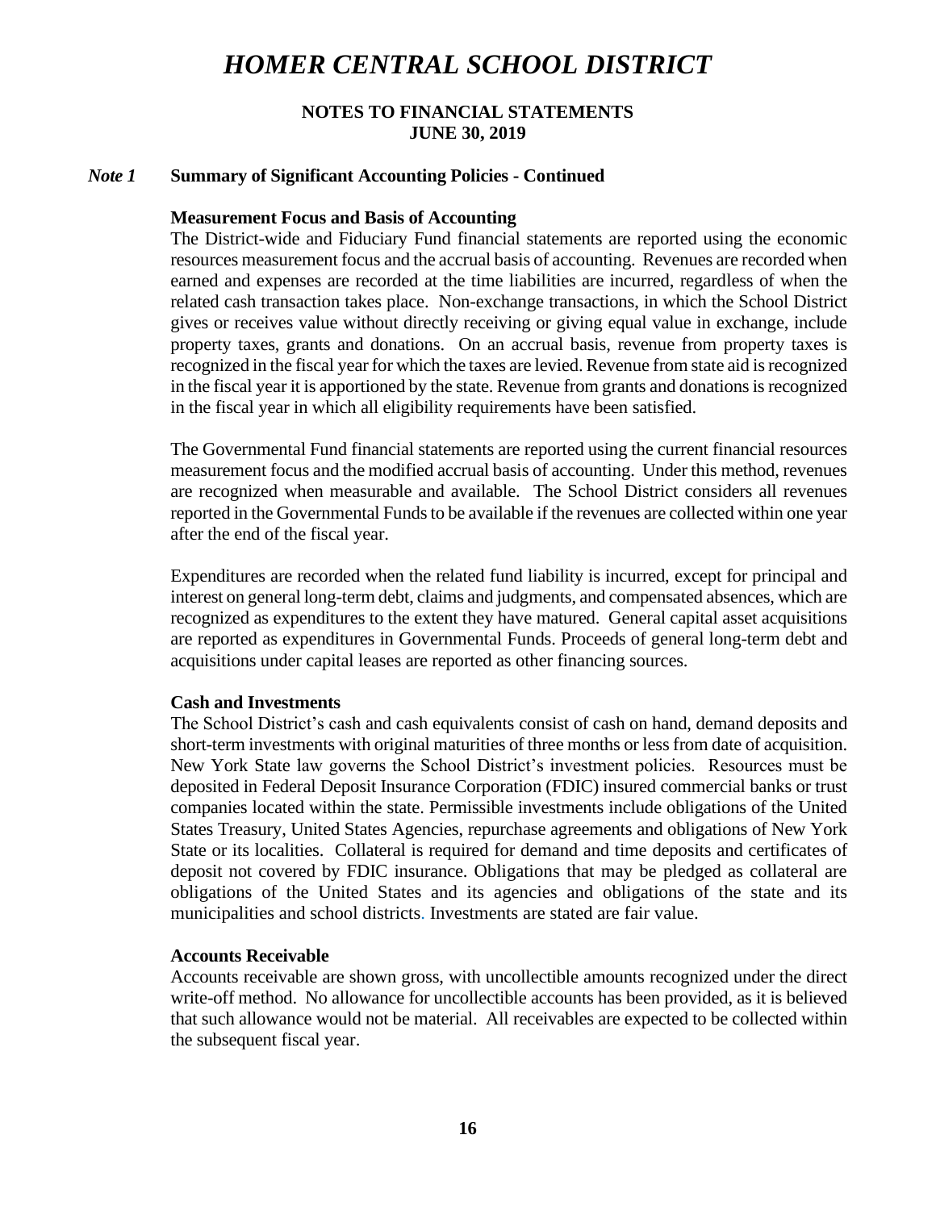# HOMER CENTRAL SCHOOL DISTRICT

**NOTES TO FINANCIAL STATEMENTS**
**JUNE 30, 2019**

***Note 1*** **Summary of Significant Accounting Policies - Continued**

**Measurement Focus and Basis of Accounting**

The District-wide and Fiduciary Fund financial statements are reported using the economic resources measurement focus and the accrual basis of accounting. Revenues are recorded when earned and expenses are recorded at the time liabilities are incurred, regardless of when the related cash transaction takes place. Non-exchange transactions, in which the School District gives or receives value without directly receiving or giving equal value in exchange, include property taxes, grants and donations. On an accrual basis, revenue from property taxes is recognized in the fiscal year for which the taxes are levied. Revenue from state aid is recognized in the fiscal year it is apportioned by the state. Revenue from grants and donations is recognized in the fiscal year in which all eligibility requirements have been satisfied.

The Governmental Fund financial statements are reported using the current financial resources measurement focus and the modified accrual basis of accounting. Under this method, revenues are recognized when measurable and available. The School District considers all revenues reported in the Governmental Funds to be available if the revenues are collected within one year after the end of the fiscal year.

Expenditures are recorded when the related fund liability is incurred, except for principal and interest on general long-term debt, claims and judgments, and compensated absences, which are recognized as expenditures to the extent they have matured. General capital asset acquisitions are reported as expenditures in Governmental Funds. Proceeds of general long-term debt and acquisitions under capital leases are reported as other financing sources.

**Cash and Investments**

The School District's cash and cash equivalents consist of cash on hand, demand deposits and short-term investments with original maturities of three months or less from date of acquisition. New York State law governs the School District's investment policies. Resources must be deposited in Federal Deposit Insurance Corporation (FDIC) insured commercial banks or trust companies located within the state. Permissible investments include obligations of the United States Treasury, United States Agencies, repurchase agreements and obligations of New York State or its localities. Collateral is required for demand and time deposits and certificates of deposit not covered by FDIC insurance. Obligations that may be pledged as collateral are obligations of the United States and its agencies and obligations of the state and its municipalities and school districts. Investments are stated are fair value.

**Accounts Receivable**

Accounts receivable are shown gross, with uncollectible amounts recognized under the direct write-off method. No allowance for uncollectible accounts has been provided, as it is believed that such allowance would not be material. All receivables are expected to be collected within the subsequent fiscal year.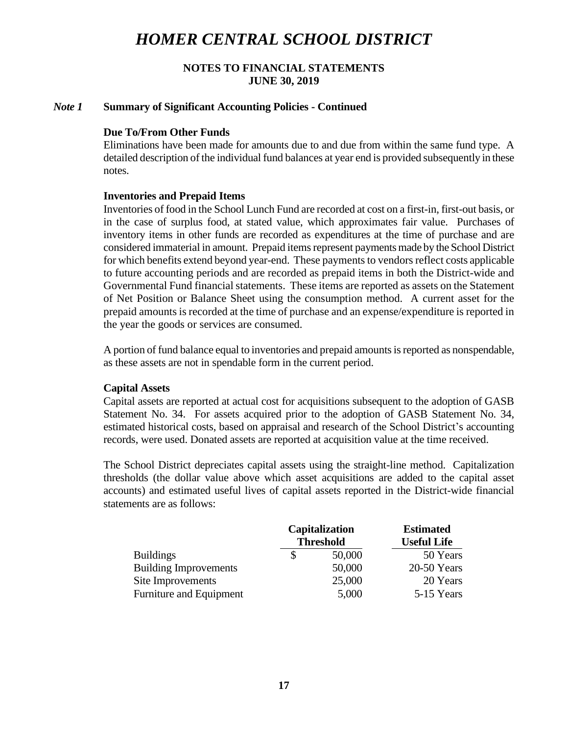# HOMER CENTRAL SCHOOL DISTRICT

**NOTES TO FINANCIAL STATEMENTS**
**JUNE 30, 2019**

***Note 1*** **Summary of Significant Accounting Policies - Continued**

**Due To/From Other Funds**

Eliminations have been made for amounts due to and due from within the same fund type. A detailed description of the individual fund balances at year end is provided subsequently in these notes.

**Inventories and Prepaid Items**

Inventories of food in the School Lunch Fund are recorded at cost on a first-in, first-out basis, or in the case of surplus food, at stated value, which approximates fair value. Purchases of inventory items in other funds are recorded as expenditures at the time of purchase and are considered immaterial in amount. Prepaid items represent payments made by the School District for which benefits extend beyond year-end. These payments to vendors reflect costs applicable to future accounting periods and are recorded as prepaid items in both the District-wide and Governmental Fund financial statements. These items are reported as assets on the Statement of Net Position or Balance Sheet using the consumption method. A current asset for the prepaid amounts is recorded at the time of purchase and an expense/expenditure is reported in the year the goods or services are consumed.

A portion of fund balance equal to inventories and prepaid amounts is reported as nonspendable, as these assets are not in spendable form in the current period.

**Capital Assets**

Capital assets are reported at actual cost for acquisitions subsequent to the adoption of GASB Statement No. 34. For assets acquired prior to the adoption of GASB Statement No. 34, estimated historical costs, based on appraisal and research of the School District's accounting records, were used. Donated assets are reported at acquisition value at the time received.

The School District depreciates capital assets using the straight-line method. Capitalization thresholds (the dollar value above which asset acquisitions are added to the capital asset accounts) and estimated useful lives of capital assets reported in the District-wide financial statements are as follows:

| | Capitalization Threshold | Estimated Useful Life |
|---|---|---|
| Buildings | $ 50,000 | 50 Years |
| Building Improvements | 50,000 | 20-50 Years |
| Site Improvements | 25,000 | 20 Years |
| Furniture and Equipment | 5,000 | 5-15 Years |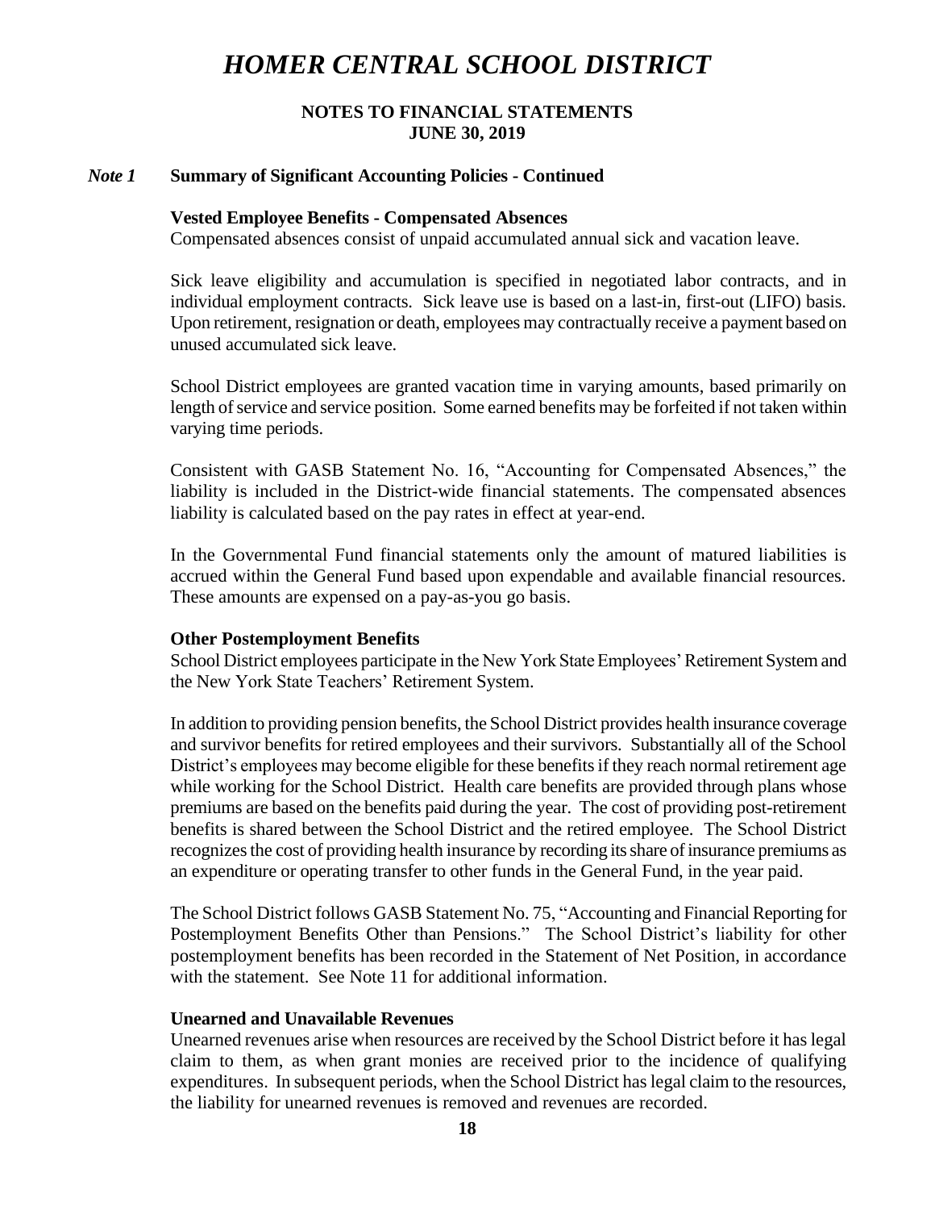# HOMER CENTRAL SCHOOL DISTRICT

**NOTES TO FINANCIAL STATEMENTS**
**JUNE 30, 2019**

## *Note 1* Summary of Significant Accounting Policies - Continued

**Vested Employee Benefits - Compensated Absences**

Compensated absences consist of unpaid accumulated annual sick and vacation leave.

Sick leave eligibility and accumulation is specified in negotiated labor contracts, and in individual employment contracts. Sick leave use is based on a last-in, first-out (LIFO) basis. Upon retirement, resignation or death, employees may contractually receive a payment based on unused accumulated sick leave.

School District employees are granted vacation time in varying amounts, based primarily on length of service and service position. Some earned benefits may be forfeited if not taken within varying time periods.

Consistent with GASB Statement No. 16, "Accounting for Compensated Absences," the liability is included in the District-wide financial statements. The compensated absences liability is calculated based on the pay rates in effect at year-end.

In the Governmental Fund financial statements only the amount of matured liabilities is accrued within the General Fund based upon expendable and available financial resources. These amounts are expensed on a pay-as-you go basis.

**Other Postemployment Benefits**

School District employees participate in the New York State Employees' Retirement System and the New York State Teachers' Retirement System.

In addition to providing pension benefits, the School District provides health insurance coverage and survivor benefits for retired employees and their survivors. Substantially all of the School District's employees may become eligible for these benefits if they reach normal retirement age while working for the School District. Health care benefits are provided through plans whose premiums are based on the benefits paid during the year. The cost of providing post-retirement benefits is shared between the School District and the retired employee. The School District recognizes the cost of providing health insurance by recording its share of insurance premiums as an expenditure or operating transfer to other funds in the General Fund, in the year paid.

The School District follows GASB Statement No. 75, "Accounting and Financial Reporting for Postemployment Benefits Other than Pensions." The School District's liability for other postemployment benefits has been recorded in the Statement of Net Position, in accordance with the statement. See Note 11 for additional information.

**Unearned and Unavailable Revenues**

Unearned revenues arise when resources are received by the School District before it has legal claim to them, as when grant monies are received prior to the incidence of qualifying expenditures. In subsequent periods, when the School District has legal claim to the resources, the liability for unearned revenues is removed and revenues are recorded.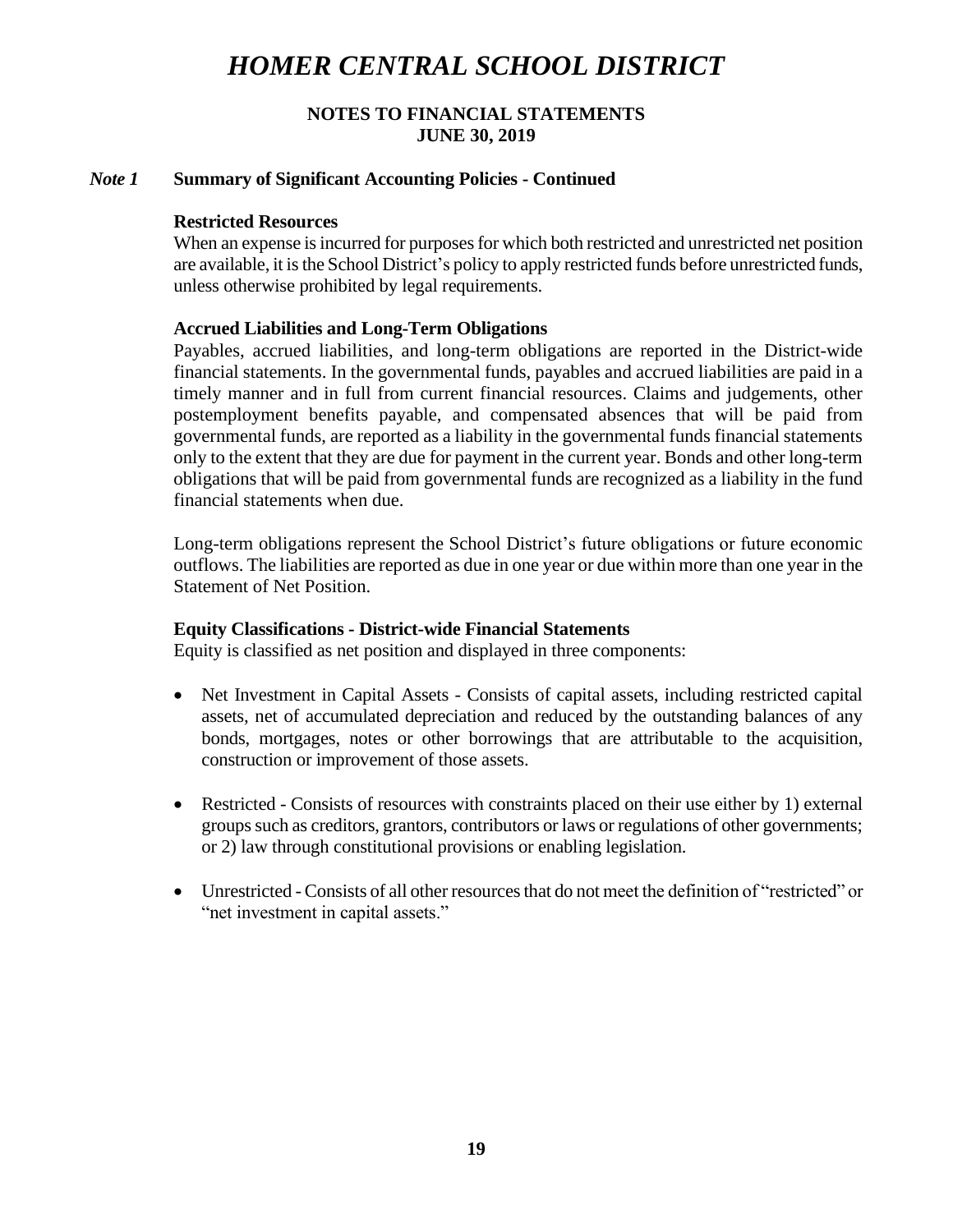# HOMER CENTRAL SCHOOL DISTRICT

**NOTES TO FINANCIAL STATEMENTS**
**JUNE 30, 2019**

## *Note 1* Summary of Significant Accounting Policies - Continued

### Restricted Resources

When an expense is incurred for purposes for which both restricted and unrestricted net position are available, it is the School District's policy to apply restricted funds before unrestricted funds, unless otherwise prohibited by legal requirements.

### Accrued Liabilities and Long-Term Obligations

Payables, accrued liabilities, and long-term obligations are reported in the District-wide financial statements. In the governmental funds, payables and accrued liabilities are paid in a timely manner and in full from current financial resources. Claims and judgements, other postemployment benefits payable, and compensated absences that will be paid from governmental funds, are reported as a liability in the governmental funds financial statements only to the extent that they are due for payment in the current year. Bonds and other long-term obligations that will be paid from governmental funds are recognized as a liability in the fund financial statements when due.

Long-term obligations represent the School District's future obligations or future economic outflows. The liabilities are reported as due in one year or due within more than one year in the Statement of Net Position.

### Equity Classifications - District-wide Financial Statements

Equity is classified as net position and displayed in three components:

- Net Investment in Capital Assets - Consists of capital assets, including restricted capital assets, net of accumulated depreciation and reduced by the outstanding balances of any bonds, mortgages, notes or other borrowings that are attributable to the acquisition, construction or improvement of those assets.

- Restricted - Consists of resources with constraints placed on their use either by 1) external groups such as creditors, grantors, contributors or laws or regulations of other governments; or 2) law through constitutional provisions or enabling legislation.

- Unrestricted - Consists of all other resources that do not meet the definition of "restricted" or "net investment in capital assets."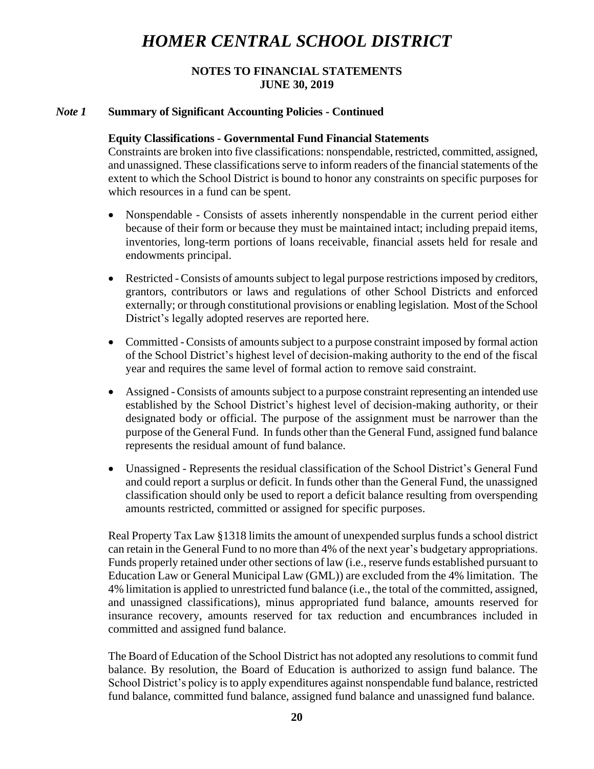# HOMER CENTRAL SCHOOL DISTRICT

**NOTES TO FINANCIAL STATEMENTS**
**JUNE 30, 2019**

## *Note 1* Summary of Significant Accounting Policies - Continued

**Equity Classifications - Governmental Fund Financial Statements**

Constraints are broken into five classifications: nonspendable, restricted, committed, assigned, and unassigned. These classifications serve to inform readers of the financial statements of the extent to which the School District is bound to honor any constraints on specific purposes for which resources in a fund can be spent.

- Nonspendable - Consists of assets inherently nonspendable in the current period either because of their form or because they must be maintained intact; including prepaid items, inventories, long-term portions of loans receivable, financial assets held for resale and endowments principal.
- Restricted - Consists of amounts subject to legal purpose restrictions imposed by creditors, grantors, contributors or laws and regulations of other School Districts and enforced externally; or through constitutional provisions or enabling legislation. Most of the School District's legally adopted reserves are reported here.
- Committed - Consists of amounts subject to a purpose constraint imposed by formal action of the School District's highest level of decision-making authority to the end of the fiscal year and requires the same level of formal action to remove said constraint.
- Assigned - Consists of amounts subject to a purpose constraint representing an intended use established by the School District's highest level of decision-making authority, or their designated body or official. The purpose of the assignment must be narrower than the purpose of the General Fund. In funds other than the General Fund, assigned fund balance represents the residual amount of fund balance.
- Unassigned - Represents the residual classification of the School District's General Fund and could report a surplus or deficit. In funds other than the General Fund, the unassigned classification should only be used to report a deficit balance resulting from overspending amounts restricted, committed or assigned for specific purposes.

Real Property Tax Law §1318 limits the amount of unexpended surplus funds a school district can retain in the General Fund to no more than 4% of the next year's budgetary appropriations. Funds properly retained under other sections of law (i.e., reserve funds established pursuant to Education Law or General Municipal Law (GML)) are excluded from the 4% limitation. The 4% limitation is applied to unrestricted fund balance (i.e., the total of the committed, assigned, and unassigned classifications), minus appropriated fund balance, amounts reserved for insurance recovery, amounts reserved for tax reduction and encumbrances included in committed and assigned fund balance.

The Board of Education of the School District has not adopted any resolutions to commit fund balance. By resolution, the Board of Education is authorized to assign fund balance. The School District's policy is to apply expenditures against nonspendable fund balance, restricted fund balance, committed fund balance, assigned fund balance and unassigned fund balance.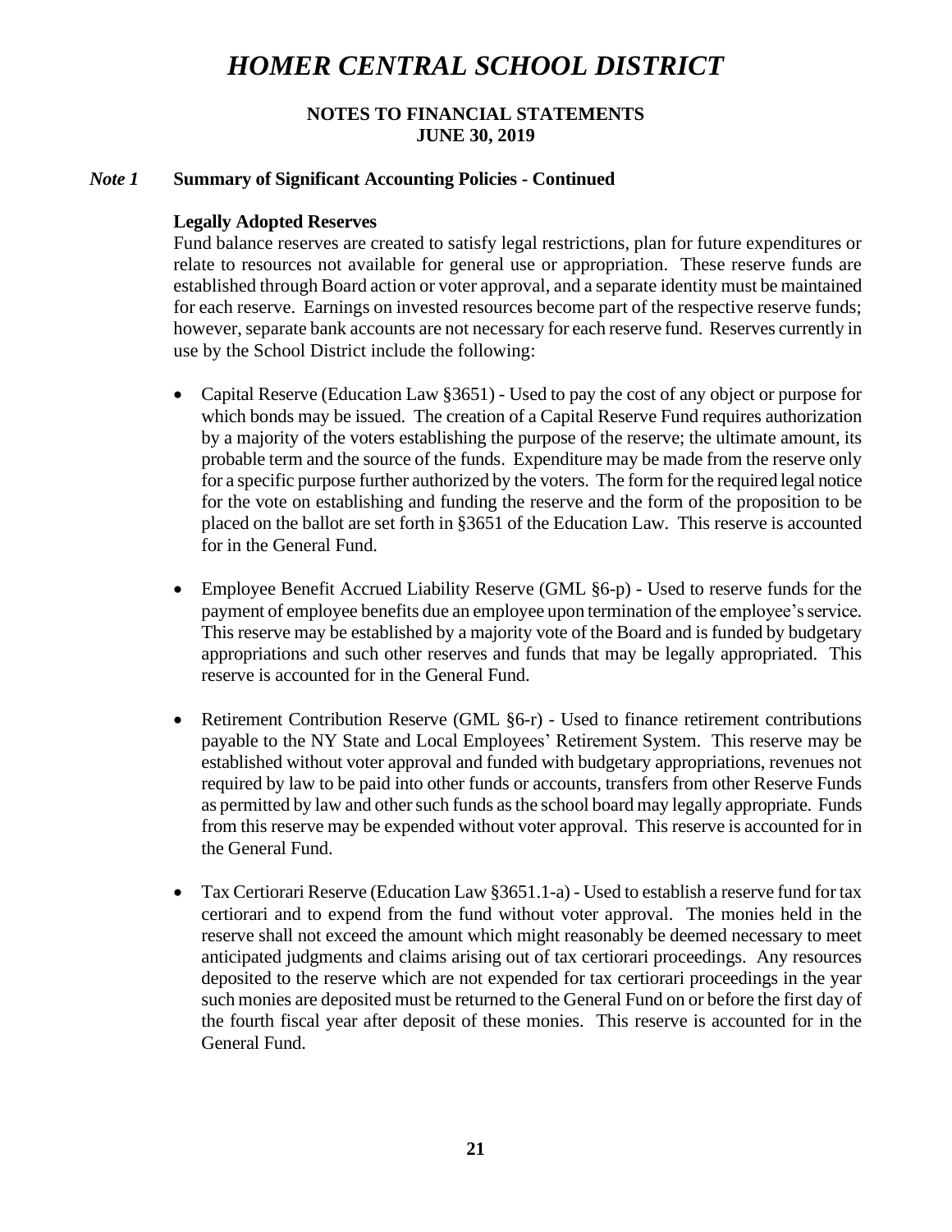# HOMER CENTRAL SCHOOL DISTRICT

**NOTES TO FINANCIAL STATEMENTS**
**JUNE 30, 2019**

## *Note 1* Summary of Significant Accounting Policies - Continued

**Legally Adopted Reserves**

Fund balance reserves are created to satisfy legal restrictions, plan for future expenditures or relate to resources not available for general use or appropriation. These reserve funds are established through Board action or voter approval, and a separate identity must be maintained for each reserve. Earnings on invested resources become part of the respective reserve funds; however, separate bank accounts are not necessary for each reserve fund. Reserves currently in use by the School District include the following:

- Capital Reserve (Education Law §3651) - Used to pay the cost of any object or purpose for which bonds may be issued. The creation of a Capital Reserve Fund requires authorization by a majority of the voters establishing the purpose of the reserve; the ultimate amount, its probable term and the source of the funds. Expenditure may be made from the reserve only for a specific purpose further authorized by the voters. The form for the required legal notice for the vote on establishing and funding the reserve and the form of the proposition to be placed on the ballot are set forth in §3651 of the Education Law. This reserve is accounted for in the General Fund.

- Employee Benefit Accrued Liability Reserve (GML §6-p) - Used to reserve funds for the payment of employee benefits due an employee upon termination of the employee's service. This reserve may be established by a majority vote of the Board and is funded by budgetary appropriations and such other reserves and funds that may be legally appropriated. This reserve is accounted for in the General Fund.

- Retirement Contribution Reserve (GML §6-r) - Used to finance retirement contributions payable to the NY State and Local Employees' Retirement System. This reserve may be established without voter approval and funded with budgetary appropriations, revenues not required by law to be paid into other funds or accounts, transfers from other Reserve Funds as permitted by law and other such funds as the school board may legally appropriate. Funds from this reserve may be expended without voter approval. This reserve is accounted for in the General Fund.

- Tax Certiorari Reserve (Education Law §3651.1-a) - Used to establish a reserve fund for tax certiorari and to expend from the fund without voter approval. The monies held in the reserve shall not exceed the amount which might reasonably be deemed necessary to meet anticipated judgments and claims arising out of tax certiorari proceedings. Any resources deposited to the reserve which are not expended for tax certiorari proceedings in the year such monies are deposited must be returned to the General Fund on or before the first day of the fourth fiscal year after deposit of these monies. This reserve is accounted for in the General Fund.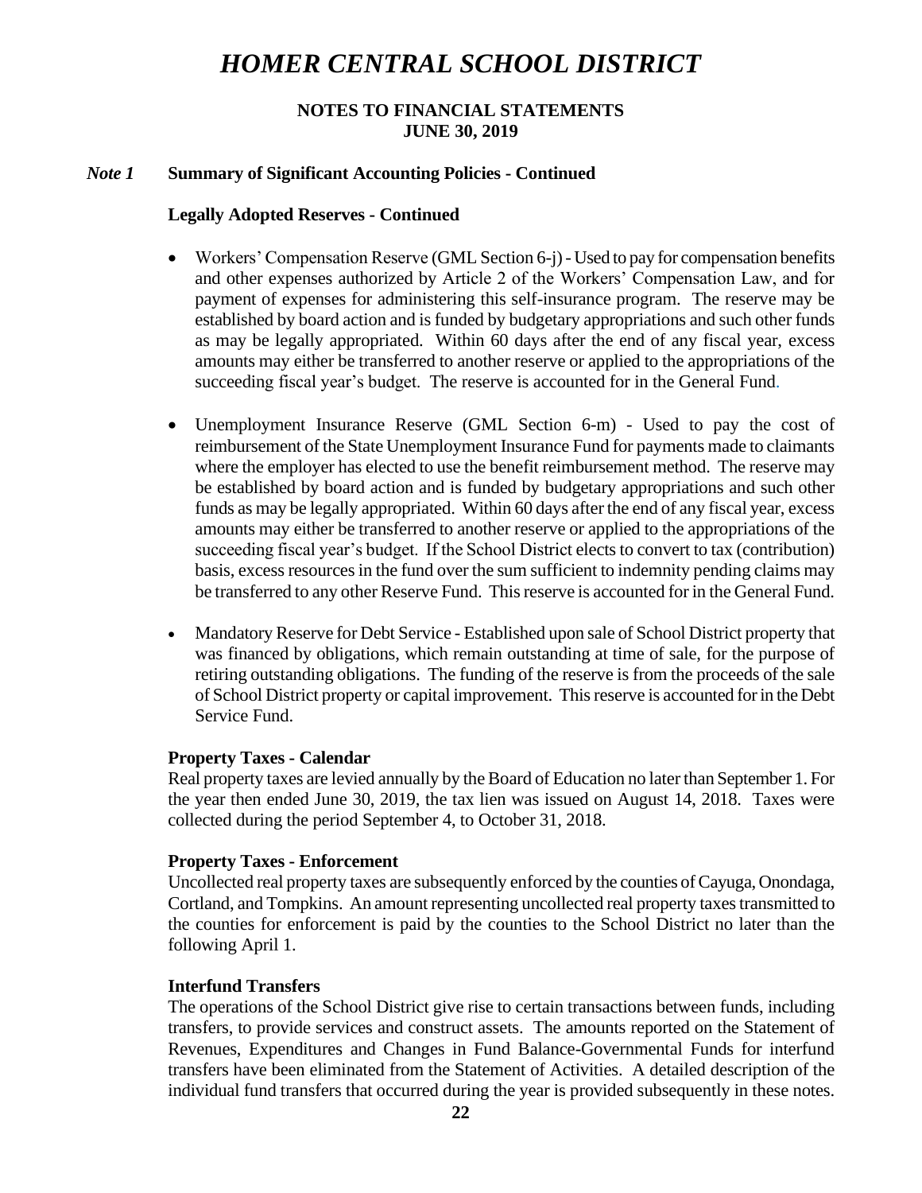# *HOMER CENTRAL SCHOOL DISTRICT*

**NOTES TO FINANCIAL STATEMENTS**
**JUNE 30, 2019**

## *Note 1* Summary of Significant Accounting Policies - Continued

### Legally Adopted Reserves - Continued

- Workers' Compensation Reserve (GML Section 6-j) - Used to pay for compensation benefits and other expenses authorized by Article 2 of the Workers' Compensation Law, and for payment of expenses for administering this self-insurance program. The reserve may be established by board action and is funded by budgetary appropriations and such other funds as may be legally appropriated. Within 60 days after the end of any fiscal year, excess amounts may either be transferred to another reserve or applied to the appropriations of the succeeding fiscal year's budget. The reserve is accounted for in the General Fund.

- Unemployment Insurance Reserve (GML Section 6-m) - Used to pay the cost of reimbursement of the State Unemployment Insurance Fund for payments made to claimants where the employer has elected to use the benefit reimbursement method. The reserve may be established by board action and is funded by budgetary appropriations and such other funds as may be legally appropriated. Within 60 days after the end of any fiscal year, excess amounts may either be transferred to another reserve or applied to the appropriations of the succeeding fiscal year's budget. If the School District elects to convert to tax (contribution) basis, excess resources in the fund over the sum sufficient to indemnity pending claims may be transferred to any other Reserve Fund. This reserve is accounted for in the General Fund.

- Mandatory Reserve for Debt Service - Established upon sale of School District property that was financed by obligations, which remain outstanding at time of sale, for the purpose of retiring outstanding obligations. The funding of the reserve is from the proceeds of the sale of School District property or capital improvement. This reserve is accounted for in the Debt Service Fund.

### Property Taxes - Calendar

Real property taxes are levied annually by the Board of Education no later than September 1. For the year then ended June 30, 2019, the tax lien was issued on August 14, 2018. Taxes were collected during the period September 4, to October 31, 2018.

### Property Taxes - Enforcement

Uncollected real property taxes are subsequently enforced by the counties of Cayuga, Onondaga, Cortland, and Tompkins. An amount representing uncollected real property taxes transmitted to the counties for enforcement is paid by the counties to the School District no later than the following April 1.

### Interfund Transfers

The operations of the School District give rise to certain transactions between funds, including transfers, to provide services and construct assets. The amounts reported on the Statement of Revenues, Expenditures and Changes in Fund Balance-Governmental Funds for interfund transfers have been eliminated from the Statement of Activities. A detailed description of the individual fund transfers that occurred during the year is provided subsequently in these notes.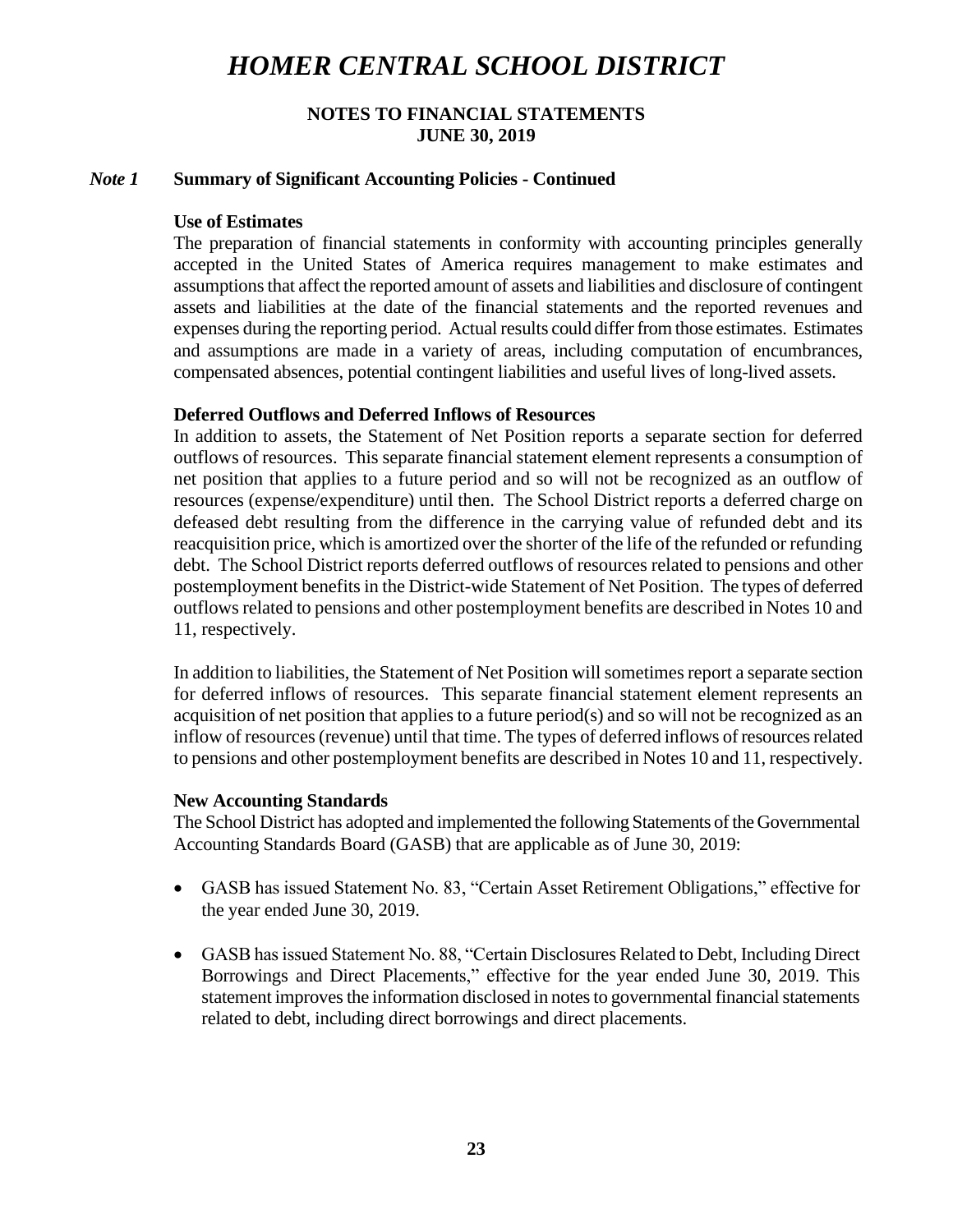# HOMER CENTRAL SCHOOL DISTRICT

**NOTES TO FINANCIAL STATEMENTS**
**JUNE 30, 2019**

## *Note 1* Summary of Significant Accounting Policies - Continued

**Use of Estimates**

The preparation of financial statements in conformity with accounting principles generally accepted in the United States of America requires management to make estimates and assumptions that affect the reported amount of assets and liabilities and disclosure of contingent assets and liabilities at the date of the financial statements and the reported revenues and expenses during the reporting period. Actual results could differ from those estimates. Estimates and assumptions are made in a variety of areas, including computation of encumbrances, compensated absences, potential contingent liabilities and useful lives of long-lived assets.

**Deferred Outflows and Deferred Inflows of Resources**

In addition to assets, the Statement of Net Position reports a separate section for deferred outflows of resources. This separate financial statement element represents a consumption of net position that applies to a future period and so will not be recognized as an outflow of resources (expense/expenditure) until then. The School District reports a deferred charge on defeased debt resulting from the difference in the carrying value of refunded debt and its reacquisition price, which is amortized over the shorter of the life of the refunded or refunding debt. The School District reports deferred outflows of resources related to pensions and other postemployment benefits in the District-wide Statement of Net Position. The types of deferred outflows related to pensions and other postemployment benefits are described in Notes 10 and 11, respectively.

In addition to liabilities, the Statement of Net Position will sometimes report a separate section for deferred inflows of resources. This separate financial statement element represents an acquisition of net position that applies to a future period(s) and so will not be recognized as an inflow of resources (revenue) until that time. The types of deferred inflows of resources related to pensions and other postemployment benefits are described in Notes 10 and 11, respectively.

**New Accounting Standards**

The School District has adopted and implemented the following Statements of the Governmental Accounting Standards Board (GASB) that are applicable as of June 30, 2019:

- GASB has issued Statement No. 83, "Certain Asset Retirement Obligations," effective for the year ended June 30, 2019.
- GASB has issued Statement No. 88, "Certain Disclosures Related to Debt, Including Direct Borrowings and Direct Placements," effective for the year ended June 30, 2019. This statement improves the information disclosed in notes to governmental financial statements related to debt, including direct borrowings and direct placements.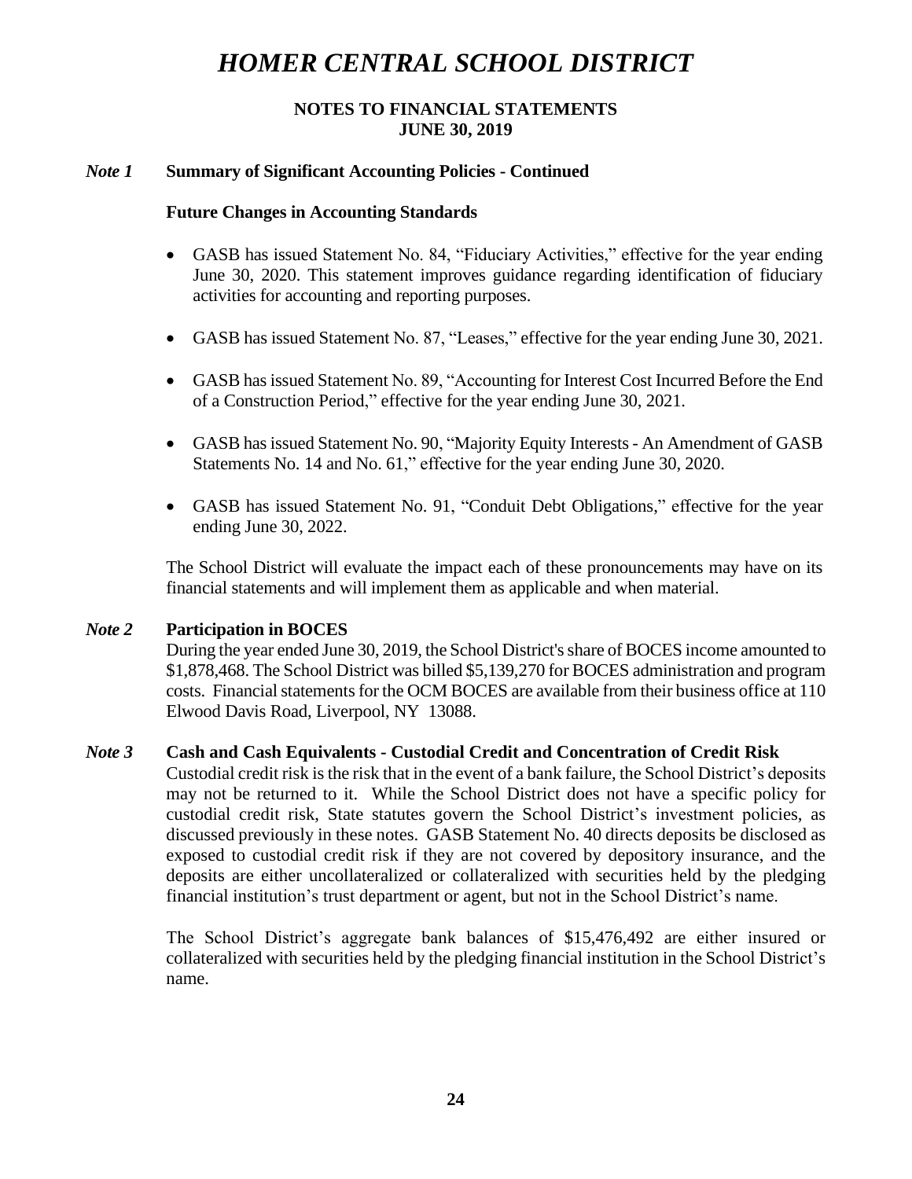# HOMER CENTRAL SCHOOL DISTRICT

**NOTES TO FINANCIAL STATEMENTS**
**JUNE 30, 2019**

***Note 1*** **Summary of Significant Accounting Policies - Continued**

**Future Changes in Accounting Standards**

- GASB has issued Statement No. 84, "Fiduciary Activities," effective for the year ending June 30, 2020. This statement improves guidance regarding identification of fiduciary activities for accounting and reporting purposes.
- GASB has issued Statement No. 87, "Leases," effective for the year ending June 30, 2021.
- GASB has issued Statement No. 89, "Accounting for Interest Cost Incurred Before the End of a Construction Period," effective for the year ending June 30, 2021.
- GASB has issued Statement No. 90, "Majority Equity Interests - An Amendment of GASB Statements No. 14 and No. 61," effective for the year ending June 30, 2020.
- GASB has issued Statement No. 91, "Conduit Debt Obligations," effective for the year ending June 30, 2022.

The School District will evaluate the impact each of these pronouncements may have on its financial statements and will implement them as applicable and when material.

***Note 2*** **Participation in BOCES**

During the year ended June 30, 2019, the School District's share of BOCES income amounted to $1,878,468. The School District was billed $5,139,270 for BOCES administration and program costs. Financial statements for the OCM BOCES are available from their business office at 110 Elwood Davis Road, Liverpool, NY 13088.

***Note 3*** **Cash and Cash Equivalents - Custodial Credit and Concentration of Credit Risk**

Custodial credit risk is the risk that in the event of a bank failure, the School District's deposits may not be returned to it. While the School District does not have a specific policy for custodial credit risk, State statutes govern the School District's investment policies, as discussed previously in these notes. GASB Statement No. 40 directs deposits be disclosed as exposed to custodial credit risk if they are not covered by depository insurance, and the deposits are either uncollateralized or collateralized with securities held by the pledging financial institution's trust department or agent, but not in the School District's name.

The School District's aggregate bank balances of $15,476,492 are either insured or collateralized with securities held by the pledging financial institution in the School District's name.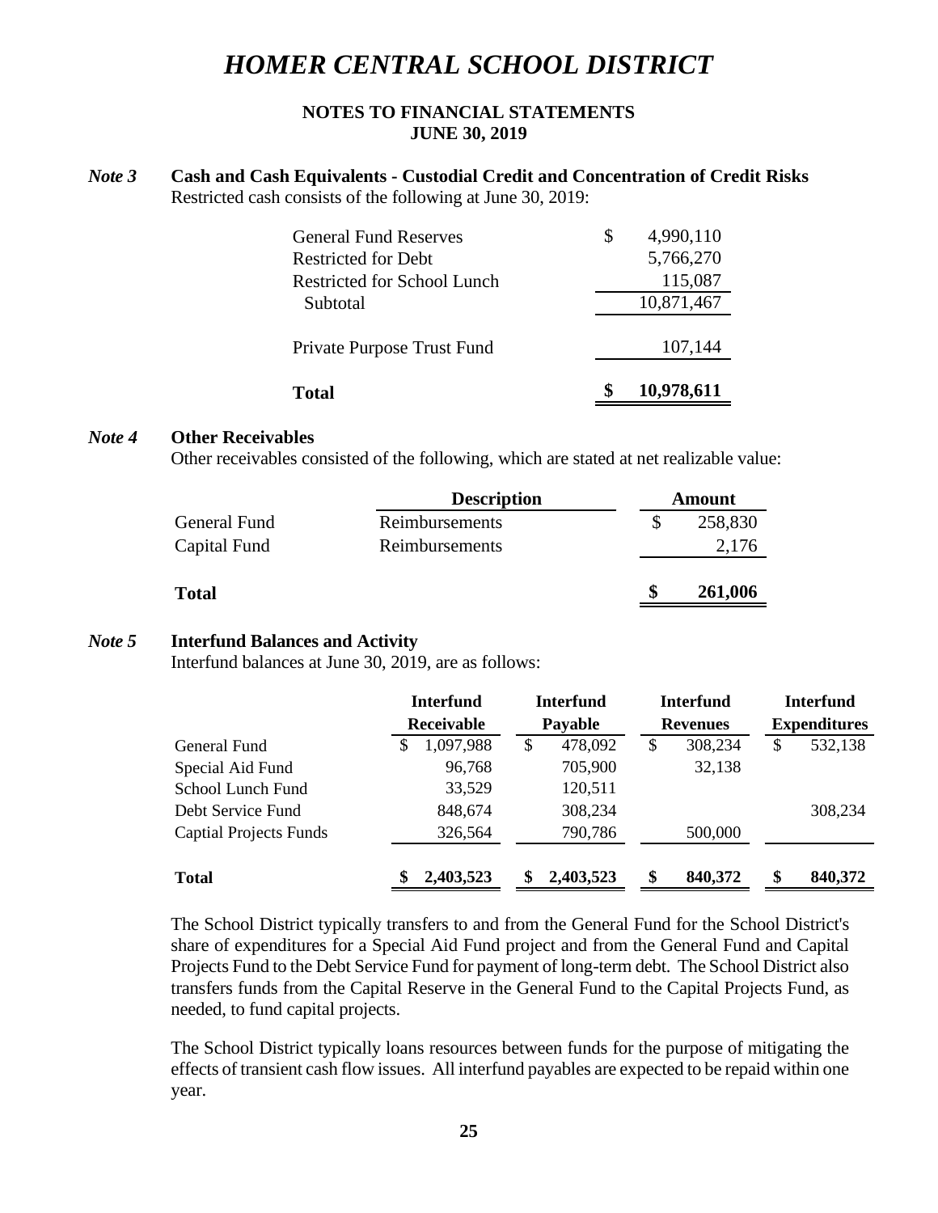# HOMER CENTRAL SCHOOL DISTRICT

**NOTES TO FINANCIAL STATEMENTS**
**JUNE 30, 2019**

### *Note 3* Cash and Cash Equivalents - Custodial Credit and Concentration of Credit Risks

Restricted cash consists of the following at June 30, 2019:

| | |
|---|---|
| General Fund Reserves | $ 4,990,110 |
| Restricted for Debt | 5,766,270 |
| Restricted for School Lunch | 115,087 |
| Subtotal | 10,871,467 |
| Private Purpose Trust Fund | 107,144 |
| **Total** | **$ 10,978,611** |

### *Note 4* Other Receivables

Other receivables consisted of the following, which are stated at net realizable value:

| | Description | Amount |
|---|---|---|
| General Fund | Reimbursements | $ 258,830 |
| Capital Fund | Reimbursements | 2,176 |
| **Total** | | **$ 261,006** |

### *Note 5* Interfund Balances and Activity

Interfund balances at June 30, 2019, are as follows:

| | Interfund Receivable | Interfund Payable | Interfund Revenues | Interfund Expenditures |
|---|---|---|---|---|
| General Fund | $ 1,097,988 | $ 478,092 | $ 308,234 | $ 532,138 |
| Special Aid Fund | 96,768 | 705,900 | 32,138 | |
| School Lunch Fund | 33,529 | 120,511 | | |
| Debt Service Fund | 848,674 | 308,234 | | 308,234 |
| Captial Projects Funds | 326,564 | 790,786 | 500,000 | |
| **Total** | **$ 2,403,523** | **$ 2,403,523** | **$ 840,372** | **$ 840,372** |

The School District typically transfers to and from the General Fund for the School District's share of expenditures for a Special Aid Fund project and from the General Fund and Capital Projects Fund to the Debt Service Fund for payment of long-term debt. The School District also transfers funds from the Capital Reserve in the General Fund to the Capital Projects Fund, as needed, to fund capital projects.

The School District typically loans resources between funds for the purpose of mitigating the effects of transient cash flow issues. All interfund payables are expected to be repaid within one year.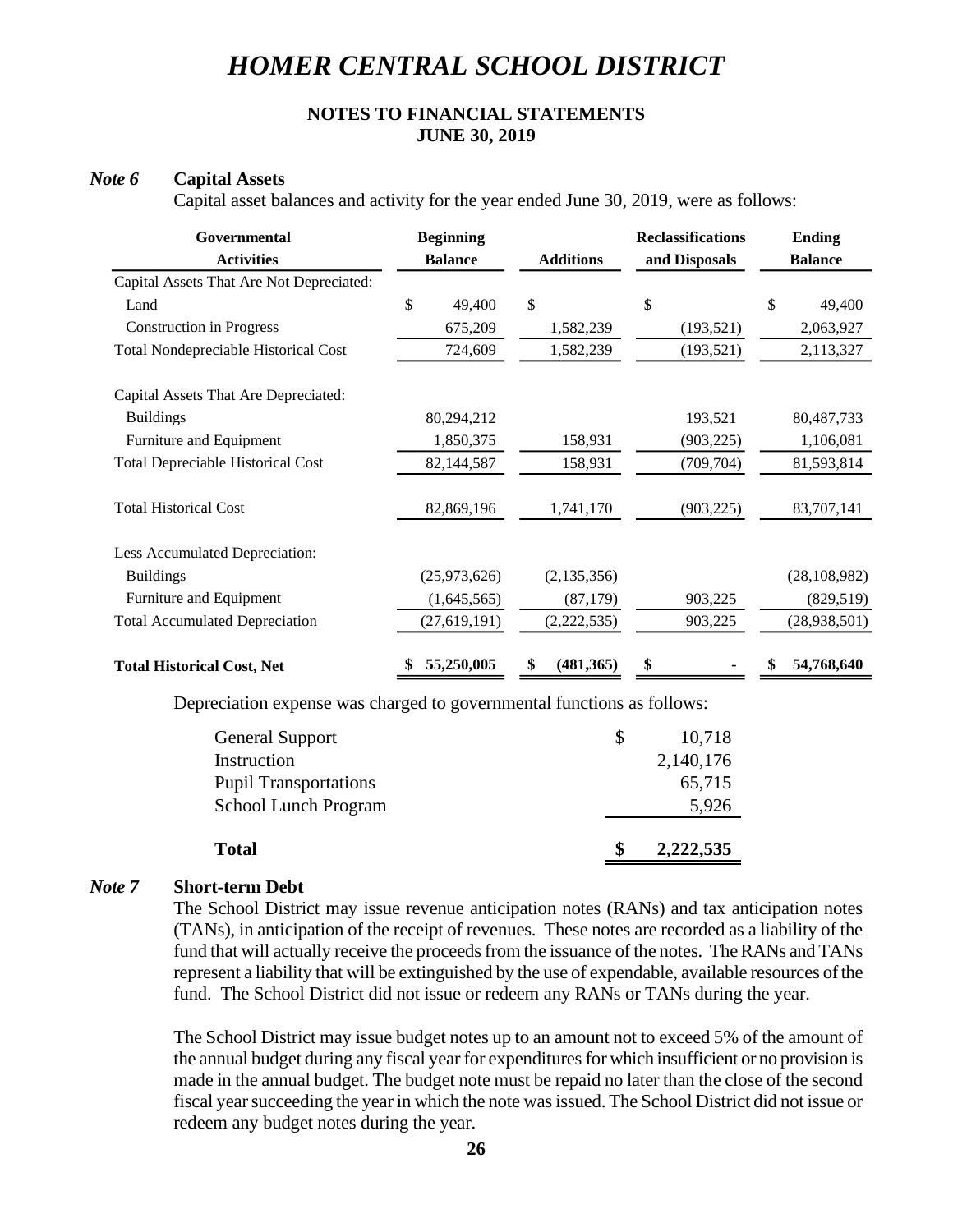# HOMER CENTRAL SCHOOL DISTRICT

**NOTES TO FINANCIAL STATEMENTS**
**JUNE 30, 2019**

***Note 6*** **Capital Assets**

Capital asset balances and activity for the year ended June 30, 2019, were as follows:

| Governmental Activities | Beginning Balance | Additions | Reclassifications and Disposals | Ending Balance |
|---|---|---|---|---|
| Capital Assets That Are Not Depreciated: | | | | |
| Land | $ 49,400 | $ | $ | $ 49,400 |
| Construction in Progress | 675,209 | 1,582,239 | (193,521) | 2,063,927 |
| Total Nondepreciable Historical Cost | 724,609 | 1,582,239 | (193,521) | 2,113,327 |
| Capital Assets That Are Depreciated: | | | | |
| Buildings | 80,294,212 | | 193,521 | 80,487,733 |
| Furniture and Equipment | 1,850,375 | 158,931 | (903,225) | 1,106,081 |
| Total Depreciable Historical Cost | 82,144,587 | 158,931 | (709,704) | 81,593,814 |
| Total Historical Cost | 82,869,196 | 1,741,170 | (903,225) | 83,707,141 |
| Less Accumulated Depreciation: | | | | |
| Buildings | (25,973,626) | (2,135,356) | | (28,108,982) |
| Furniture and Equipment | (1,645,565) | (87,179) | 903,225 | (829,519) |
| Total Accumulated Depreciation | (27,619,191) | (2,222,535) | 903,225 | (28,938,501) |
| **Total Historical Cost, Net** | **$ 55,250,005** | **$ (481,365)** | **$ -** | **$ 54,768,640** |

Depreciation expense was charged to governmental functions as follows:

| | |
|---|---|
| General Support | $ 10,718 |
| Instruction | 2,140,176 |
| Pupil Transportations | 65,715 |
| School Lunch Program | 5,926 |
| **Total** | **$ 2,222,535** |

***Note 7*** **Short-term Debt**

The School District may issue revenue anticipation notes (RANs) and tax anticipation notes (TANs), in anticipation of the receipt of revenues. These notes are recorded as a liability of the fund that will actually receive the proceeds from the issuance of the notes. The RANs and TANs represent a liability that will be extinguished by the use of expendable, available resources of the fund. The School District did not issue or redeem any RANs or TANs during the year.

The School District may issue budget notes up to an amount not to exceed 5% of the amount of the annual budget during any fiscal year for expenditures for which insufficient or no provision is made in the annual budget. The budget note must be repaid no later than the close of the second fiscal year succeeding the year in which the note was issued. The School District did not issue or redeem any budget notes during the year.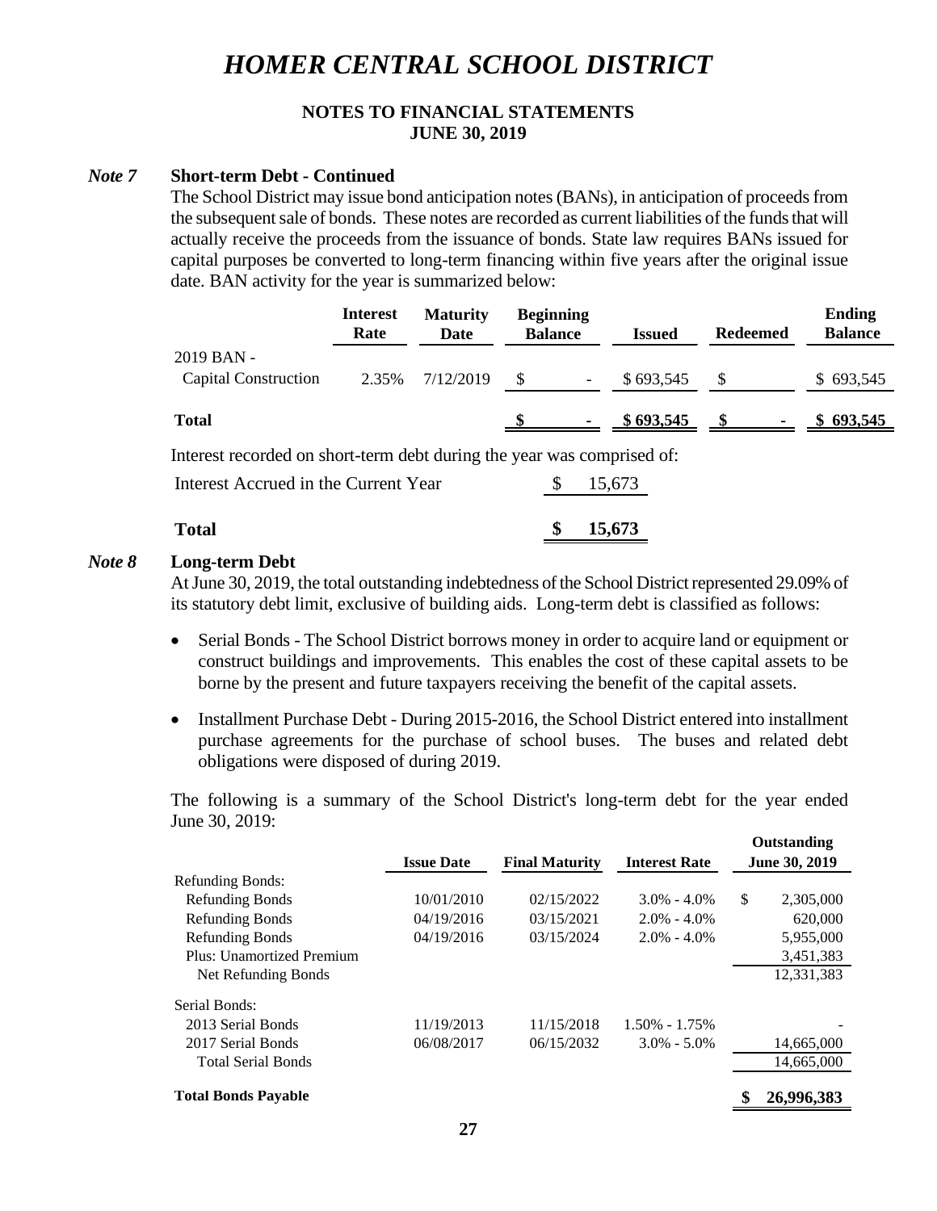# HOMER CENTRAL SCHOOL DISTRICT

**NOTES TO FINANCIAL STATEMENTS**
**JUNE 30, 2019**

### *Note 7* Short-term Debt - Continued

The School District may issue bond anticipation notes (BANs), in anticipation of proceeds from the subsequent sale of bonds. These notes are recorded as current liabilities of the funds that will actually receive the proceeds from the issuance of bonds. State law requires BANs issued for capital purposes be converted to long-term financing within five years after the original issue date. BAN activity for the year is summarized below:

| | Interest Rate | Maturity Date | Beginning Balance | Issued | Redeemed | Ending Balance |
|---|---|---|---|---|---|---|
| 2019 BAN - Capital Construction | 2.35% | 7/12/2019 | $ - | $ 693,545 | $ | $ 693,545 |
| **Total** | | | **$ -** | **$ 693,545** | **$ -** | **$ 693,545** |

Interest recorded on short-term debt during the year was comprised of:

| | |
|---|---|
| Interest Accrued in the Current Year | $ 15,673 |
| **Total** | **$ 15,673** |

### *Note 8* Long-term Debt

At June 30, 2019, the total outstanding indebtedness of the School District represented 29.09% of its statutory debt limit, exclusive of building aids. Long-term debt is classified as follows:

- Serial Bonds - The School District borrows money in order to acquire land or equipment or construct buildings and improvements. This enables the cost of these capital assets to be borne by the present and future taxpayers receiving the benefit of the capital assets.
- Installment Purchase Debt - During 2015-2016, the School District entered into installment purchase agreements for the purchase of school buses. The buses and related debt obligations were disposed of during 2019.

The following is a summary of the School District's long-term debt for the year ended June 30, 2019:

| | Issue Date | Final Maturity | Interest Rate | Outstanding June 30, 2019 |
|---|---|---|---|---|
| Refunding Bonds: | | | | |
| Refunding Bonds | 10/01/2010 | 02/15/2022 | 3.0% - 4.0% | $ 2,305,000 |
| Refunding Bonds | 04/19/2016 | 03/15/2021 | 2.0% - 4.0% | 620,000 |
| Refunding Bonds | 04/19/2016 | 03/15/2024 | 2.0% - 4.0% | 5,955,000 |
| Plus: Unamortized Premium | | | | 3,451,383 |
| Net Refunding Bonds | | | | 12,331,383 |
| Serial Bonds: | | | | |
| 2013 Serial Bonds | 11/19/2013 | 11/15/2018 | 1.50% - 1.75% | - |
| 2017 Serial Bonds | 06/08/2017 | 06/15/2032 | 3.0% - 5.0% | 14,665,000 |
| Total Serial Bonds | | | | 14,665,000 |
| **Total Bonds Payable** | | | | **$ 26,996,383** |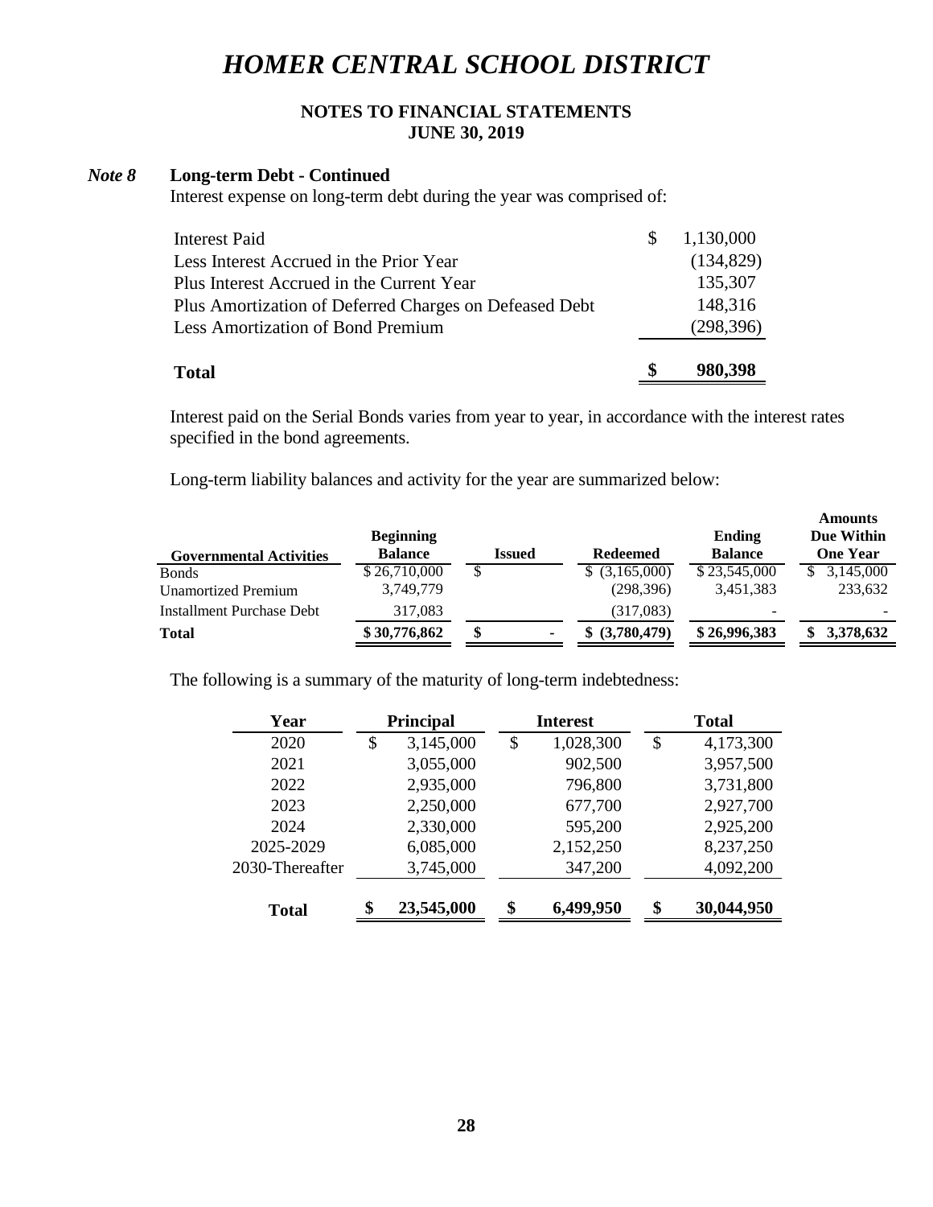# HOMER CENTRAL SCHOOL DISTRICT

**NOTES TO FINANCIAL STATEMENTS**
**JUNE 30, 2019**

***Note 8*** **Long-term Debt - Continued**

Interest expense on long-term debt during the year was comprised of:

| | |
|---|---|
| Interest Paid | $ 1,130,000 |
| Less Interest Accrued in the Prior Year | (134,829) |
| Plus Interest Accrued in the Current Year | 135,307 |
| Plus Amortization of Deferred Charges on Defeased Debt | 148,316 |
| Less Amortization of Bond Premium | (298,396) |
| **Total** | **$ 980,398** |

Interest paid on the Serial Bonds varies from year to year, in accordance with the interest rates specified in the bond agreements.

Long-term liability balances and activity for the year are summarized below:

| Governmental Activities | Beginning Balance | Issued | Redeemed | Ending Balance | Amounts Due Within One Year |
|---|---|---|---|---|---|
| Bonds | $ 26,710,000 | $ | $ (3,165,000) | $ 23,545,000 | $ 3,145,000 |
| Unamortized Premium | 3,749,779 | | (298,396) | 3,451,383 | 233,632 |
| Installment Purchase Debt | 317,083 | | (317,083) | - | - |
| **Total** | **$ 30,776,862** | **$ -** | **$ (3,780,479)** | **$ 26,996,383** | **$ 3,378,632** |

The following is a summary of the maturity of long-term indebtedness:

| Year | Principal | Interest | Total |
|---|---|---|---|
| 2020 | $ 3,145,000 | $ 1,028,300 | $ 4,173,300 |
| 2021 | 3,055,000 | 902,500 | 3,957,500 |
| 2022 | 2,935,000 | 796,800 | 3,731,800 |
| 2023 | 2,250,000 | 677,700 | 2,927,700 |
| 2024 | 2,330,000 | 595,200 | 2,925,200 |
| 2025-2029 | 6,085,000 | 2,152,250 | 8,237,250 |
| 2030-Thereafter | 3,745,000 | 347,200 | 4,092,200 |
| **Total** | **$ 23,545,000** | **$ 6,499,950** | **$ 30,044,950** |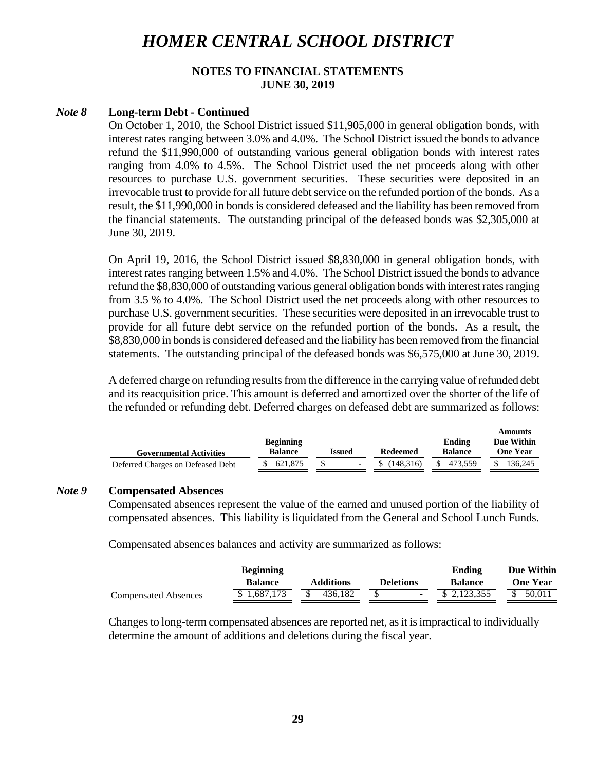# HOMER CENTRAL SCHOOL DISTRICT

**NOTES TO FINANCIAL STATEMENTS**
**JUNE 30, 2019**

## *Note 8* Long-term Debt - Continued

On October 1, 2010, the School District issued $11,905,000 in general obligation bonds, with interest rates ranging between 3.0% and 4.0%. The School District issued the bonds to advance refund the $11,990,000 of outstanding various general obligation bonds with interest rates ranging from 4.0% to 4.5%. The School District used the net proceeds along with other resources to purchase U.S. government securities. These securities were deposited in an irrevocable trust to provide for all future debt service on the refunded portion of the bonds. As a result, the $11,990,000 in bonds is considered defeased and the liability has been removed from the financial statements. The outstanding principal of the defeased bonds was $2,305,000 at June 30, 2019.

On April 19, 2016, the School District issued $8,830,000 in general obligation bonds, with interest rates ranging between 1.5% and 4.0%. The School District issued the bonds to advance refund the $8,830,000 of outstanding various general obligation bonds with interest rates ranging from 3.5 % to 4.0%. The School District used the net proceeds along with other resources to purchase U.S. government securities. These securities were deposited in an irrevocable trust to provide for all future debt service on the refunded portion of the bonds. As a result, the $8,830,000 in bonds is considered defeased and the liability has been removed from the financial statements. The outstanding principal of the defeased bonds was $6,575,000 at June 30, 2019.

A deferred charge on refunding results from the difference in the carrying value of refunded debt and its reacquisition price. This amount is deferred and amortized over the shorter of the life of the refunded or refunding debt. Deferred charges on defeased debt are summarized as follows:

| Governmental Activities | Beginning Balance | Issued | Redeemed | Ending Balance | Amounts Due Within One Year |
|---|---|---|---|---|---|
| Deferred Charges on Defeased Debt | $ 621,875 | $ - | $ (148,316) | $ 473,559 | $ 136,245 |

## *Note 9* Compensated Absences

Compensated absences represent the value of the earned and unused portion of the liability of compensated absences. This liability is liquidated from the General and School Lunch Funds.

Compensated absences balances and activity are summarized as follows:

| | Beginning Balance | Additions | Deletions | Ending Balance | Due Within One Year |
|---|---|---|---|---|---|
| Compensated Absences | $ 1,687,173 | $ 436,182 | $ - | $ 2,123,355 | $ 50,011 |

Changes to long-term compensated absences are reported net, as it is impractical to individually determine the amount of additions and deletions during the fiscal year.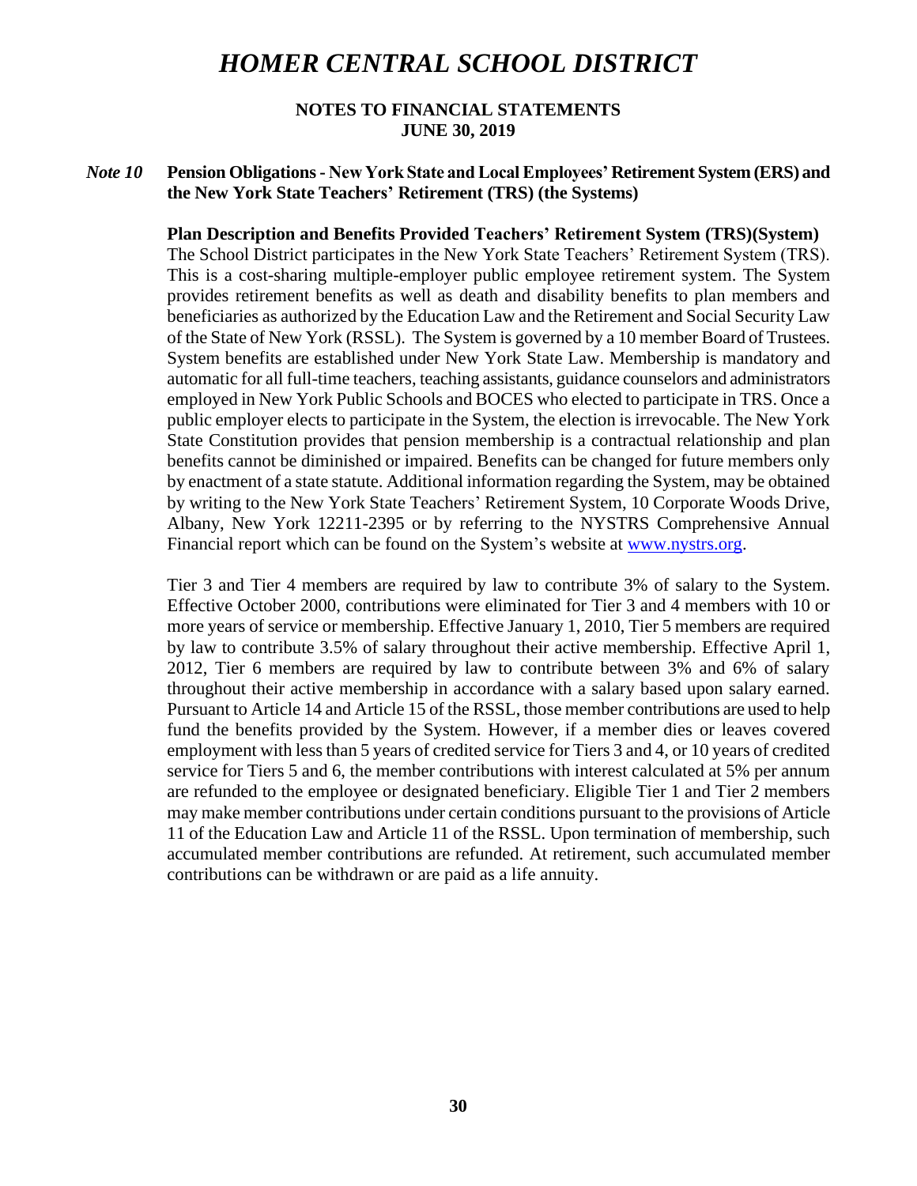# HOMER CENTRAL SCHOOL DISTRICT

**NOTES TO FINANCIAL STATEMENTS**
**JUNE 30, 2019**

***Note 10*** **Pension Obligations - New York State and Local Employees' Retirement System (ERS) and the New York State Teachers' Retirement (TRS) (the Systems)**

**Plan Description and Benefits Provided Teachers' Retirement System (TRS)(System)**
The School District participates in the New York State Teachers' Retirement System (TRS). This is a cost-sharing multiple-employer public employee retirement system. The System provides retirement benefits as well as death and disability benefits to plan members and beneficiaries as authorized by the Education Law and the Retirement and Social Security Law of the State of New York (RSSL). The System is governed by a 10 member Board of Trustees. System benefits are established under New York State Law. Membership is mandatory and automatic for all full-time teachers, teaching assistants, guidance counselors and administrators employed in New York Public Schools and BOCES who elected to participate in TRS. Once a public employer elects to participate in the System, the election is irrevocable. The New York State Constitution provides that pension membership is a contractual relationship and plan benefits cannot be diminished or impaired. Benefits can be changed for future members only by enactment of a state statute. Additional information regarding the System, may be obtained by writing to the New York State Teachers' Retirement System, 10 Corporate Woods Drive, Albany, New York 12211-2395 or by referring to the NYSTRS Comprehensive Annual Financial report which can be found on the System's website at www.nystrs.org.

Tier 3 and Tier 4 members are required by law to contribute 3% of salary to the System. Effective October 2000, contributions were eliminated for Tier 3 and 4 members with 10 or more years of service or membership. Effective January 1, 2010, Tier 5 members are required by law to contribute 3.5% of salary throughout their active membership. Effective April 1, 2012, Tier 6 members are required by law to contribute between 3% and 6% of salary throughout their active membership in accordance with a salary based upon salary earned. Pursuant to Article 14 and Article 15 of the RSSL, those member contributions are used to help fund the benefits provided by the System. However, if a member dies or leaves covered employment with less than 5 years of credited service for Tiers 3 and 4, or 10 years of credited service for Tiers 5 and 6, the member contributions with interest calculated at 5% per annum are refunded to the employee or designated beneficiary. Eligible Tier 1 and Tier 2 members may make member contributions under certain conditions pursuant to the provisions of Article 11 of the Education Law and Article 11 of the RSSL. Upon termination of membership, such accumulated member contributions are refunded. At retirement, such accumulated member contributions can be withdrawn or are paid as a life annuity.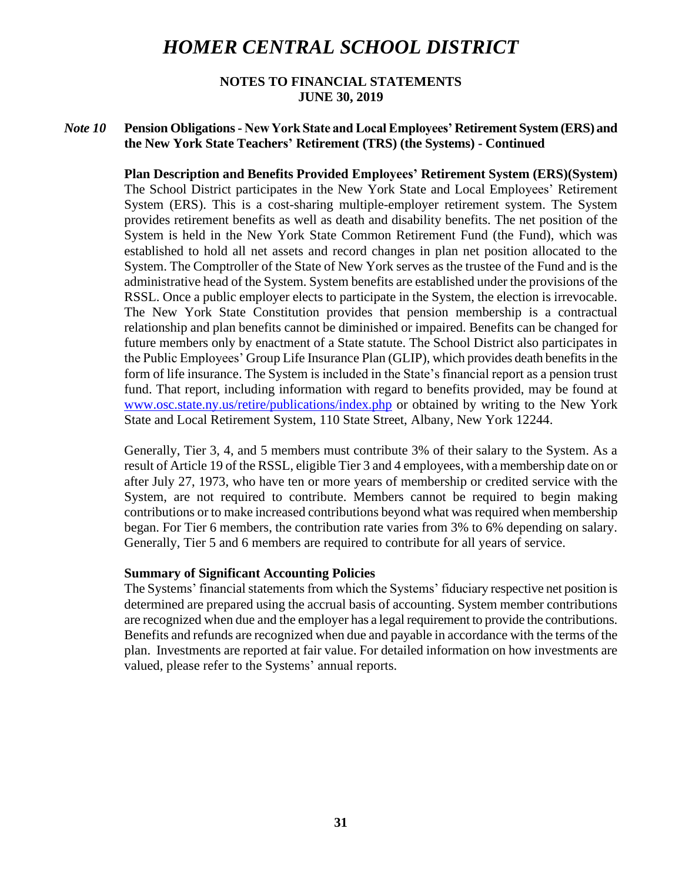*Note 10* **Pension Obligations - New York State and Local Employees' Retirement System (ERS) and the New York State Teachers' Retirement (TRS) (the Systems) - Continued**

**Plan Description and Benefits Provided Employees' Retirement System (ERS)(System)**

The School District participates in the New York State and Local Employees' Retirement System (ERS). This is a cost-sharing multiple-employer retirement system. The System provides retirement benefits as well as death and disability benefits. The net position of the System is held in the New York State Common Retirement Fund (the Fund), which was established to hold all net assets and record changes in plan net position allocated to the System. The Comptroller of the State of New York serves as the trustee of the Fund and is the administrative head of the System. System benefits are established under the provisions of the RSSL. Once a public employer elects to participate in the System, the election is irrevocable. The New York State Constitution provides that pension membership is a contractual relationship and plan benefits cannot be diminished or impaired. Benefits can be changed for future members only by enactment of a State statute. The School District also participates in the Public Employees' Group Life Insurance Plan (GLIP), which provides death benefits in the form of life insurance. The System is included in the State's financial report as a pension trust fund. That report, including information with regard to benefits provided, may be found at www.osc.state.ny.us/retire/publications/index.php or obtained by writing to the New York State and Local Retirement System, 110 State Street, Albany, New York 12244.

Generally, Tier 3, 4, and 5 members must contribute 3% of their salary to the System. As a result of Article 19 of the RSSL, eligible Tier 3 and 4 employees, with a membership date on or after July 27, 1973, who have ten or more years of membership or credited service with the System, are not required to contribute. Members cannot be required to begin making contributions or to make increased contributions beyond what was required when membership began. For Tier 6 members, the contribution rate varies from 3% to 6% depending on salary. Generally, Tier 5 and 6 members are required to contribute for all years of service.

**Summary of Significant Accounting Policies**

The Systems' financial statements from which the Systems' fiduciary respective net position is determined are prepared using the accrual basis of accounting. System member contributions are recognized when due and the employer has a legal requirement to provide the contributions. Benefits and refunds are recognized when due and payable in accordance with the terms of the plan. Investments are reported at fair value. For detailed information on how investments are valued, please refer to the Systems' annual reports.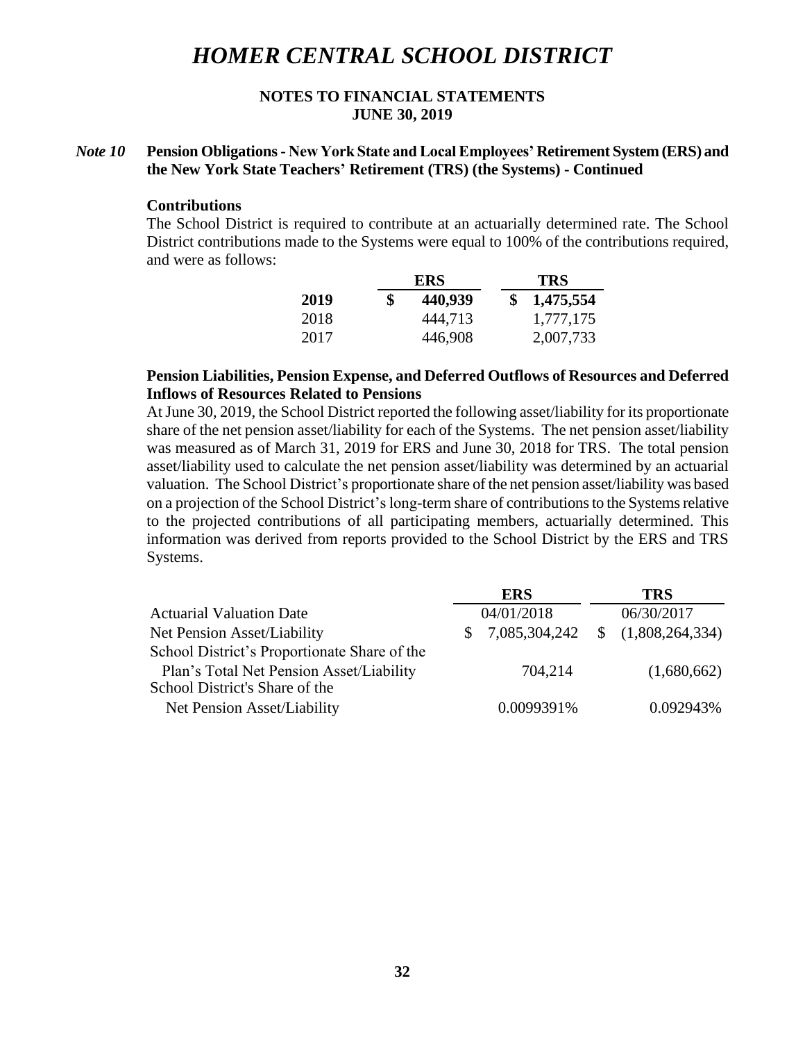# HOMER CENTRAL SCHOOL DISTRICT

**NOTES TO FINANCIAL STATEMENTS**
**JUNE 30, 2019**

***Note 10*** **Pension Obligations - New York State and Local Employees' Retirement System (ERS) and the New York State Teachers' Retirement (TRS) (the Systems) - Continued**

**Contributions**

The School District is required to contribute at an actuarially determined rate. The School District contributions made to the Systems were equal to 100% of the contributions required, and were as follows:

| | ERS | TRS |
|---|---|---|
| **2019** | **$ 440,939** | **$ 1,475,554** |
| 2018 | 444,713 | 1,777,175 |
| 2017 | 446,908 | 2,007,733 |

**Pension Liabilities, Pension Expense, and Deferred Outflows of Resources and Deferred Inflows of Resources Related to Pensions**

At June 30, 2019, the School District reported the following asset/liability for its proportionate share of the net pension asset/liability for each of the Systems. The net pension asset/liability was measured as of March 31, 2019 for ERS and June 30, 2018 for TRS. The total pension asset/liability used to calculate the net pension asset/liability was determined by an actuarial valuation. The School District's proportionate share of the net pension asset/liability was based on a projection of the School District's long-term share of contributions to the Systems relative to the projected contributions of all participating members, actuarially determined. This information was derived from reports provided to the School District by the ERS and TRS Systems.

| | ERS | TRS |
|---|---|---|
| Actuarial Valuation Date | 04/01/2018 | 06/30/2017 |
| Net Pension Asset/Liability | $ 7,085,304,242 | $ (1,808,264,334) |
| School District's Proportionate Share of the Plan's Total Net Pension Asset/Liability | 704,214 | (1,680,662) |
| School District's Share of the Net Pension Asset/Liability | 0.0099391% | 0.092943% |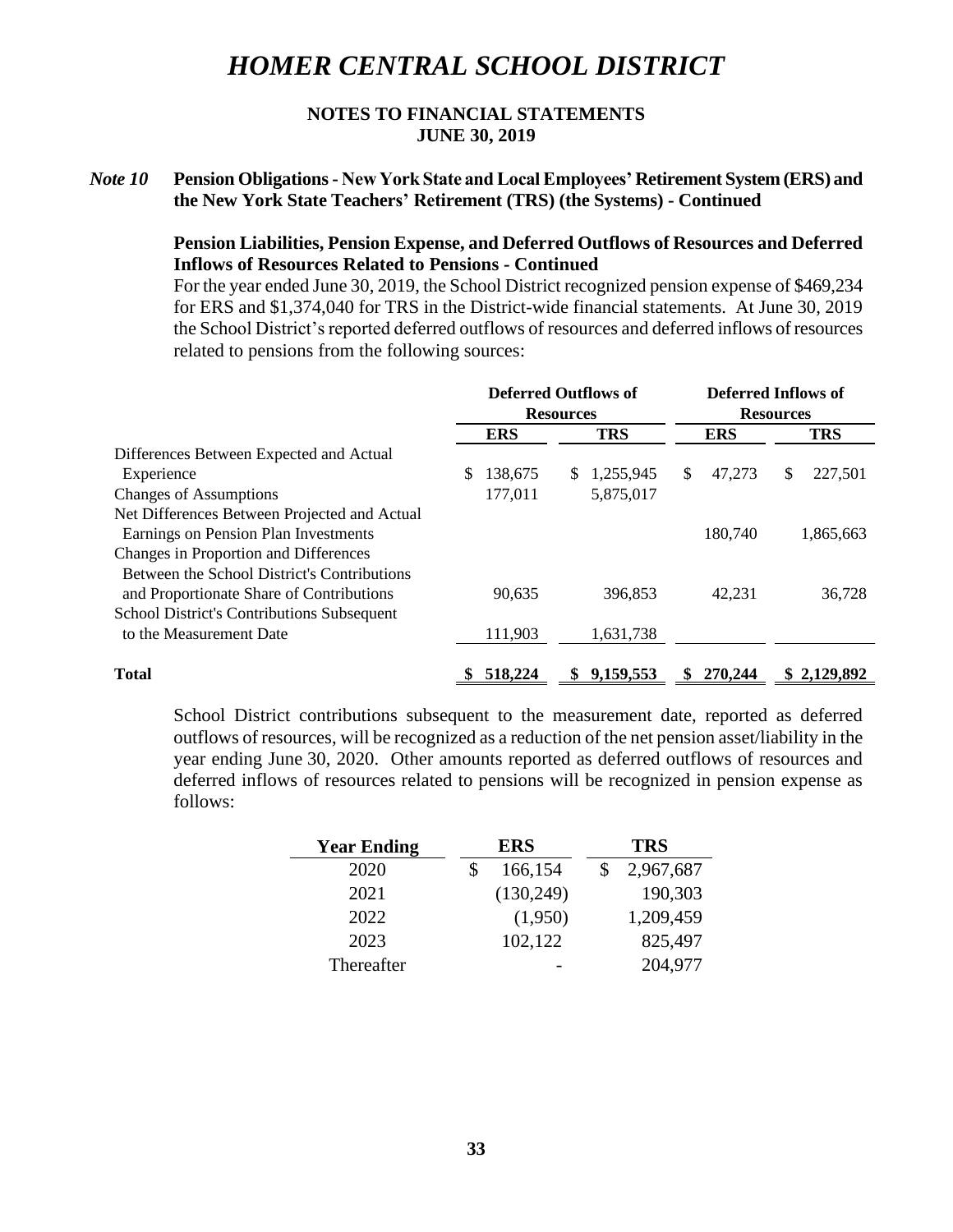# HOMER CENTRAL SCHOOL DISTRICT

**NOTES TO FINANCIAL STATEMENTS**
**JUNE 30, 2019**

***Note 10*** **Pension Obligations - New York State and Local Employees' Retirement System (ERS) and the New York State Teachers' Retirement (TRS) (the Systems) - Continued**

**Pension Liabilities, Pension Expense, and Deferred Outflows of Resources and Deferred Inflows of Resources Related to Pensions - Continued**

For the year ended June 30, 2019, the School District recognized pension expense of $469,234 for ERS and $1,374,040 for TRS in the District-wide financial statements. At June 30, 2019 the School District's reported deferred outflows of resources and deferred inflows of resources related to pensions from the following sources:

| | Deferred Outflows of Resources | | Deferred Inflows of Resources | |
|---|---|---|---|---|
| | **ERS** | **TRS** | **ERS** | **TRS** |
| Differences Between Expected and Actual Experience | $ 138,675 | $ 1,255,945 | $ 47,273 | $ 227,501 |
| Changes of Assumptions | 177,011 | 5,875,017 | | |
| Net Differences Between Projected and Actual Earnings on Pension Plan Investments | | | 180,740 | 1,865,663 |
| Changes in Proportion and Differences Between the School District's Contributions and Proportionate Share of Contributions | 90,635 | 396,853 | 42,231 | 36,728 |
| School District's Contributions Subsequent to the Measurement Date | 111,903 | 1,631,738 | | |
| **Total** | **$ 518,224** | **$ 9,159,553** | **$ 270,244** | **$ 2,129,892** |

School District contributions subsequent to the measurement date, reported as deferred outflows of resources, will be recognized as a reduction of the net pension asset/liability in the year ending June 30, 2020. Other amounts reported as deferred outflows of resources and deferred inflows of resources related to pensions will be recognized in pension expense as follows:

| Year Ending | ERS | TRS |
|---|---|---|
| 2020 | $ 166,154 | $ 2,967,687 |
| 2021 | (130,249) | 190,303 |
| 2022 | (1,950) | 1,209,459 |
| 2023 | 102,122 | 825,497 |
| Thereafter | - | 204,977 |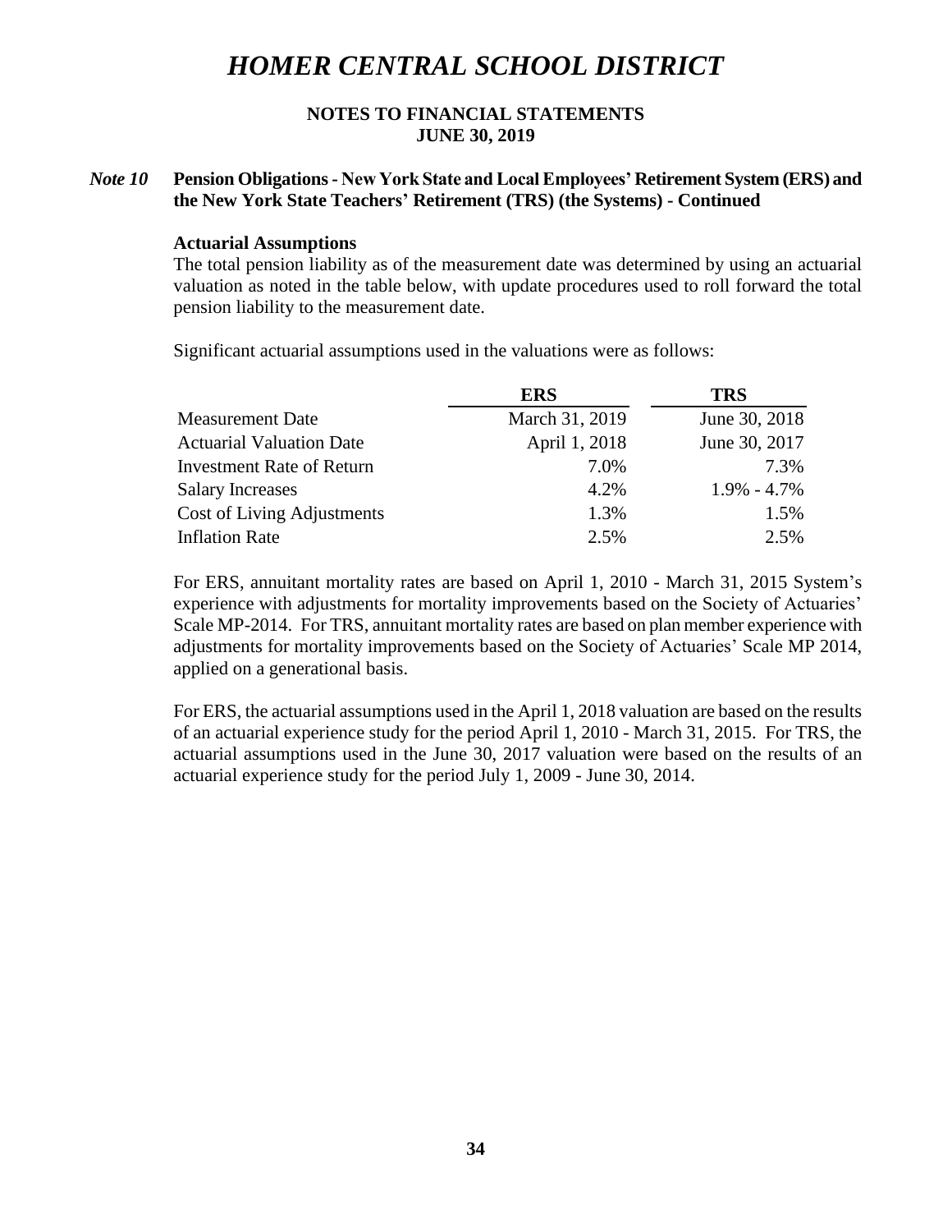# HOMER CENTRAL SCHOOL DISTRICT

**NOTES TO FINANCIAL STATEMENTS**
**JUNE 30, 2019**

***Note 10*** **Pension Obligations - New York State and Local Employees' Retirement System (ERS) and the New York State Teachers' Retirement (TRS) (the Systems) - Continued**

**Actuarial Assumptions**

The total pension liability as of the measurement date was determined by using an actuarial valuation as noted in the table below, with update procedures used to roll forward the total pension liability to the measurement date.

Significant actuarial assumptions used in the valuations were as follows:

| | ERS | TRS |
|---|---|---|
| Measurement Date | March 31, 2019 | June 30, 2018 |
| Actuarial Valuation Date | April 1, 2018 | June 30, 2017 |
| Investment Rate of Return | 7.0% | 7.3% |
| Salary Increases | 4.2% | 1.9% - 4.7% |
| Cost of Living Adjustments | 1.3% | 1.5% |
| Inflation Rate | 2.5% | 2.5% |

For ERS, annuitant mortality rates are based on April 1, 2010 - March 31, 2015 System's experience with adjustments for mortality improvements based on the Society of Actuaries' Scale MP-2014. For TRS, annuitant mortality rates are based on plan member experience with adjustments for mortality improvements based on the Society of Actuaries' Scale MP 2014, applied on a generational basis.

For ERS, the actuarial assumptions used in the April 1, 2018 valuation are based on the results of an actuarial experience study for the period April 1, 2010 - March 31, 2015. For TRS, the actuarial assumptions used in the June 30, 2017 valuation were based on the results of an actuarial experience study for the period July 1, 2009 - June 30, 2014.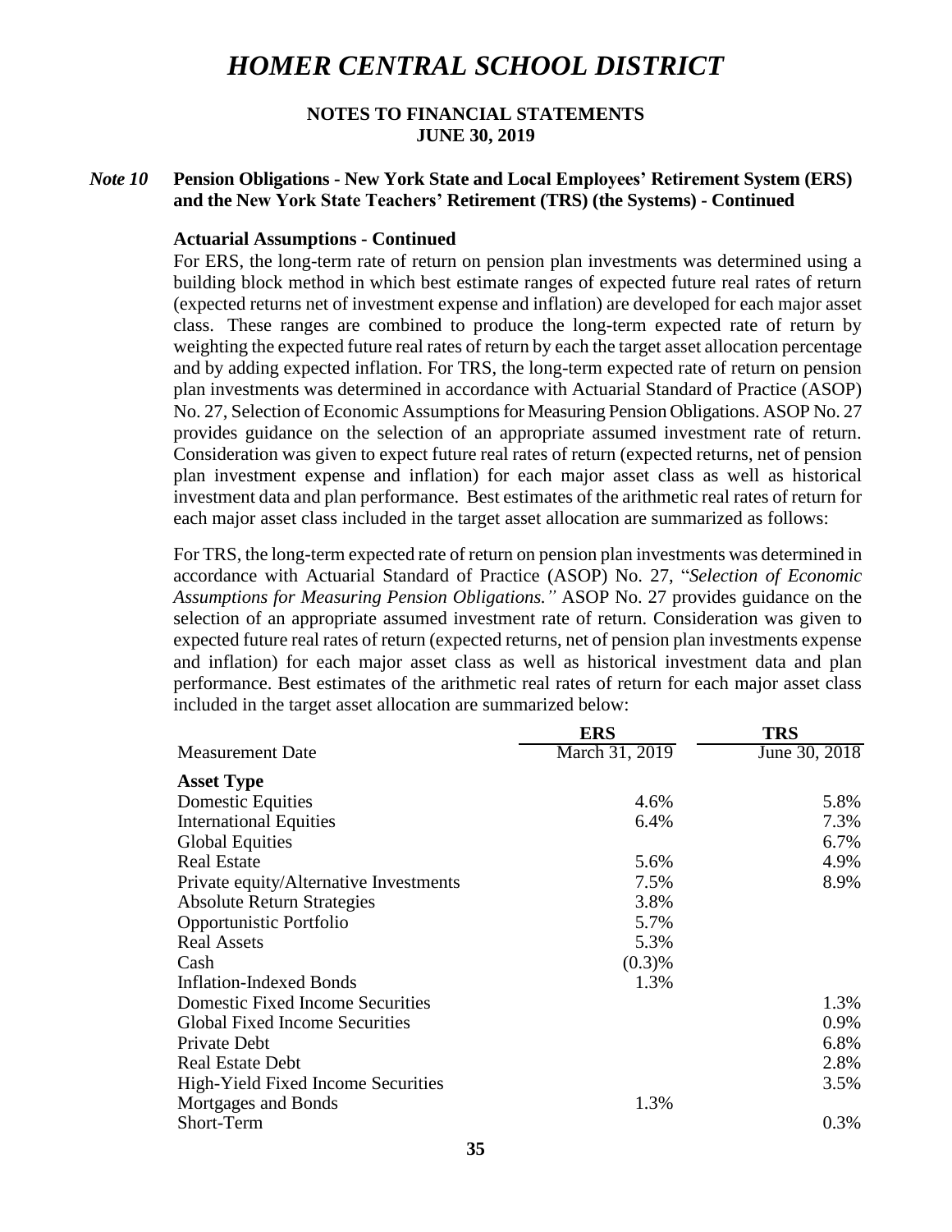# HOMER CENTRAL SCHOOL DISTRICT

**NOTES TO FINANCIAL STATEMENTS**
**JUNE 30, 2019**

## *Note 10* Pension Obligations - New York State and Local Employees' Retirement System (ERS) and the New York State Teachers' Retirement (TRS) (the Systems) - Continued

**Actuarial Assumptions - Continued**

For ERS, the long-term rate of return on pension plan investments was determined using a building block method in which best estimate ranges of expected future real rates of return (expected returns net of investment expense and inflation) are developed for each major asset class. These ranges are combined to produce the long-term expected rate of return by weighting the expected future real rates of return by each the target asset allocation percentage and by adding expected inflation. For TRS, the long-term expected rate of return on pension plan investments was determined in accordance with Actuarial Standard of Practice (ASOP) No. 27, Selection of Economic Assumptions for Measuring Pension Obligations. ASOP No. 27 provides guidance on the selection of an appropriate assumed investment rate of return. Consideration was given to expect future real rates of return (expected returns, net of pension plan investment expense and inflation) for each major asset class as well as historical investment data and plan performance. Best estimates of the arithmetic real rates of return for each major asset class included in the target asset allocation are summarized as follows:

For TRS, the long-term expected rate of return on pension plan investments was determined in accordance with Actuarial Standard of Practice (ASOP) No. 27, "*Selection of Economic Assumptions for Measuring Pension Obligations.*" ASOP No. 27 provides guidance on the selection of an appropriate assumed investment rate of return. Consideration was given to expected future real rates of return (expected returns, net of pension plan investments expense and inflation) for each major asset class as well as historical investment data and plan performance. Best estimates of the arithmetic real rates of return for each major asset class included in the target asset allocation are summarized below:

| | **ERS** | **TRS** |
|---|---|---|
| Measurement Date | March 31, 2019 | June 30, 2018 |
| **Asset Type** | | |
| Domestic Equities | 4.6% | 5.8% |
| International Equities | 6.4% | 7.3% |
| Global Equities | | 6.7% |
| Real Estate | 5.6% | 4.9% |
| Private equity/Alternative Investments | 7.5% | 8.9% |
| Absolute Return Strategies | 3.8% | |
| Opportunistic Portfolio | 5.7% | |
| Real Assets | 5.3% | |
| Cash | (0.3)% | |
| Inflation-Indexed Bonds | 1.3% | |
| Domestic Fixed Income Securities | | 1.3% |
| Global Fixed Income Securities | | 0.9% |
| Private Debt | | 6.8% |
| Real Estate Debt | | 2.8% |
| High-Yield Fixed Income Securities | | 3.5% |
| Mortgages and Bonds | 1.3% | |
| Short-Term | | 0.3% |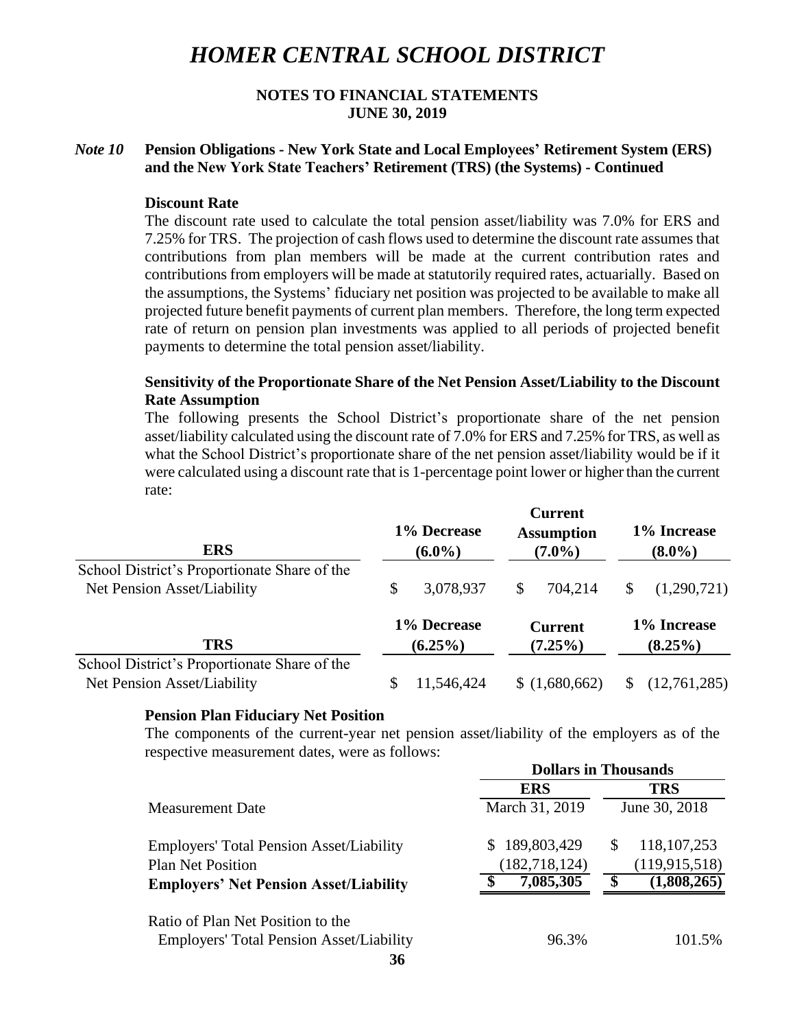# HOMER CENTRAL SCHOOL DISTRICT

**NOTES TO FINANCIAL STATEMENTS**
**JUNE 30, 2019**

***Note 10*** **Pension Obligations - New York State and Local Employees' Retirement System (ERS) and the New York State Teachers' Retirement (TRS) (the Systems) - Continued**

**Discount Rate**

The discount rate used to calculate the total pension asset/liability was 7.0% for ERS and 7.25% for TRS. The projection of cash flows used to determine the discount rate assumes that contributions from plan members will be made at the current contribution rates and contributions from employers will be made at statutorily required rates, actuarially. Based on the assumptions, the Systems' fiduciary net position was projected to be available to make all projected future benefit payments of current plan members. Therefore, the long term expected rate of return on pension plan investments was applied to all periods of projected benefit payments to determine the total pension asset/liability.

**Sensitivity of the Proportionate Share of the Net Pension Asset/Liability to the Discount Rate Assumption**

The following presents the School District's proportionate share of the net pension asset/liability calculated using the discount rate of 7.0% for ERS and 7.25% for TRS, as well as what the School District's proportionate share of the net pension asset/liability would be if it were calculated using a discount rate that is 1-percentage point lower or higher than the current rate:

| ERS | 1% Decrease (6.0%) | Current Assumption (7.0%) | 1% Increase (8.0%) |
|---|---|---|---|
| School District's Proportionate Share of the Net Pension Asset/Liability | $ 3,078,937 | $ 704,214 | $ (1,290,721) |

| TRS | 1% Decrease (6.25%) | Current (7.25%) | 1% Increase (8.25%) |
|---|---|---|---|
| School District's Proportionate Share of the Net Pension Asset/Liability | $ 11,546,424 | $ (1,680,662) | $ (12,761,285) |

**Pension Plan Fiduciary Net Position**

The components of the current-year net pension asset/liability of the employers as of the respective measurement dates, were as follows:

| | Dollars in Thousands | |
|---|---|---|
| | **ERS** | **TRS** |
| Measurement Date | March 31, 2019 | June 30, 2018 |
| Employers' Total Pension Asset/Liability | $ 189,803,429 | $ 118,107,253 |
| Plan Net Position | (182,718,124) | (119,915,518) |
| **Employers' Net Pension Asset/Liability** | **$ 7,085,305** | **$ (1,808,265)** |
| Ratio of Plan Net Position to the Employers' Total Pension Asset/Liability | 96.3% | 101.5% |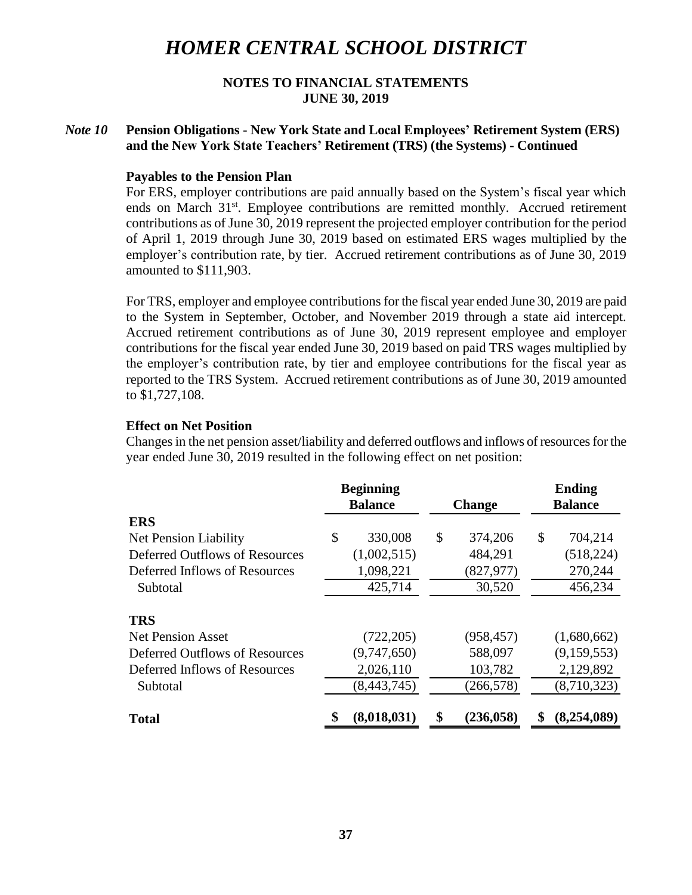# HOMER CENTRAL SCHOOL DISTRICT

## NOTES TO FINANCIAL STATEMENTS
## JUNE 30, 2019

### *Note 10* Pension Obligations - New York State and Local Employees' Retirement System (ERS) and the New York State Teachers' Retirement (TRS) (the Systems) - Continued

**Payables to the Pension Plan**

For ERS, employer contributions are paid annually based on the System's fiscal year which ends on March 31st. Employee contributions are remitted monthly. Accrued retirement contributions as of June 30, 2019 represent the projected employer contribution for the period of April 1, 2019 through June 30, 2019 based on estimated ERS wages multiplied by the employer's contribution rate, by tier. Accrued retirement contributions as of June 30, 2019 amounted to $111,903.

For TRS, employer and employee contributions for the fiscal year ended June 30, 2019 are paid to the System in September, October, and November 2019 through a state aid intercept. Accrued retirement contributions as of June 30, 2019 represent employee and employer contributions for the fiscal year ended June 30, 2019 based on paid TRS wages multiplied by the employer's contribution rate, by tier and employee contributions for the fiscal year as reported to the TRS System. Accrued retirement contributions as of June 30, 2019 amounted to $1,727,108.

**Effect on Net Position**

Changes in the net pension asset/liability and deferred outflows and inflows of resources for the year ended June 30, 2019 resulted in the following effect on net position:

| | Beginning Balance | Change | Ending Balance |
|---|---|---|---|
| **ERS** | | | |
| Net Pension Liability | $ 330,008 | $ 374,206 | $ 704,214 |
| Deferred Outflows of Resources | (1,002,515) | 484,291 | (518,224) |
| Deferred Inflows of Resources | 1,098,221 | (827,977) | 270,244 |
| Subtotal | 425,714 | 30,520 | 456,234 |
| **TRS** | | | |
| Net Pension Asset | (722,205) | (958,457) | (1,680,662) |
| Deferred Outflows of Resources | (9,747,650) | 588,097 | (9,159,553) |
| Deferred Inflows of Resources | 2,026,110 | 103,782 | 2,129,892 |
| Subtotal | (8,443,745) | (266,578) | (8,710,323) |
| **Total** | **$ (8,018,031)** | **$ (236,058)** | **$ (8,254,089)** |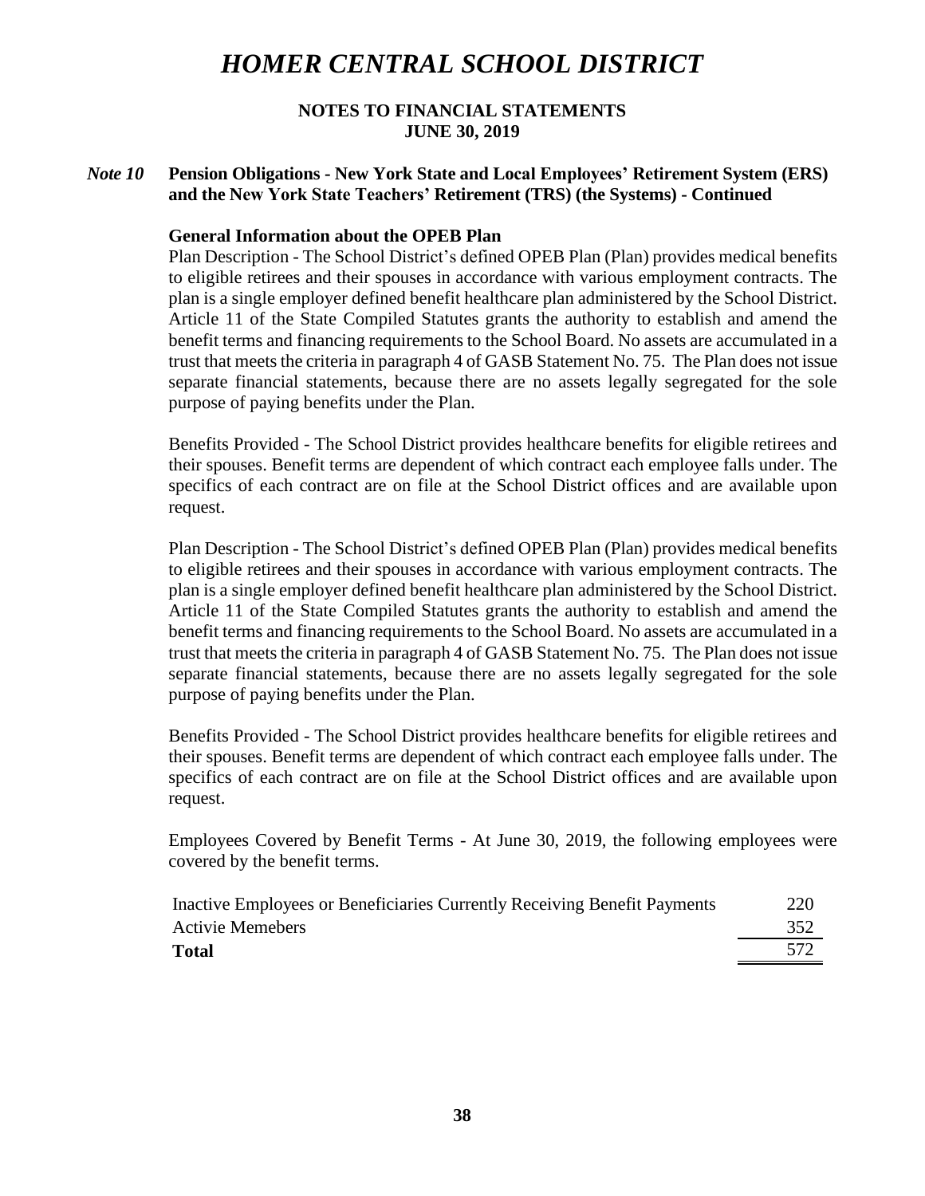# HOMER CENTRAL SCHOOL DISTRICT

**NOTES TO FINANCIAL STATEMENTS**
**JUNE 30, 2019**

***Note 10*** **Pension Obligations - New York State and Local Employees' Retirement System (ERS) and the New York State Teachers' Retirement (TRS) (the Systems) - Continued**

**General Information about the OPEB Plan**

Plan Description - The School District's defined OPEB Plan (Plan) provides medical benefits to eligible retirees and their spouses in accordance with various employment contracts. The plan is a single employer defined benefit healthcare plan administered by the School District. Article 11 of the State Compiled Statutes grants the authority to establish and amend the benefit terms and financing requirements to the School Board. No assets are accumulated in a trust that meets the criteria in paragraph 4 of GASB Statement No. 75. The Plan does not issue separate financial statements, because there are no assets legally segregated for the sole purpose of paying benefits under the Plan.

Benefits Provided - The School District provides healthcare benefits for eligible retirees and their spouses. Benefit terms are dependent of which contract each employee falls under. The specifics of each contract are on file at the School District offices and are available upon request.

Plan Description - The School District's defined OPEB Plan (Plan) provides medical benefits to eligible retirees and their spouses in accordance with various employment contracts. The plan is a single employer defined benefit healthcare plan administered by the School District. Article 11 of the State Compiled Statutes grants the authority to establish and amend the benefit terms and financing requirements to the School Board. No assets are accumulated in a trust that meets the criteria in paragraph 4 of GASB Statement No. 75. The Plan does not issue separate financial statements, because there are no assets legally segregated for the sole purpose of paying benefits under the Plan.

Benefits Provided - The School District provides healthcare benefits for eligible retirees and their spouses. Benefit terms are dependent of which contract each employee falls under. The specifics of each contract are on file at the School District offices and are available upon request.

Employees Covered by Benefit Terms - At June 30, 2019, the following employees were covered by the benefit terms.

| | |
|---|---|
| Inactive Employees or Beneficiaries Currently Receiving Benefit Payments | 220 |
| Activie Memebers | 352 |
| **Total** | 572 |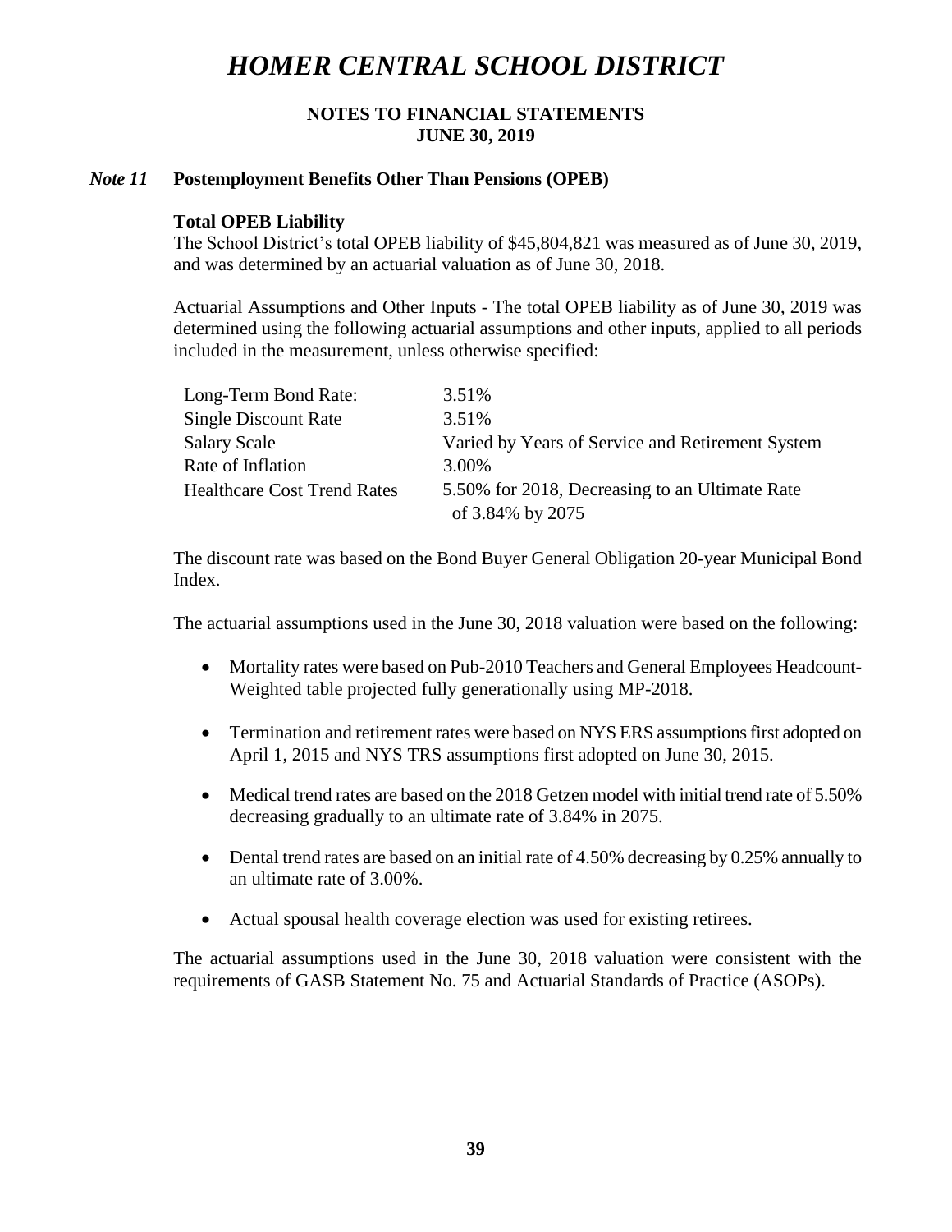# HOMER CENTRAL SCHOOL DISTRICT

**NOTES TO FINANCIAL STATEMENTS**
**JUNE 30, 2019**

## *Note 11* Postemployment Benefits Other Than Pensions (OPEB)

### Total OPEB Liability

The School District's total OPEB liability of $45,804,821 was measured as of June 30, 2019, and was determined by an actuarial valuation as of June 30, 2018.

Actuarial Assumptions and Other Inputs - The total OPEB liability as of June 30, 2019 was determined using the following actuarial assumptions and other inputs, applied to all periods included in the measurement, unless otherwise specified:

| | |
|---|---|
| Long-Term Bond Rate: | 3.51% |
| Single Discount Rate | 3.51% |
| Salary Scale | Varied by Years of Service and Retirement System |
| Rate of Inflation | 3.00% |
| Healthcare Cost Trend Rates | 5.50% for 2018, Decreasing to an Ultimate Rate of 3.84% by 2075 |

The discount rate was based on the Bond Buyer General Obligation 20-year Municipal Bond Index.

The actuarial assumptions used in the June 30, 2018 valuation were based on the following:

- Mortality rates were based on Pub-2010 Teachers and General Employees Headcount-Weighted table projected fully generationally using MP-2018.
- Termination and retirement rates were based on NYS ERS assumptions first adopted on April 1, 2015 and NYS TRS assumptions first adopted on June 30, 2015.
- Medical trend rates are based on the 2018 Getzen model with initial trend rate of 5.50% decreasing gradually to an ultimate rate of 3.84% in 2075.
- Dental trend rates are based on an initial rate of 4.50% decreasing by 0.25% annually to an ultimate rate of 3.00%.
- Actual spousal health coverage election was used for existing retirees.

The actuarial assumptions used in the June 30, 2018 valuation were consistent with the requirements of GASB Statement No. 75 and Actuarial Standards of Practice (ASOPs).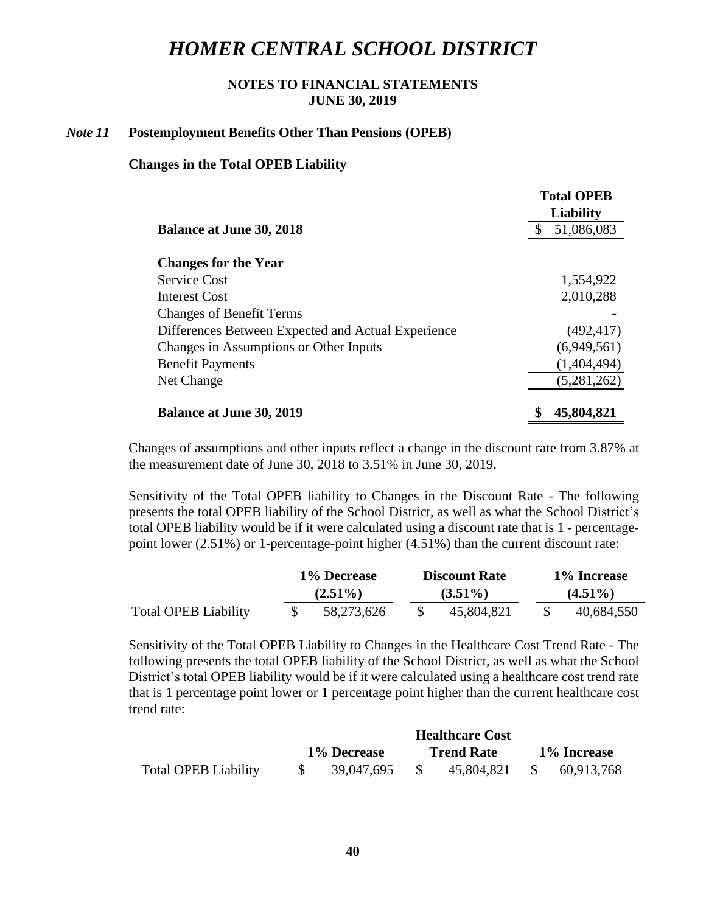# HOMER CENTRAL SCHOOL DISTRICT

**NOTES TO FINANCIAL STATEMENTS**
**JUNE 30, 2019**

## *Note 11* Postemployment Benefits Other Than Pensions (OPEB)

### Changes in the Total OPEB Liability

| | Total OPEB Liability |
|---|---|
| **Balance at June 30, 2018** | $ 51,086,083 |
| **Changes for the Year** | |
| Service Cost | 1,554,922 |
| Interest Cost | 2,010,288 |
| Changes of Benefit Terms | - |
| Differences Between Expected and Actual Experience | (492,417) |
| Changes in Assumptions or Other Inputs | (6,949,561) |
| Benefit Payments | (1,404,494) |
| Net Change | (5,281,262) |
| **Balance at June 30, 2019** | **$ 45,804,821** |

Changes of assumptions and other inputs reflect a change in the discount rate from 3.87% at the measurement date of June 30, 2018 to 3.51% in June 30, 2019.

Sensitivity of the Total OPEB liability to Changes in the Discount Rate - The following presents the total OPEB liability of the School District, as well as what the School District's total OPEB liability would be if it were calculated using a discount rate that is 1 - percentage-point lower (2.51%) or 1-percentage-point higher (4.51%) than the current discount rate:

| | 1% Decrease (2.51%) | Discount Rate (3.51%) | 1% Increase (4.51%) |
|---|---|---|---|
| Total OPEB Liability | $ 58,273,626 | $ 45,804,821 | $ 40,684,550 |

Sensitivity of the Total OPEB Liability to Changes in the Healthcare Cost Trend Rate - The following presents the total OPEB liability of the School District, as well as what the School District's total OPEB liability would be if it were calculated using a healthcare cost trend rate that is 1 percentage point lower or 1 percentage point higher than the current healthcare cost trend rate:

| | 1% Decrease | Healthcare Cost Trend Rate | 1% Increase |
|---|---|---|---|
| Total OPEB Liability | $ 39,047,695 | $ 45,804,821 | $ 60,913,768 |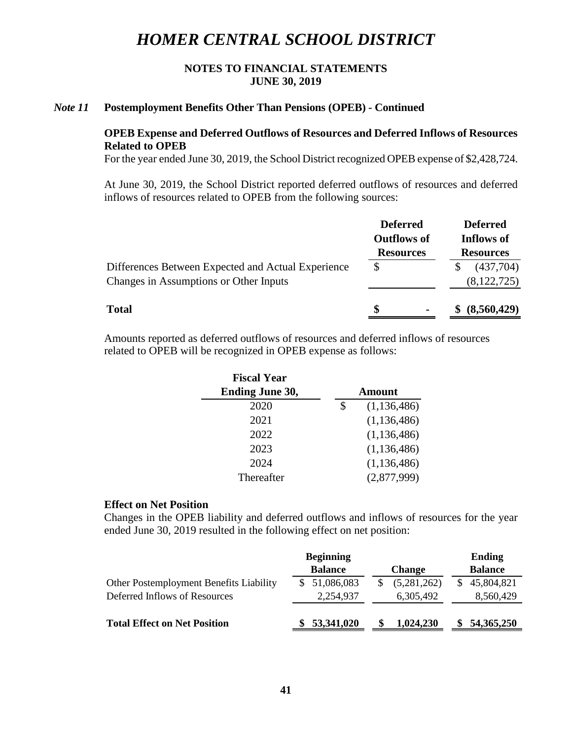# HOMER CENTRAL SCHOOL DISTRICT

**NOTES TO FINANCIAL STATEMENTS**
**JUNE 30, 2019**

## *Note 11* Postemployment Benefits Other Than Pensions (OPEB) - Continued

### OPEB Expense and Deferred Outflows of Resources and Deferred Inflows of Resources Related to OPEB

For the year ended June 30, 2019, the School District recognized OPEB expense of $2,428,724.

At June 30, 2019, the School District reported deferred outflows of resources and deferred inflows of resources related to OPEB from the following sources:

| | Deferred Outflows of Resources | Deferred Inflows of Resources |
|---|---|---|
| Differences Between Expected and Actual Experience | $ | $ (437,704) |
| Changes in Assumptions or Other Inputs | | (8,122,725) |
| **Total** | **$ -** | **$ (8,560,429)** |

Amounts reported as deferred outflows of resources and deferred inflows of resources related to OPEB will be recognized in OPEB expense as follows:

| Fiscal Year Ending June 30, | Amount |
|---|---|
| 2020 | $ (1,136,486) |
| 2021 | (1,136,486) |
| 2022 | (1,136,486) |
| 2023 | (1,136,486) |
| 2024 | (1,136,486) |
| Thereafter | (2,877,999) |

### Effect on Net Position

Changes in the OPEB liability and deferred outflows and inflows of resources for the year ended June 30, 2019 resulted in the following effect on net position:

| | Beginning Balance | Change | Ending Balance |
|---|---|---|---|
| Other Postemployment Benefits Liability | $ 51,086,083 | $ (5,281,262) | $ 45,804,821 |
| Deferred Inflows of Resources | 2,254,937 | 6,305,492 | 8,560,429 |
| **Total Effect on Net Position** | **$ 53,341,020** | **$ 1,024,230** | **$ 54,365,250** |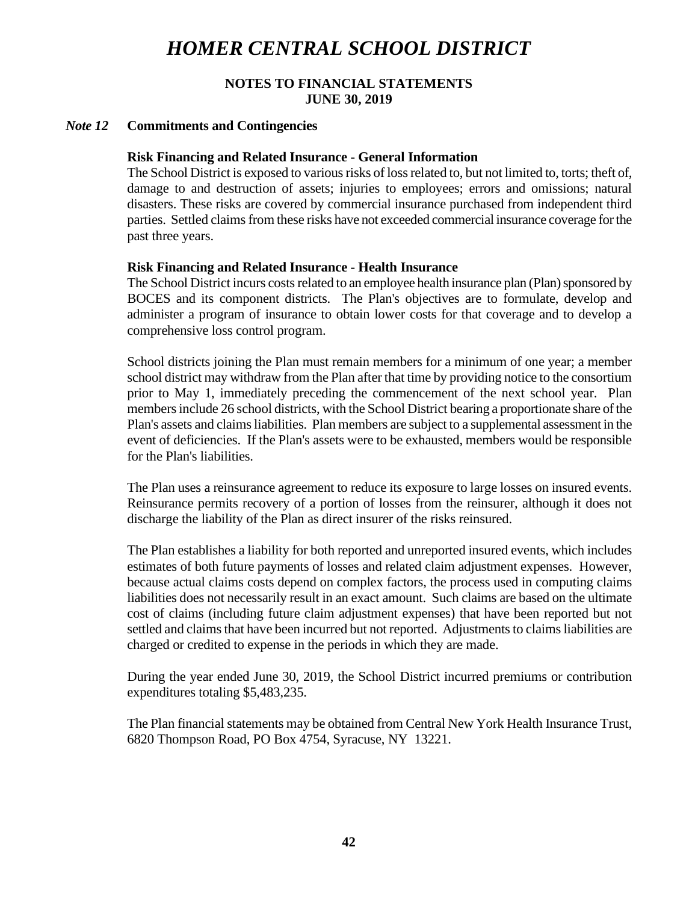# *HOMER CENTRAL SCHOOL DISTRICT*

**NOTES TO FINANCIAL STATEMENTS**
**JUNE 30, 2019**

## *Note 12* Commitments and Contingencies

### Risk Financing and Related Insurance - General Information

The School District is exposed to various risks of loss related to, but not limited to, torts; theft of, damage to and destruction of assets; injuries to employees; errors and omissions; natural disasters. These risks are covered by commercial insurance purchased from independent third parties. Settled claims from these risks have not exceeded commercial insurance coverage for the past three years.

### Risk Financing and Related Insurance - Health Insurance

The School District incurs costs related to an employee health insurance plan (Plan) sponsored by BOCES and its component districts. The Plan's objectives are to formulate, develop and administer a program of insurance to obtain lower costs for that coverage and to develop a comprehensive loss control program.

School districts joining the Plan must remain members for a minimum of one year; a member school district may withdraw from the Plan after that time by providing notice to the consortium prior to May 1, immediately preceding the commencement of the next school year. Plan members include 26 school districts, with the School District bearing a proportionate share of the Plan's assets and claims liabilities. Plan members are subject to a supplemental assessment in the event of deficiencies. If the Plan's assets were to be exhausted, members would be responsible for the Plan's liabilities.

The Plan uses a reinsurance agreement to reduce its exposure to large losses on insured events. Reinsurance permits recovery of a portion of losses from the reinsurer, although it does not discharge the liability of the Plan as direct insurer of the risks reinsured.

The Plan establishes a liability for both reported and unreported insured events, which includes estimates of both future payments of losses and related claim adjustment expenses. However, because actual claims costs depend on complex factors, the process used in computing claims liabilities does not necessarily result in an exact amount. Such claims are based on the ultimate cost of claims (including future claim adjustment expenses) that have been reported but not settled and claims that have been incurred but not reported. Adjustments to claims liabilities are charged or credited to expense in the periods in which they are made.

During the year ended June 30, 2019, the School District incurred premiums or contribution expenditures totaling $5,483,235.

The Plan financial statements may be obtained from Central New York Health Insurance Trust, 6820 Thompson Road, PO Box 4754, Syracuse, NY 13221.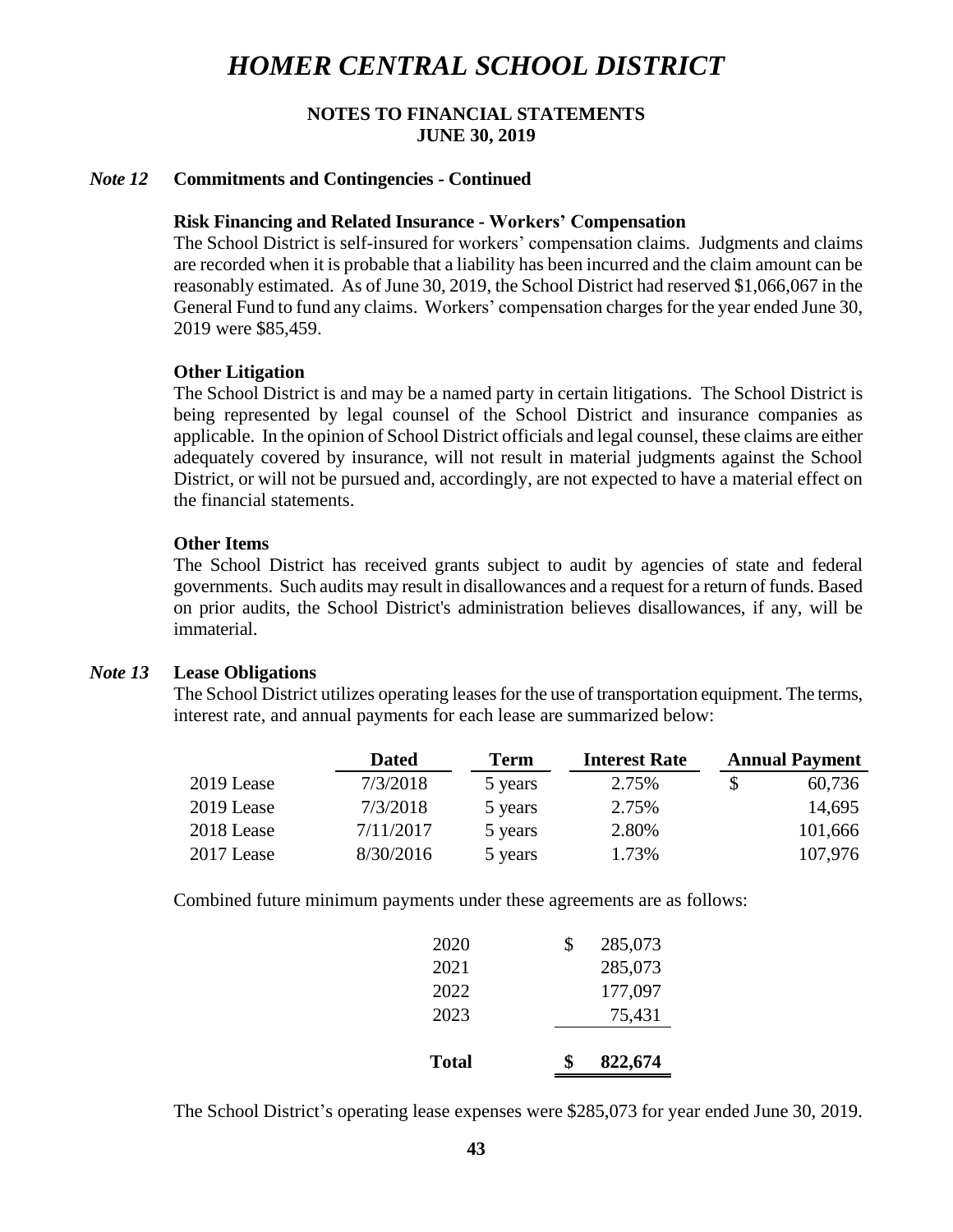# HOMER CENTRAL SCHOOL DISTRICT

**NOTES TO FINANCIAL STATEMENTS**
**JUNE 30, 2019**

### *Note 12* Commitments and Contingencies - Continued

**Risk Financing and Related Insurance - Workers' Compensation**

The School District is self-insured for workers' compensation claims. Judgments and claims are recorded when it is probable that a liability has been incurred and the claim amount can be reasonably estimated. As of June 30, 2019, the School District had reserved $1,066,067 in the General Fund to fund any claims. Workers' compensation charges for the year ended June 30, 2019 were $85,459.

**Other Litigation**

The School District is and may be a named party in certain litigations. The School District is being represented by legal counsel of the School District and insurance companies as applicable. In the opinion of School District officials and legal counsel, these claims are either adequately covered by insurance, will not result in material judgments against the School District, or will not be pursued and, accordingly, are not expected to have a material effect on the financial statements.

**Other Items**

The School District has received grants subject to audit by agencies of state and federal governments. Such audits may result in disallowances and a request for a return of funds. Based on prior audits, the School District's administration believes disallowances, if any, will be immaterial.

### *Note 13* Lease Obligations

The School District utilizes operating leases for the use of transportation equipment. The terms, interest rate, and annual payments for each lease are summarized below:

| | Dated | Term | Interest Rate | Annual Payment |
|---|---|---|---|---|
| 2019 Lease | 7/3/2018 | 5 years | 2.75% | $ 60,736 |
| 2019 Lease | 7/3/2018 | 5 years | 2.75% | 14,695 |
| 2018 Lease | 7/11/2017 | 5 years | 2.80% | 101,666 |
| 2017 Lease | 8/30/2016 | 5 years | 1.73% | 107,976 |

Combined future minimum payments under these agreements are as follows:

| | |
|---|---|
| 2020 | $ 285,073 |
| 2021 | 285,073 |
| 2022 | 177,097 |
| 2023 | 75,431 |
| **Total** | **$ 822,674** |

The School District's operating lease expenses were $285,073 for year ended June 30, 2019.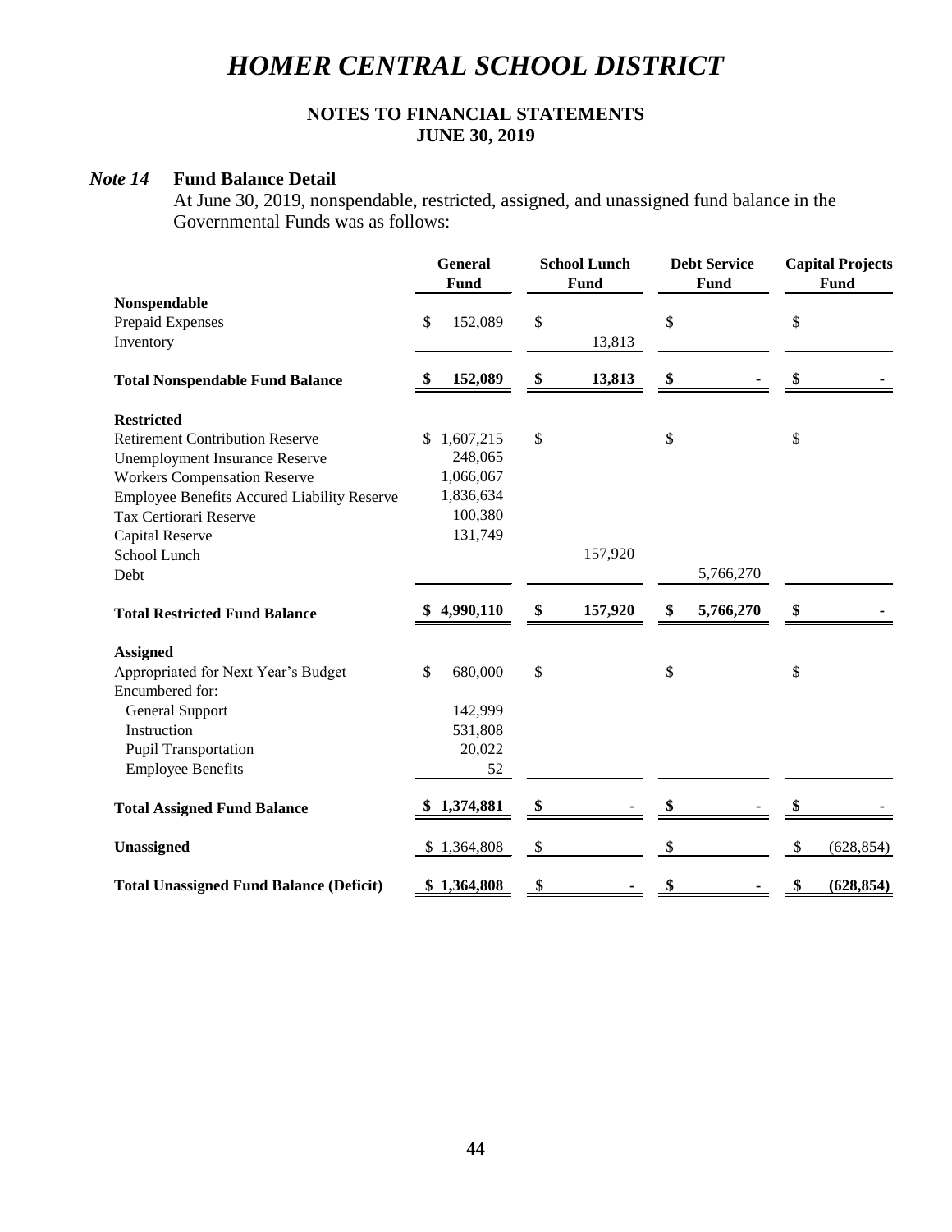# HOMER CENTRAL SCHOOL DISTRICT

**NOTES TO FINANCIAL STATEMENTS**
**JUNE 30, 2019**

### *Note 14* Fund Balance Detail

At June 30, 2019, nonspendable, restricted, assigned, and unassigned fund balance in the Governmental Funds was as follows:

| | General Fund | School Lunch Fund | Debt Service Fund | Capital Projects Fund |
|---|---|---|---|---|
| **Nonspendable** | | | | |
| Prepaid Expenses | $ 152,089 | $ | $ | $ |
| Inventory | | 13,813 | | |
| **Total Nonspendable Fund Balance** | **$ 152,089** | **$ 13,813** | **$ -** | **$ -** |
| **Restricted** | | | | |
| Retirement Contribution Reserve | $ 1,607,215 | $ | $ | $ |
| Unemployment Insurance Reserve | 248,065 | | | |
| Workers Compensation Reserve | 1,066,067 | | | |
| Employee Benefits Accured Liability Reserve | 1,836,634 | | | |
| Tax Certiorari Reserve | 100,380 | | | |
| Capital Reserve | 131,749 | | | |
| School Lunch | | 157,920 | | |
| Debt | | | 5,766,270 | |
| **Total Restricted Fund Balance** | **$ 4,990,110** | **$ 157,920** | **$ 5,766,270** | **$ -** |
| **Assigned** | | | | |
| Appropriated for Next Year's Budget | $ 680,000 | $ | $ | $ |
| Encumbered for: | | | | |
| General Support | 142,999 | | | |
| Instruction | 531,808 | | | |
| Pupil Transportation | 20,022 | | | |
| Employee Benefits | 52 | | | |
| **Total Assigned Fund Balance** | **$ 1,374,881** | **$ -** | **$ -** | **$ -** |
| **Unassigned** | $ 1,364,808 | $ | $ | $ (628,854) |
| **Total Unassigned Fund Balance (Deficit)** | **$ 1,364,808** | **$ -** | **$ -** | **$ (628,854)** |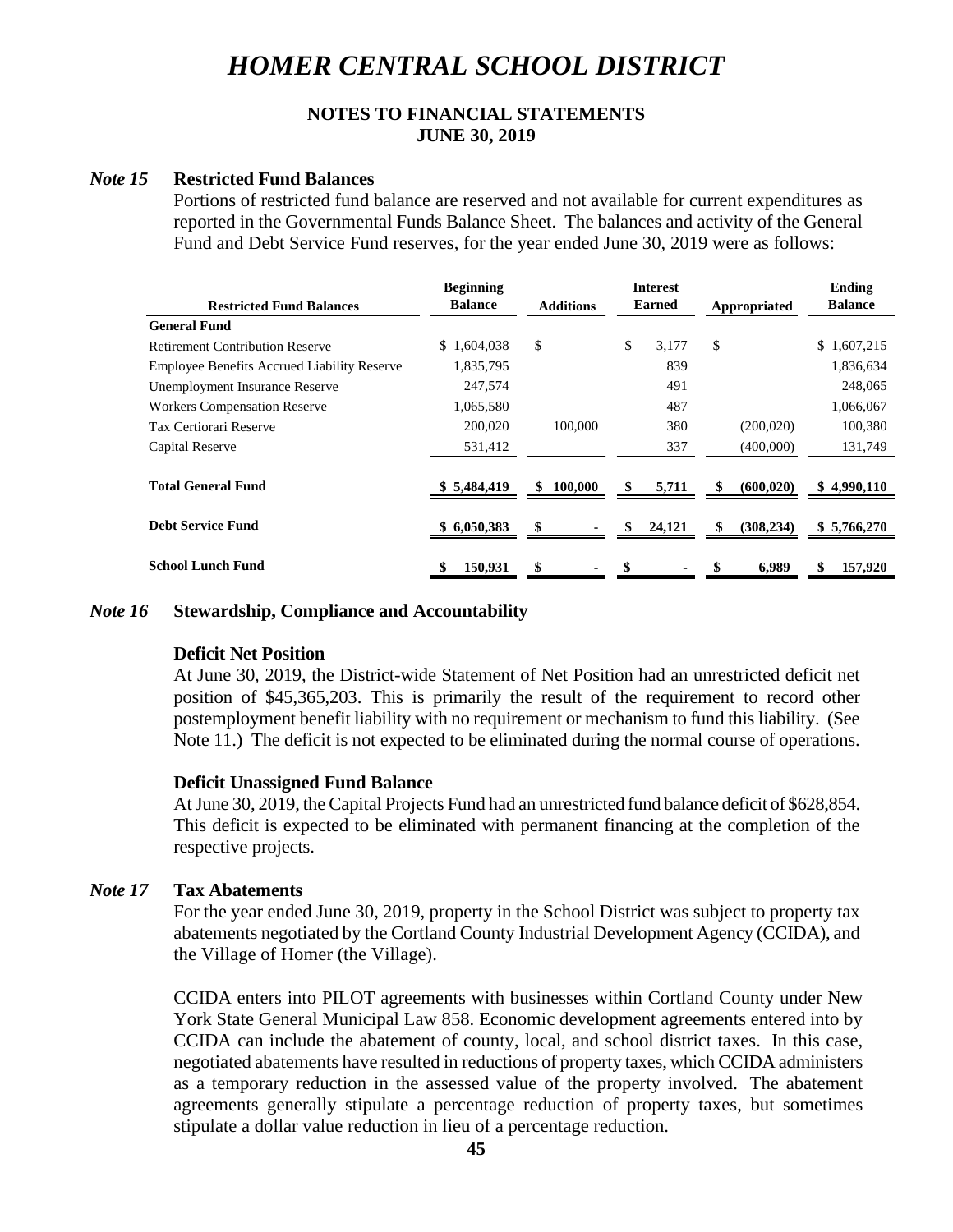# HOMER CENTRAL SCHOOL DISTRICT

**NOTES TO FINANCIAL STATEMENTS**
**JUNE 30, 2019**

## *Note 15* Restricted Fund Balances

Portions of restricted fund balance are reserved and not available for current expenditures as reported in the Governmental Funds Balance Sheet. The balances and activity of the General Fund and Debt Service Fund reserves, for the year ended June 30, 2019 were as follows:

| Restricted Fund Balances | Beginning Balance | Additions | Interest Earned | Appropriated | Ending Balance |
|---|---|---|---|---|---|
| **General Fund** | | | | | |
| Retirement Contribution Reserve | $ 1,604,038 | $ | $ 3,177 | $ | $ 1,607,215 |
| Employee Benefits Accrued Liability Reserve | 1,835,795 | | 839 | | 1,836,634 |
| Unemployment Insurance Reserve | 247,574 | | 491 | | 248,065 |
| Workers Compensation Reserve | 1,065,580 | | 487 | | 1,066,067 |
| Tax Certiorari Reserve | 200,020 | 100,000 | 380 | (200,020) | 100,380 |
| Capital Reserve | 531,412 | | 337 | (400,000) | 131,749 |
| **Total General Fund** | **$ 5,484,419** | **$ 100,000** | **$ 5,711** | **$ (600,020)** | **$ 4,990,110** |
| **Debt Service Fund** | **$ 6,050,383** | **$ -** | **$ 24,121** | **$ (308,234)** | **$ 5,766,270** |
| **School Lunch Fund** | **$ 150,931** | **$ -** | **$ -** | **$ 6,989** | **$ 157,920** |

## *Note 16* Stewardship, Compliance and Accountability

### Deficit Net Position

At June 30, 2019, the District-wide Statement of Net Position had an unrestricted deficit net position of $45,365,203. This is primarily the result of the requirement to record other postemployment benefit liability with no requirement or mechanism to fund this liability. (See Note 11.) The deficit is not expected to be eliminated during the normal course of operations.

### Deficit Unassigned Fund Balance

At June 30, 2019, the Capital Projects Fund had an unrestricted fund balance deficit of $628,854. This deficit is expected to be eliminated with permanent financing at the completion of the respective projects.

## *Note 17* Tax Abatements

For the year ended June 30, 2019, property in the School District was subject to property tax abatements negotiated by the Cortland County Industrial Development Agency (CCIDA), and the Village of Homer (the Village).

CCIDA enters into PILOT agreements with businesses within Cortland County under New York State General Municipal Law 858. Economic development agreements entered into by CCIDA can include the abatement of county, local, and school district taxes. In this case, negotiated abatements have resulted in reductions of property taxes, which CCIDA administers as a temporary reduction in the assessed value of the property involved. The abatement agreements generally stipulate a percentage reduction of property taxes, but sometimes stipulate a dollar value reduction in lieu of a percentage reduction.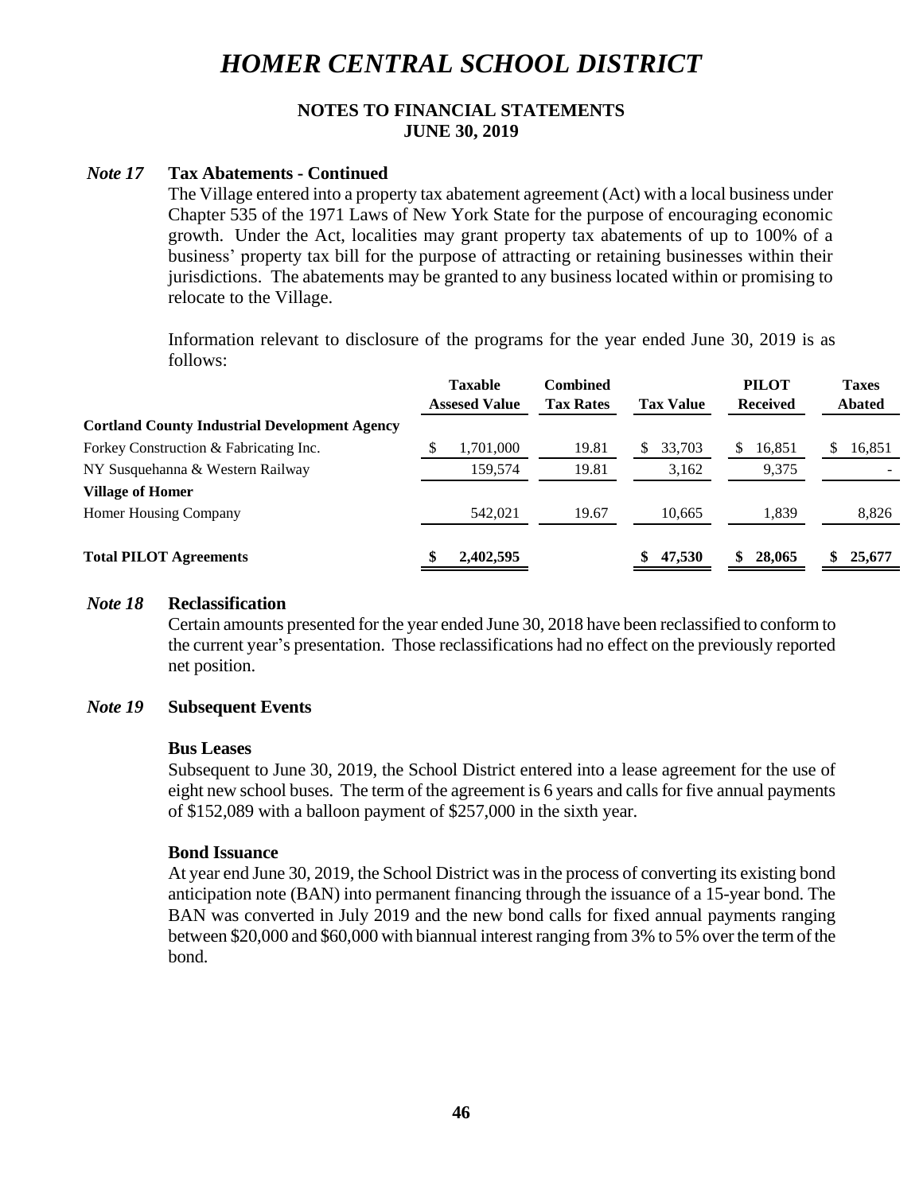# HOMER CENTRAL SCHOOL DISTRICT

**NOTES TO FINANCIAL STATEMENTS**
**JUNE 30, 2019**

*Note 17* **Tax Abatements - Continued**

The Village entered into a property tax abatement agreement (Act) with a local business under Chapter 535 of the 1971 Laws of New York State for the purpose of encouraging economic growth. Under the Act, localities may grant property tax abatements of up to 100% of a business' property tax bill for the purpose of attracting or retaining businesses within their jurisdictions. The abatements may be granted to any business located within or promising to relocate to the Village.

Information relevant to disclosure of the programs for the year ended June 30, 2019 is as follows:

| | Taxable Assesed Value | Combined Tax Rates | Tax Value | PILOT Received | Taxes Abated |
|---|---|---|---|---|---|
| **Cortland County Industrial Development Agency** | | | | | |
| Forkey Construction & Fabricating Inc. | $ 1,701,000 | 19.81 | $ 33,703 | $ 16,851 | $ 16,851 |
| NY Susquehanna & Western Railway | 159,574 | 19.81 | 3,162 | 9,375 | - |
| **Village of Homer** | | | | | |
| Homer Housing Company | 542,021 | 19.67 | 10,665 | 1,839 | 8,826 |
| **Total PILOT Agreements** | **$ 2,402,595** | | **$ 47,530** | **$ 28,065** | **$ 25,677** |

*Note 18* **Reclassification**

Certain amounts presented for the year ended June 30, 2018 have been reclassified to conform to the current year's presentation. Those reclassifications had no effect on the previously reported net position.

*Note 19* **Subsequent Events**

**Bus Leases**

Subsequent to June 30, 2019, the School District entered into a lease agreement for the use of eight new school buses. The term of the agreement is 6 years and calls for five annual payments of $152,089 with a balloon payment of $257,000 in the sixth year.

**Bond Issuance**

At year end June 30, 2019, the School District was in the process of converting its existing bond anticipation note (BAN) into permanent financing through the issuance of a 15-year bond. The BAN was converted in July 2019 and the new bond calls for fixed annual payments ranging between $20,000 and $60,000 with biannual interest ranging from 3% to 5% over the term of the bond.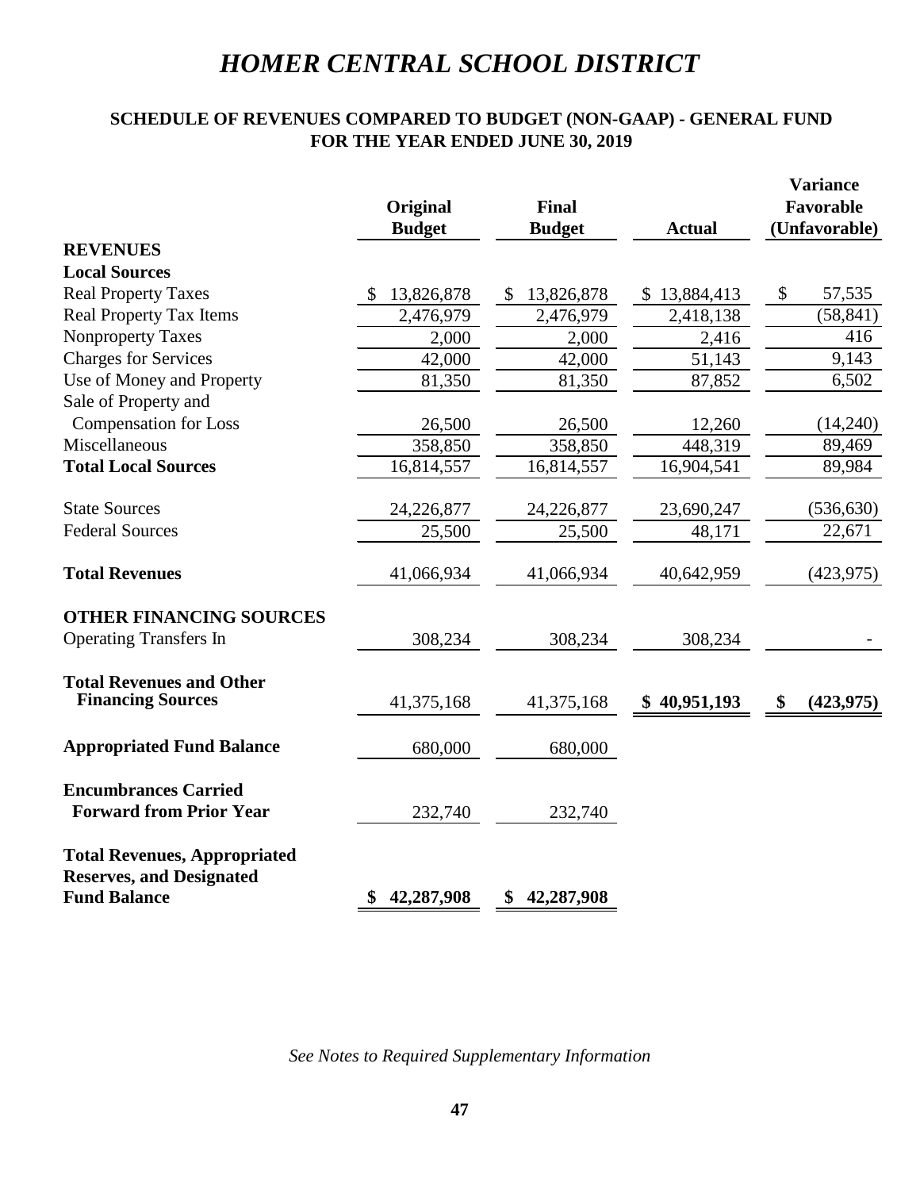# HOMER CENTRAL SCHOOL DISTRICT

## SCHEDULE OF REVENUES COMPARED TO BUDGET (NON-GAAP) - GENERAL FUND
## FOR THE YEAR ENDED JUNE 30, 2019

| | Original Budget | Final Budget | Actual | Variance Favorable (Unfavorable) |
|---|---|---|---|---|
| **REVENUES** | | | | |
| **Local Sources** | | | | |
| Real Property Taxes | $ 13,826,878 | $ 13,826,878 | $ 13,884,413 | $ 57,535 |
| Real Property Tax Items | 2,476,979 | 2,476,979 | 2,418,138 | (58,841) |
| Nonproperty Taxes | 2,000 | 2,000 | 2,416 | 416 |
| Charges for Services | 42,000 | 42,000 | 51,143 | 9,143 |
| Use of Money and Property | 81,350 | 81,350 | 87,852 | 6,502 |
| Sale of Property and Compensation for Loss | 26,500 | 26,500 | 12,260 | (14,240) |
| Miscellaneous | 358,850 | 358,850 | 448,319 | 89,469 |
| **Total Local Sources** | 16,814,557 | 16,814,557 | 16,904,541 | 89,984 |
| State Sources | 24,226,877 | 24,226,877 | 23,690,247 | (536,630) |
| Federal Sources | 25,500 | 25,500 | 48,171 | 22,671 |
| **Total Revenues** | 41,066,934 | 41,066,934 | 40,642,959 | (423,975) |
| **OTHER FINANCING SOURCES** | | | | |
| Operating Transfers In | 308,234 | 308,234 | 308,234 | - |
| **Total Revenues and Other Financing Sources** | 41,375,168 | 41,375,168 | **$ 40,951,193** | **$ (423,975)** |
| **Appropriated Fund Balance** | 680,000 | 680,000 | | |
| **Encumbrances Carried Forward from Prior Year** | 232,740 | 232,740 | | |
| **Total Revenues, Appropriated Reserves, and Designated Fund Balance** | **$ 42,287,908** | **$ 42,287,908** | | |

*See Notes to Required Supplementary Information*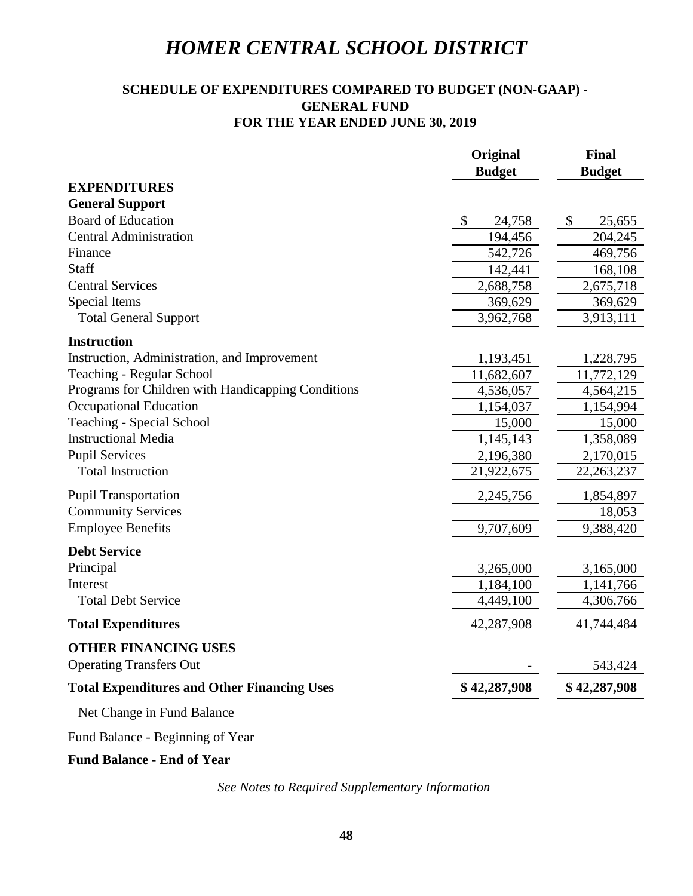# *HOMER CENTRAL SCHOOL DISTRICT*

**SCHEDULE OF EXPENDITURES COMPARED TO BUDGET (NON-GAAP) - GENERAL FUND**
**FOR THE YEAR ENDED JUNE 30, 2019**

| | Original Budget | Final Budget |
|---|---|---|
| **EXPENDITURES** | | |
| **General Support** | | |
| Board of Education | $ 24,758 | $ 25,655 |
| Central Administration | 194,456 | 204,245 |
| Finance | 542,726 | 469,756 |
| Staff | 142,441 | 168,108 |
| Central Services | 2,688,758 | 2,675,718 |
| Special Items | 369,629 | 369,629 |
| Total General Support | 3,962,768 | 3,913,111 |
| **Instruction** | | |
| Instruction, Administration, and Improvement | 1,193,451 | 1,228,795 |
| Teaching - Regular School | 11,682,607 | 11,772,129 |
| Programs for Children with Handicapping Conditions | 4,536,057 | 4,564,215 |
| Occupational Education | 1,154,037 | 1,154,994 |
| Teaching - Special School | 15,000 | 15,000 |
| Instructional Media | 1,145,143 | 1,358,089 |
| Pupil Services | 2,196,380 | 2,170,015 |
| Total Instruction | 21,922,675 | 22,263,237 |
| Pupil Transportation | 2,245,756 | 1,854,897 |
| Community Services | | 18,053 |
| Employee Benefits | 9,707,609 | 9,388,420 |
| **Debt Service** | | |
| Principal | 3,265,000 | 3,165,000 |
| Interest | 1,184,100 | 1,141,766 |
| Total Debt Service | 4,449,100 | 4,306,766 |
| **Total Expenditures** | 42,287,908 | 41,744,484 |
| **OTHER FINANCING USES** | | |
| Operating Transfers Out | - | 543,424 |
| **Total Expenditures and Other Financing Uses** | **$ 42,287,908** | **$ 42,287,908** |
| Net Change in Fund Balance | | |
| Fund Balance - Beginning of Year | | |
| **Fund Balance - End of Year** | | |

*See Notes to Required Supplementary Information*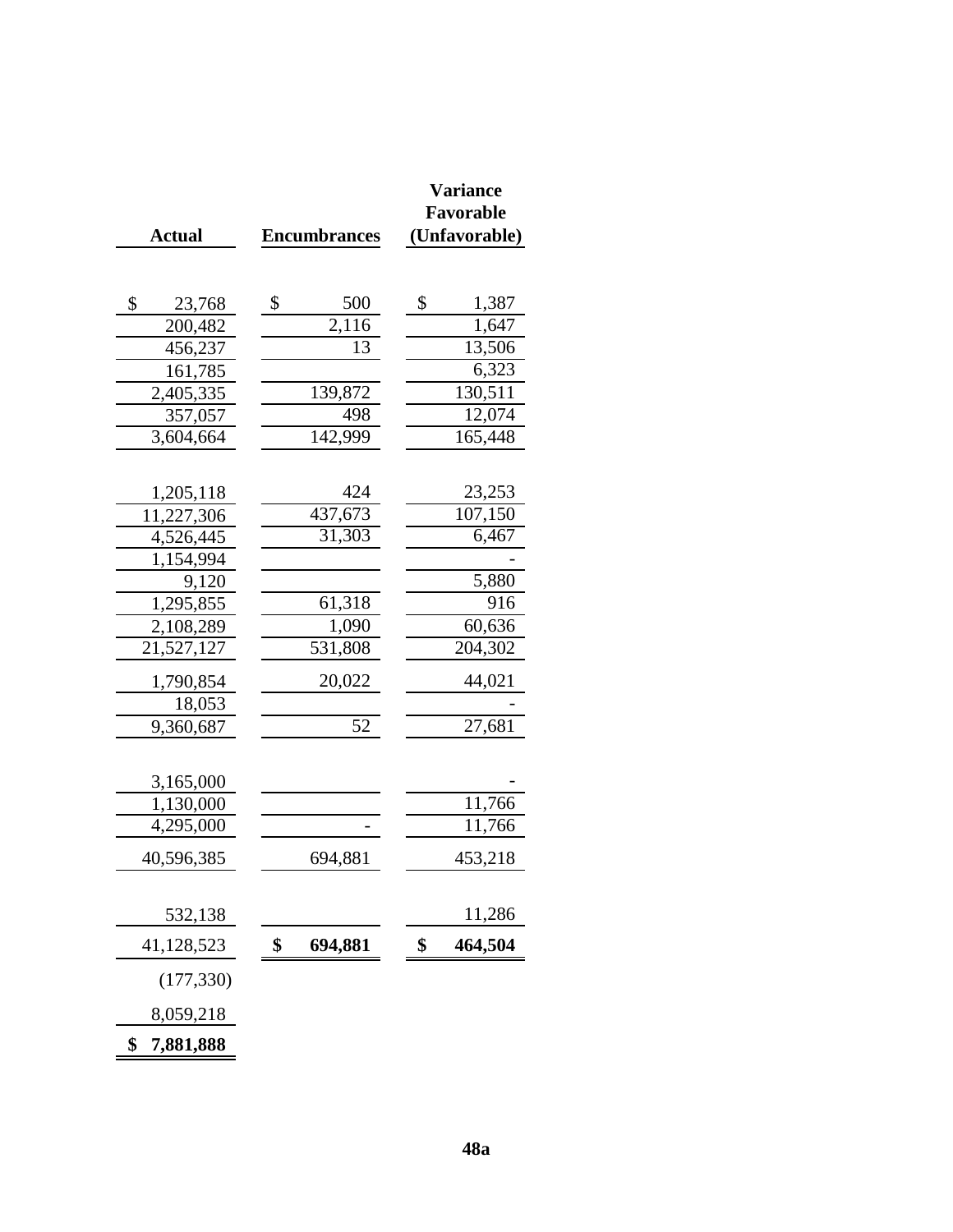| Actual | Encumbrances | Variance Favorable (Unfavorable) |
|---|---|---|
| | | |
| $ 23,768 | $ 500 | $ 1,387 |
| 200,482 | 2,116 | 1,647 |
| 456,237 | 13 | 13,506 |
| 161,785 | | 6,323 |
| 2,405,335 | 139,872 | 130,511 |
| 357,057 | 498 | 12,074 |
| 3,604,664 | 142,999 | 165,448 |
| | | |
| 1,205,118 | 424 | 23,253 |
| 11,227,306 | 437,673 | 107,150 |
| 4,526,445 | 31,303 | 6,467 |
| 1,154,994 | | - |
| 9,120 | | 5,880 |
| 1,295,855 | 61,318 | 916 |
| 2,108,289 | 1,090 | 60,636 |
| 21,527,127 | 531,808 | 204,302 |
| 1,790,854 | 20,022 | 44,021 |
| 18,053 | | - |
| 9,360,687 | 52 | 27,681 |
| | | |
| 3,165,000 | | - |
| 1,130,000 | | 11,766 |
| 4,295,000 | - | 11,766 |
| 40,596,385 | 694,881 | 453,218 |
| | | |
| 532,138 | | 11,286 |
| 41,128,523 | **$ 694,881** | **$ 464,504** |
| (177,330) | | |
| 8,059,218 | | |
| **$ 7,881,888** | | |

**48a**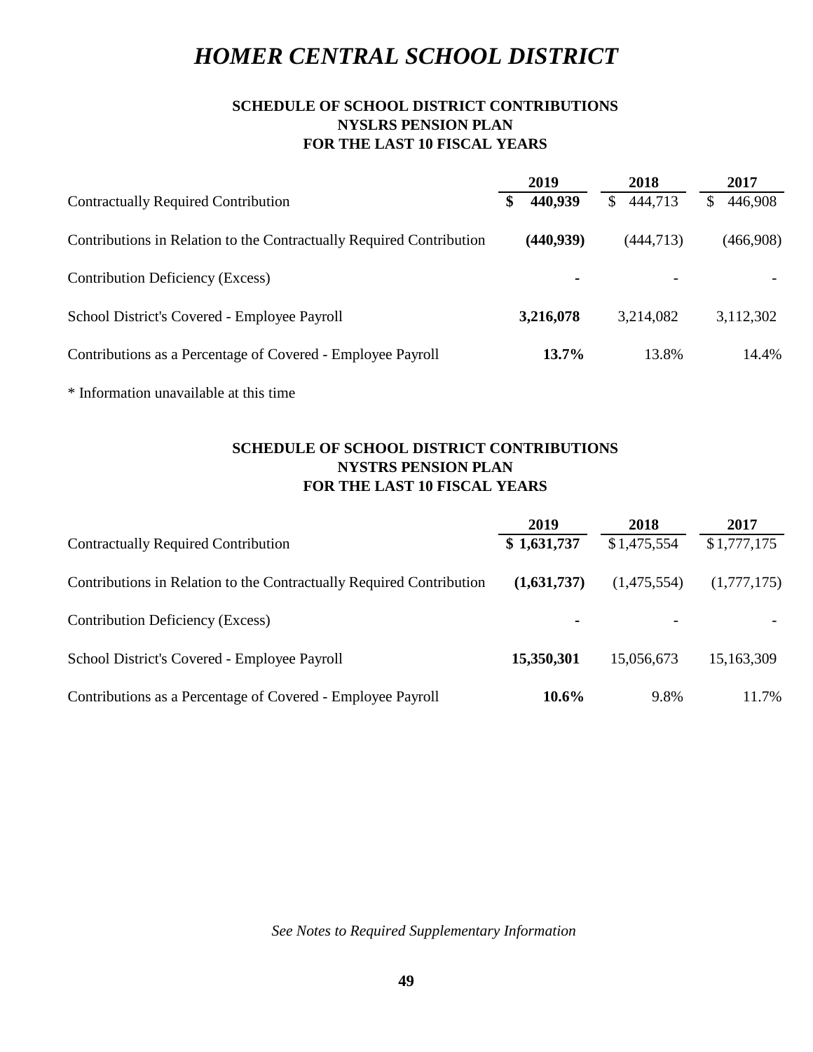# HOMER CENTRAL SCHOOL DISTRICT

**SCHEDULE OF SCHOOL DISTRICT CONTRIBUTIONS**
**NYSLRS PENSION PLAN**
**FOR THE LAST 10 FISCAL YEARS**

| | 2019 | 2018 | 2017 |
|---|---|---|---|
| Contractually Required Contribution | **$ 440,939** | $ 444,713 | $ 446,908 |
| Contributions in Relation to the Contractually Required Contribution | **(440,939)** | (444,713) | (466,908) |
| Contribution Deficiency (Excess) | **-** | - | - |
| School District's Covered - Employee Payroll | **3,216,078** | 3,214,082 | 3,112,302 |
| Contributions as a Percentage of Covered - Employee Payroll | **13.7%** | 13.8% | 14.4% |

* Information unavailable at this time

**SCHEDULE OF SCHOOL DISTRICT CONTRIBUTIONS**
**NYSTRS PENSION PLAN**
**FOR THE LAST 10 FISCAL YEARS**

| | 2019 | 2018 | 2017 |
|---|---|---|---|
| Contractually Required Contribution | **$ 1,631,737** | $ 1,475,554 | $ 1,777,175 |
| Contributions in Relation to the Contractually Required Contribution | **(1,631,737)** | (1,475,554) | (1,777,175) |
| Contribution Deficiency (Excess) | **-** | - | - |
| School District's Covered - Employee Payroll | **15,350,301** | 15,056,673 | 15,163,309 |
| Contributions as a Percentage of Covered - Employee Payroll | **10.6%** | 9.8% | 11.7% |

*See Notes to Required Supplementary Information*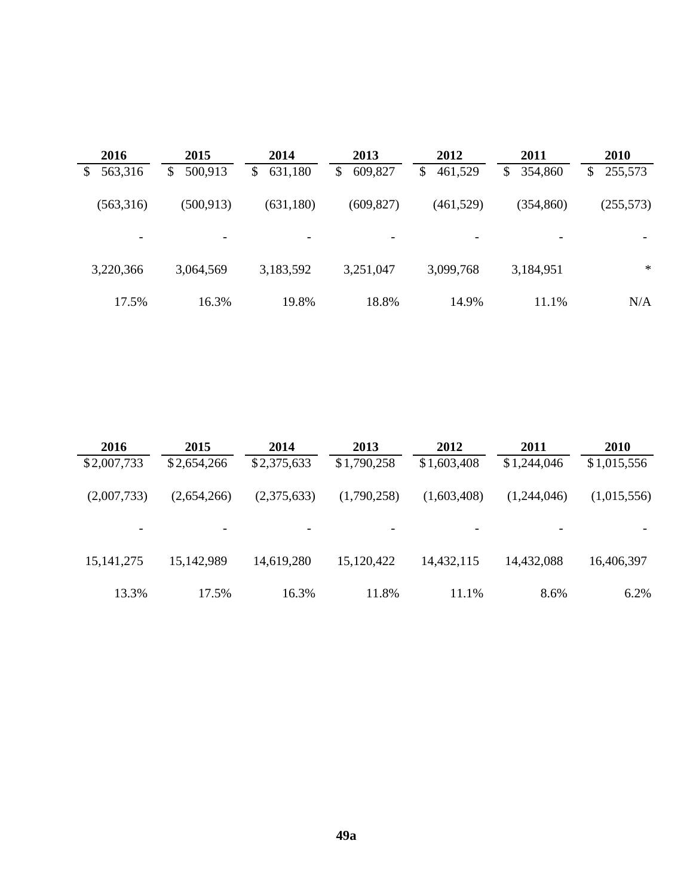| 2016 | 2015 | 2014 | 2013 | 2012 | 2011 | 2010 |
|---|---|---|---|---|---|---|
| $ 563,316 | $ 500,913 | $ 631,180 | $ 609,827 | $ 461,529 | $ 354,860 | $ 255,573 |
| (563,316) | (500,913) | (631,180) | (609,827) | (461,529) | (354,860) | (255,573) |
| - | - | - | - | - | - | - |
| 3,220,366 | 3,064,569 | 3,183,592 | 3,251,047 | 3,099,768 | 3,184,951 | * |
| 17.5% | 16.3% | 19.8% | 18.8% | 14.9% | 11.1% | N/A |

| 2016 | 2015 | 2014 | 2013 | 2012 | 2011 | 2010 |
|---|---|---|---|---|---|---|
| $2,007,733 | $2,654,266 | $2,375,633 | $1,790,258 | $1,603,408 | $1,244,046 | $1,015,556 |
| (2,007,733) | (2,654,266) | (2,375,633) | (1,790,258) | (1,603,408) | (1,244,046) | (1,015,556) |
| - | - | - | - | - | - | - |
| 15,141,275 | 15,142,989 | 14,619,280 | 15,120,422 | 14,432,115 | 14,432,088 | 16,406,397 |
| 13.3% | 17.5% | 16.3% | 11.8% | 11.1% | 8.6% | 6.2% |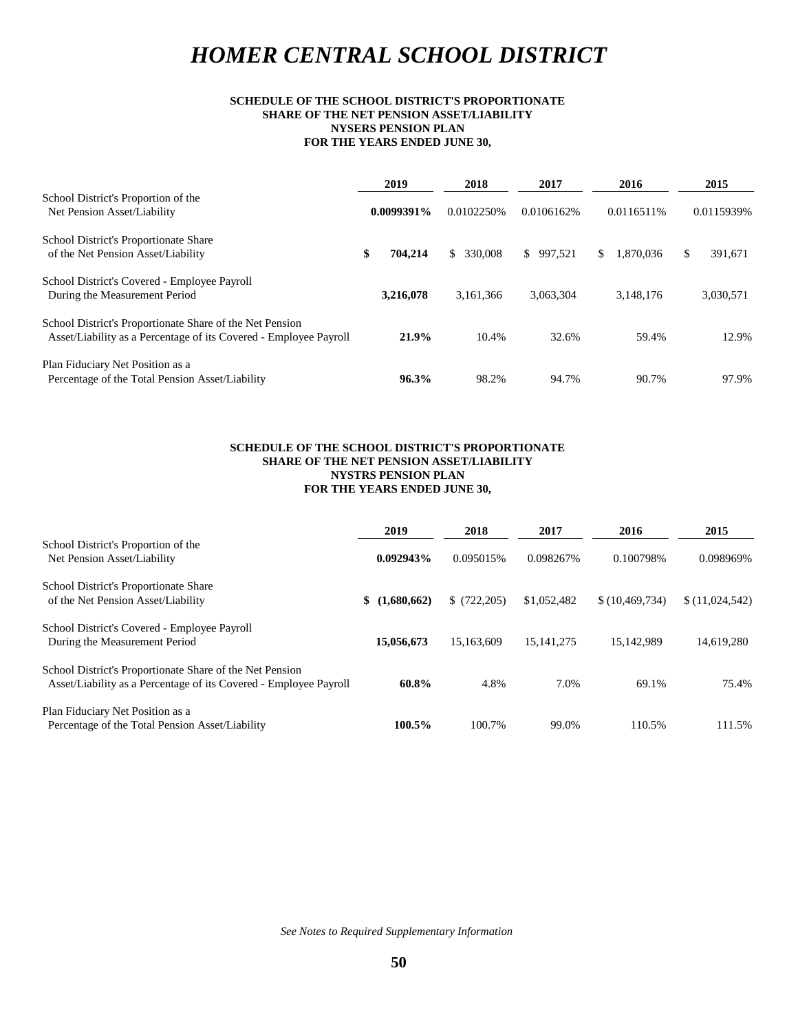# *HOMER CENTRAL SCHOOL DISTRICT*

**SCHEDULE OF THE SCHOOL DISTRICT'S PROPORTIONATE SHARE OF THE NET PENSION ASSET/LIABILITY NYSERS PENSION PLAN FOR THE YEARS ENDED JUNE 30,**

| | 2019 | 2018 | 2017 | 2016 | 2015 |
|---|---|---|---|---|---|
| School District's Proportion of the Net Pension Asset/Liability | **0.0099391%** | 0.0102250% | 0.0106162% | 0.0116511% | 0.0115939% |
| School District's Proportionate Share of the Net Pension Asset/Liability | **$ 704,214** | $ 330,008 | $ 997,521 | $ 1,870,036 | $ 391,671 |
| School District's Covered - Employee Payroll During the Measurement Period | **3,216,078** | 3,161,366 | 3,063,304 | 3,148,176 | 3,030,571 |
| School District's Proportionate Share of the Net Pension Asset/Liability as a Percentage of its Covered - Employee Payroll | **21.9%** | 10.4% | 32.6% | 59.4% | 12.9% |
| Plan Fiduciary Net Position as a Percentage of the Total Pension Asset/Liability | **96.3%** | 98.2% | 94.7% | 90.7% | 97.9% |

**SCHEDULE OF THE SCHOOL DISTRICT'S PROPORTIONATE SHARE OF THE NET PENSION ASSET/LIABILITY NYSTRS PENSION PLAN FOR THE YEARS ENDED JUNE 30,**

| | 2019 | 2018 | 2017 | 2016 | 2015 |
|---|---|---|---|---|---|
| School District's Proportion of the Net Pension Asset/Liability | **0.092943%** | 0.095015% | 0.098267% | 0.100798% | 0.098969% |
| School District's Proportionate Share of the Net Pension Asset/Liability | **$ (1,680,662)** | $ (722,205) | $1,052,482 | $ (10,469,734) | $ (11,024,542) |
| School District's Covered - Employee Payroll During the Measurement Period | **15,056,673** | 15,163,609 | 15,141,275 | 15,142,989 | 14,619,280 |
| School District's Proportionate Share of the Net Pension Asset/Liability as a Percentage of its Covered - Employee Payroll | **60.8%** | 4.8% | 7.0% | 69.1% | 75.4% |
| Plan Fiduciary Net Position as a Percentage of the Total Pension Asset/Liability | **100.5%** | 100.7% | 99.0% | 110.5% | 111.5% |

*See Notes to Required Supplementary Information*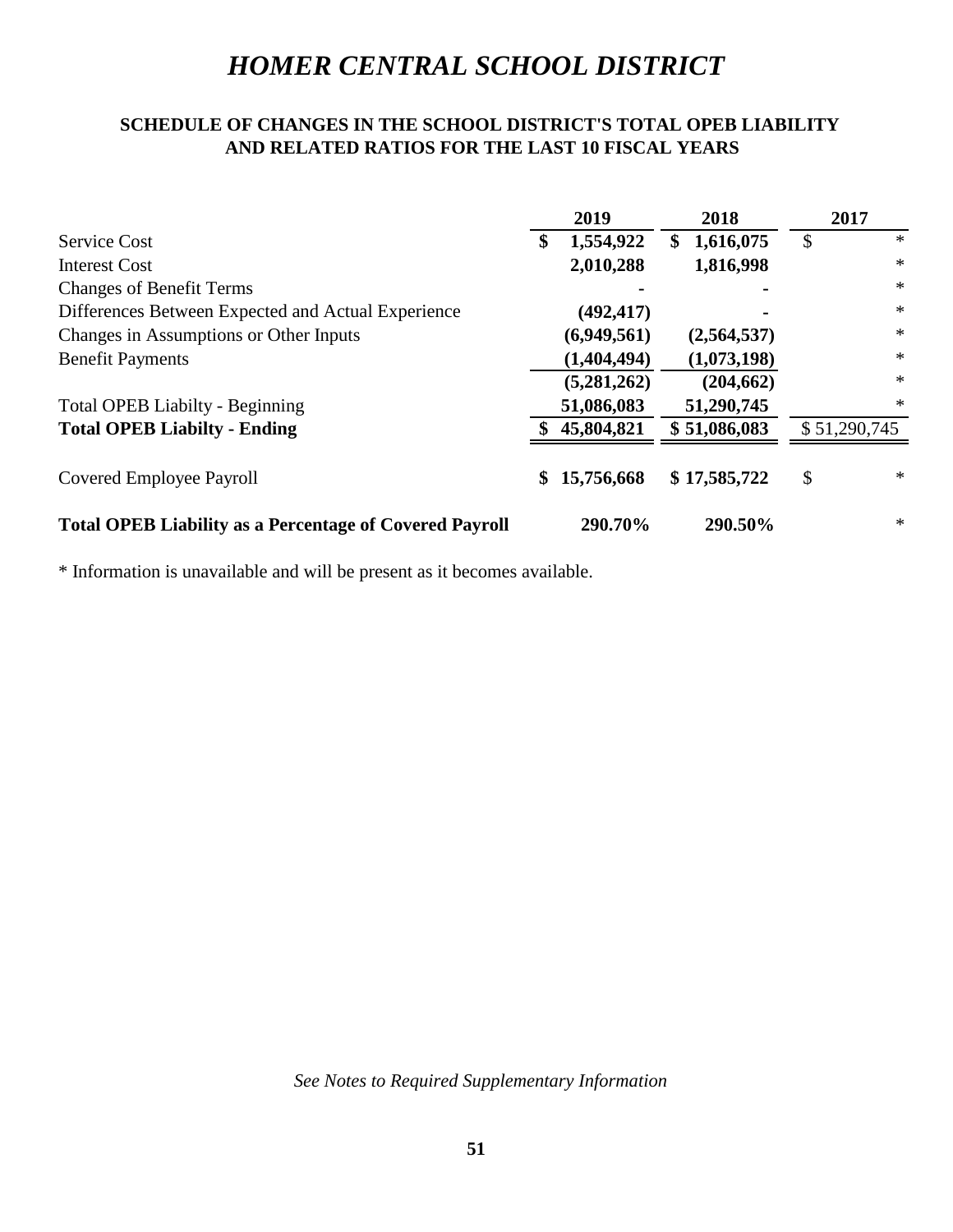# *HOMER CENTRAL SCHOOL DISTRICT*

### SCHEDULE OF CHANGES IN THE SCHOOL DISTRICT'S TOTAL OPEB LIABILITY AND RELATED RATIOS FOR THE LAST 10 FISCAL YEARS

| | 2019 | 2018 | 2017 |
|---|---|---|---|
| Service Cost | **$ 1,554,922** | **$ 1,616,075** | $ * |
| Interest Cost | **2,010,288** | **1,816,998** | * |
| Changes of Benefit Terms | **-** | **-** | * |
| Differences Between Expected and Actual Experience | **(492,417)** | **-** | * |
| Changes in Assumptions or Other Inputs | **(6,949,561)** | **(2,564,537)** | * |
| Benefit Payments | **(1,404,494)** | **(1,073,198)** | * |
| | **(5,281,262)** | **(204,662)** | * |
| Total OPEB Liabilty - Beginning | **51,086,083** | **51,290,745** | * |
| **Total OPEB Liabilty - Ending** | **$ 45,804,821** | **$ 51,086,083** | $ 51,290,745 |
| Covered Employee Payroll | **$ 15,756,668** | **$ 17,585,722** | $ * |
| **Total OPEB Liability as a Percentage of Covered Payroll** | **290.70%** | **290.50%** | * |

* Information is unavailable and will be present as it becomes available.

*See Notes to Required Supplementary Information*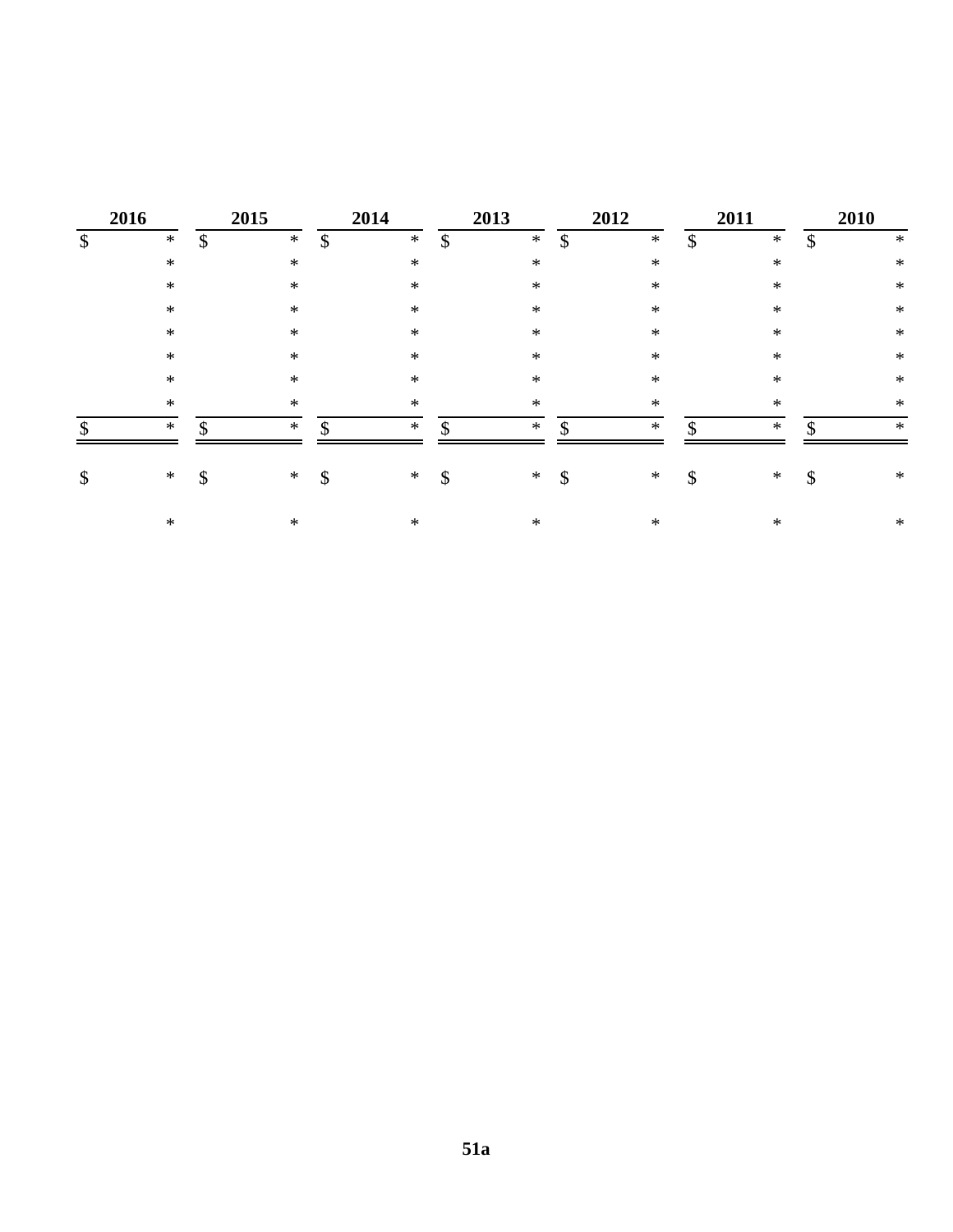| 2016 | 2015 | 2014 | 2013 | 2012 | 2011 | 2010 |
|---|---|---|---|---|---|---|
| $ * | $ * | $ * | $ * | $ * | $ * | $ * |
| * | * | * | * | * | * | * |
| * | * | * | * | * | * | * |
| * | * | * | * | * | * | * |
| * | * | * | * | * | * | * |
| * | * | * | * | * | * | * |
| * | * | * | * | * | * | * |
| * | * | * | * | * | * | * |
| $ * | $ * | $ * | $ * | $ * | $ * | $ * |
| $ * | $ * | $ * | $ * | $ * | $ * | $ * |
| * | * | * | * | * | * | * |

51a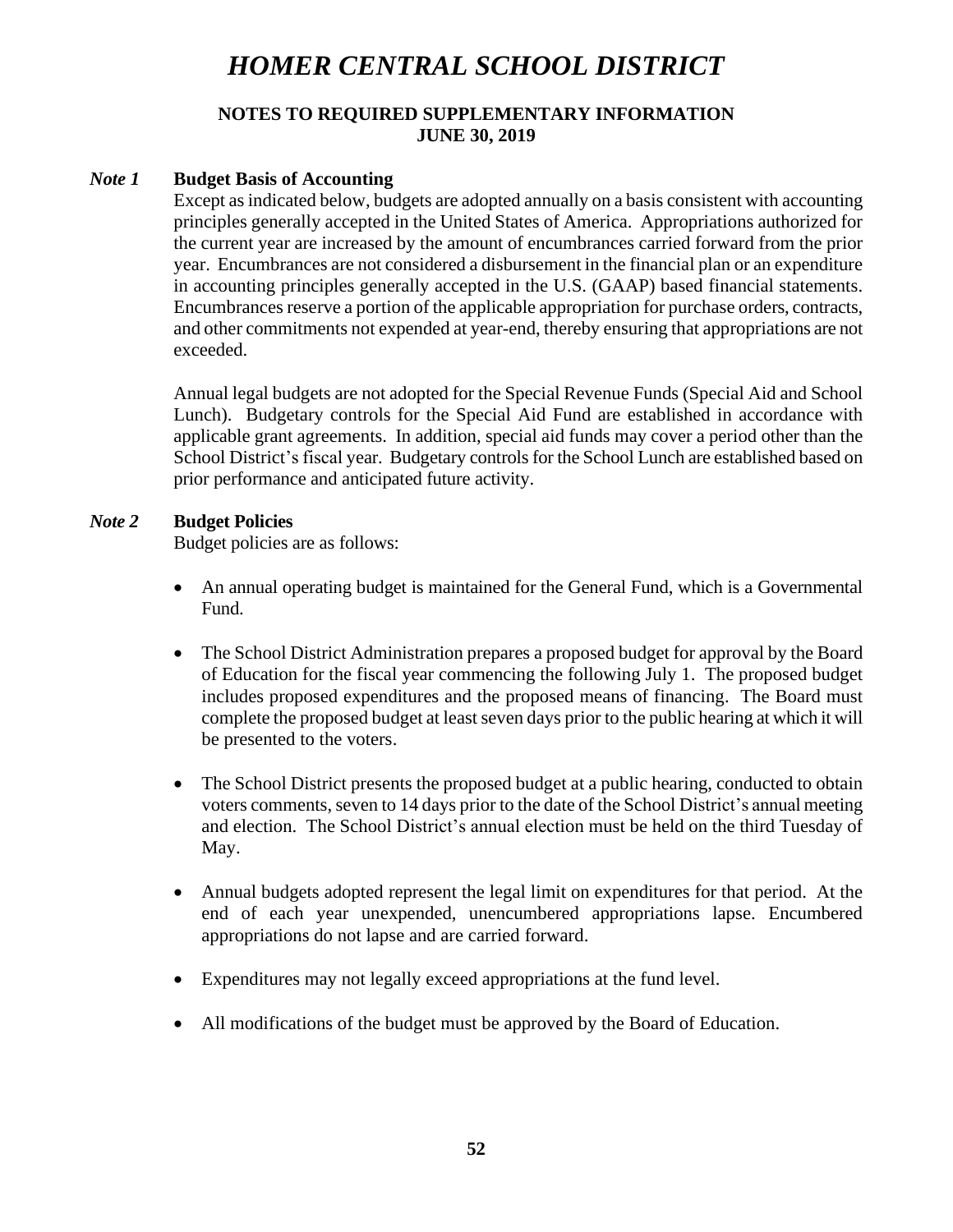# *HOMER CENTRAL SCHOOL DISTRICT*

## NOTES TO REQUIRED SUPPLEMENTARY INFORMATION
## JUNE 30, 2019

### *Note 1* Budget Basis of Accounting

Except as indicated below, budgets are adopted annually on a basis consistent with accounting principles generally accepted in the United States of America. Appropriations authorized for the current year are increased by the amount of encumbrances carried forward from the prior year. Encumbrances are not considered a disbursement in the financial plan or an expenditure in accounting principles generally accepted in the U.S. (GAAP) based financial statements. Encumbrances reserve a portion of the applicable appropriation for purchase orders, contracts, and other commitments not expended at year-end, thereby ensuring that appropriations are not exceeded.

Annual legal budgets are not adopted for the Special Revenue Funds (Special Aid and School Lunch). Budgetary controls for the Special Aid Fund are established in accordance with applicable grant agreements. In addition, special aid funds may cover a period other than the School District's fiscal year. Budgetary controls for the School Lunch are established based on prior performance and anticipated future activity.

### *Note 2* Budget Policies

Budget policies are as follows:

- An annual operating budget is maintained for the General Fund, which is a Governmental Fund.
- The School District Administration prepares a proposed budget for approval by the Board of Education for the fiscal year commencing the following July 1. The proposed budget includes proposed expenditures and the proposed means of financing. The Board must complete the proposed budget at least seven days prior to the public hearing at which it will be presented to the voters.
- The School District presents the proposed budget at a public hearing, conducted to obtain voters comments, seven to 14 days prior to the date of the School District's annual meeting and election. The School District's annual election must be held on the third Tuesday of May.
- Annual budgets adopted represent the legal limit on expenditures for that period. At the end of each year unexpended, unencumbered appropriations lapse. Encumbered appropriations do not lapse and are carried forward.
- Expenditures may not legally exceed appropriations at the fund level.
- All modifications of the budget must be approved by the Board of Education.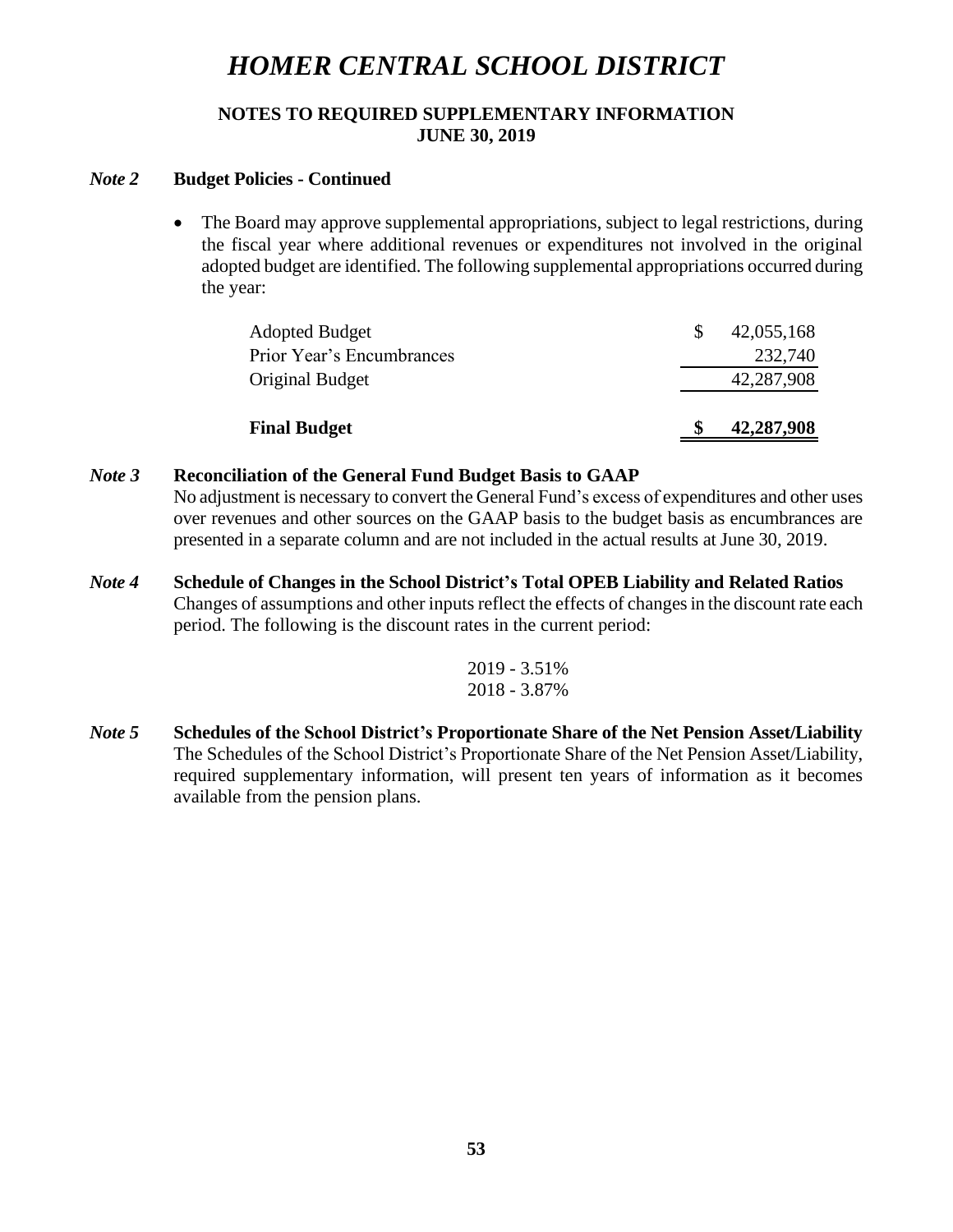# HOMER CENTRAL SCHOOL DISTRICT

**NOTES TO REQUIRED SUPPLEMENTARY INFORMATION**
**JUNE 30, 2019**

***Note 2*** **Budget Policies - Continued**

- The Board may approve supplemental appropriations, subject to legal restrictions, during the fiscal year where additional revenues or expenditures not involved in the original adopted budget are identified. The following supplemental appropriations occurred during the year:

| | | |
|---|---|---|
| Adopted Budget | $ | 42,055,168 |
| Prior Year's Encumbrances | | 232,740 |
| Original Budget | | 42,287,908 |
| **Final Budget** | **$** | **42,287,908** |

***Note 3*** **Reconciliation of the General Fund Budget Basis to GAAP**

No adjustment is necessary to convert the General Fund's excess of expenditures and other uses over revenues and other sources on the GAAP basis to the budget basis as encumbrances are presented in a separate column and are not included in the actual results at June 30, 2019.

***Note 4*** **Schedule of Changes in the School District's Total OPEB Liability and Related Ratios**

Changes of assumptions and other inputs reflect the effects of changes in the discount rate each period. The following is the discount rates in the current period:

2019 - 3.51%
2018 - 3.87%

***Note 5*** **Schedules of the School District's Proportionate Share of the Net Pension Asset/Liability**

The Schedules of the School District's Proportionate Share of the Net Pension Asset/Liability, required supplementary information, will present ten years of information as it becomes available from the pension plans.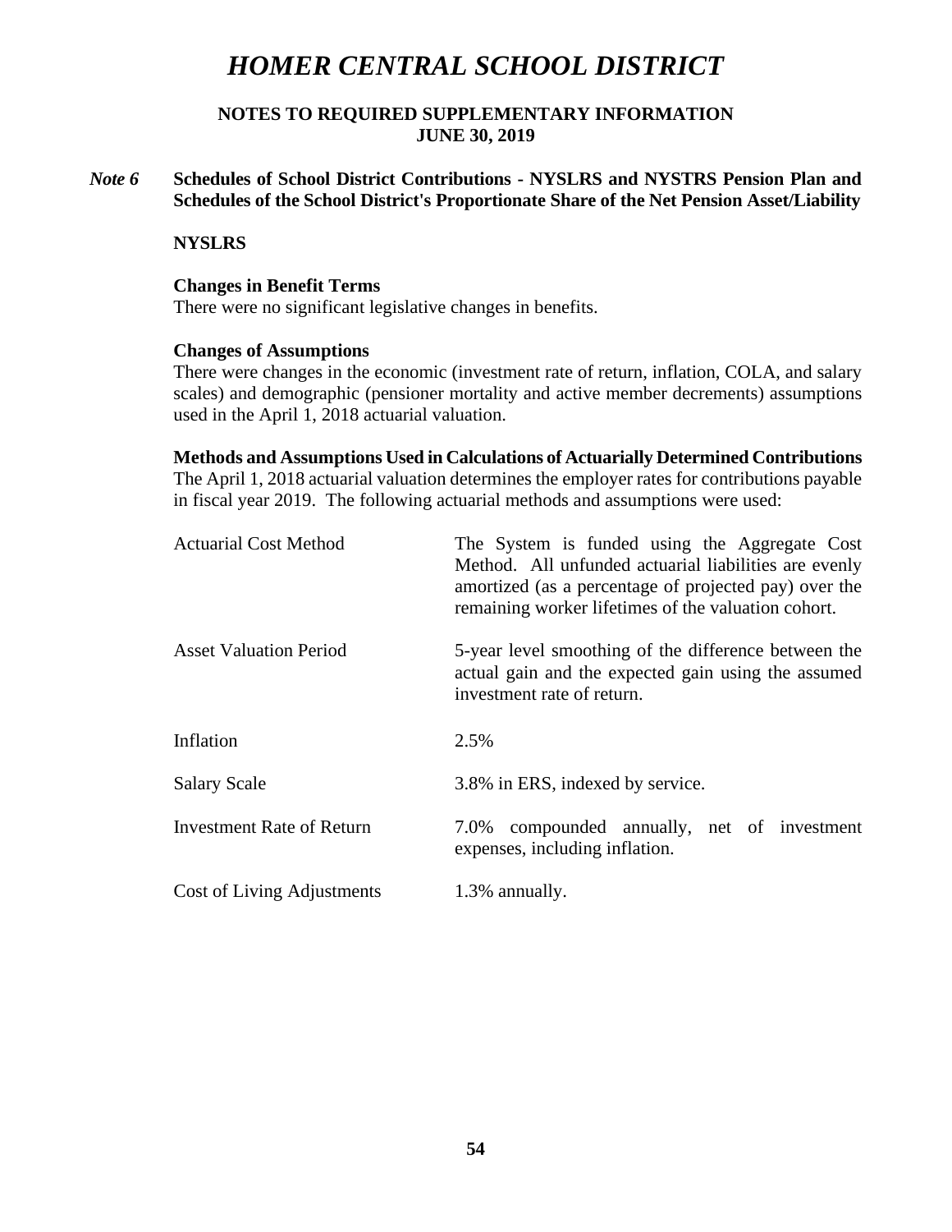# HOMER CENTRAL SCHOOL DISTRICT

## NOTES TO REQUIRED SUPPLEMENTARY INFORMATION
## JUNE 30, 2019

### *Note 6* Schedules of School District Contributions - NYSLRS and NYSTRS Pension Plan and Schedules of the School District's Proportionate Share of the Net Pension Asset/Liability

**NYSLRS**

**Changes in Benefit Terms**
There were no significant legislative changes in benefits.

**Changes of Assumptions**
There were changes in the economic (investment rate of return, inflation, COLA, and salary scales) and demographic (pensioner mortality and active member decrements) assumptions used in the April 1, 2018 actuarial valuation.

**Methods and Assumptions Used in Calculations of Actuarially Determined Contributions**
The April 1, 2018 actuarial valuation determines the employer rates for contributions payable in fiscal year 2019. The following actuarial methods and assumptions were used:

| | |
|---|---|
| Actuarial Cost Method | The System is funded using the Aggregate Cost Method. All unfunded actuarial liabilities are evenly amortized (as a percentage of projected pay) over the remaining worker lifetimes of the valuation cohort. |
| Asset Valuation Period | 5-year level smoothing of the difference between the actual gain and the expected gain using the assumed investment rate of return. |
| Inflation | 2.5% |
| Salary Scale | 3.8% in ERS, indexed by service. |
| Investment Rate of Return | 7.0% compounded annually, net of investment expenses, including inflation. |
| Cost of Living Adjustments | 1.3% annually. |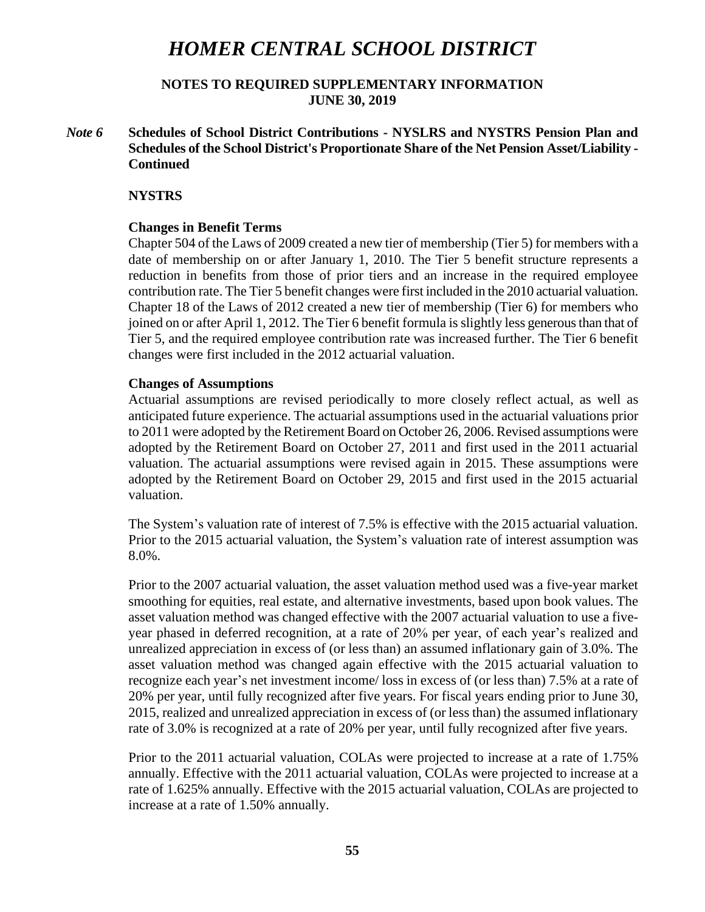# HOMER CENTRAL SCHOOL DISTRICT

**NOTES TO REQUIRED SUPPLEMENTARY INFORMATION**
**JUNE 30, 2019**

***Note 6*** **Schedules of School District Contributions - NYSLRS and NYSTRS Pension Plan and Schedules of the School District's Proportionate Share of the Net Pension Asset/Liability - Continued**

**NYSTRS**

**Changes in Benefit Terms**

Chapter 504 of the Laws of 2009 created a new tier of membership (Tier 5) for members with a date of membership on or after January 1, 2010. The Tier 5 benefit structure represents a reduction in benefits from those of prior tiers and an increase in the required employee contribution rate. The Tier 5 benefit changes were first included in the 2010 actuarial valuation. Chapter 18 of the Laws of 2012 created a new tier of membership (Tier 6) for members who joined on or after April 1, 2012. The Tier 6 benefit formula is slightly less generous than that of Tier 5, and the required employee contribution rate was increased further. The Tier 6 benefit changes were first included in the 2012 actuarial valuation.

**Changes of Assumptions**

Actuarial assumptions are revised periodically to more closely reflect actual, as well as anticipated future experience. The actuarial assumptions used in the actuarial valuations prior to 2011 were adopted by the Retirement Board on October 26, 2006. Revised assumptions were adopted by the Retirement Board on October 27, 2011 and first used in the 2011 actuarial valuation. The actuarial assumptions were revised again in 2015. These assumptions were adopted by the Retirement Board on October 29, 2015 and first used in the 2015 actuarial valuation.

The System's valuation rate of interest of 7.5% is effective with the 2015 actuarial valuation. Prior to the 2015 actuarial valuation, the System's valuation rate of interest assumption was 8.0%.

Prior to the 2007 actuarial valuation, the asset valuation method used was a five-year market smoothing for equities, real estate, and alternative investments, based upon book values. The asset valuation method was changed effective with the 2007 actuarial valuation to use a five-year phased in deferred recognition, at a rate of 20% per year, of each year's realized and unrealized appreciation in excess of (or less than) an assumed inflationary gain of 3.0%. The asset valuation method was changed again effective with the 2015 actuarial valuation to recognize each year's net investment income/ loss in excess of (or less than) 7.5% at a rate of 20% per year, until fully recognized after five years. For fiscal years ending prior to June 30, 2015, realized and unrealized appreciation in excess of (or less than) the assumed inflationary rate of 3.0% is recognized at a rate of 20% per year, until fully recognized after five years.

Prior to the 2011 actuarial valuation, COLAs were projected to increase at a rate of 1.75% annually. Effective with the 2011 actuarial valuation, COLAs were projected to increase at a rate of 1.625% annually. Effective with the 2015 actuarial valuation, COLAs are projected to increase at a rate of 1.50% annually.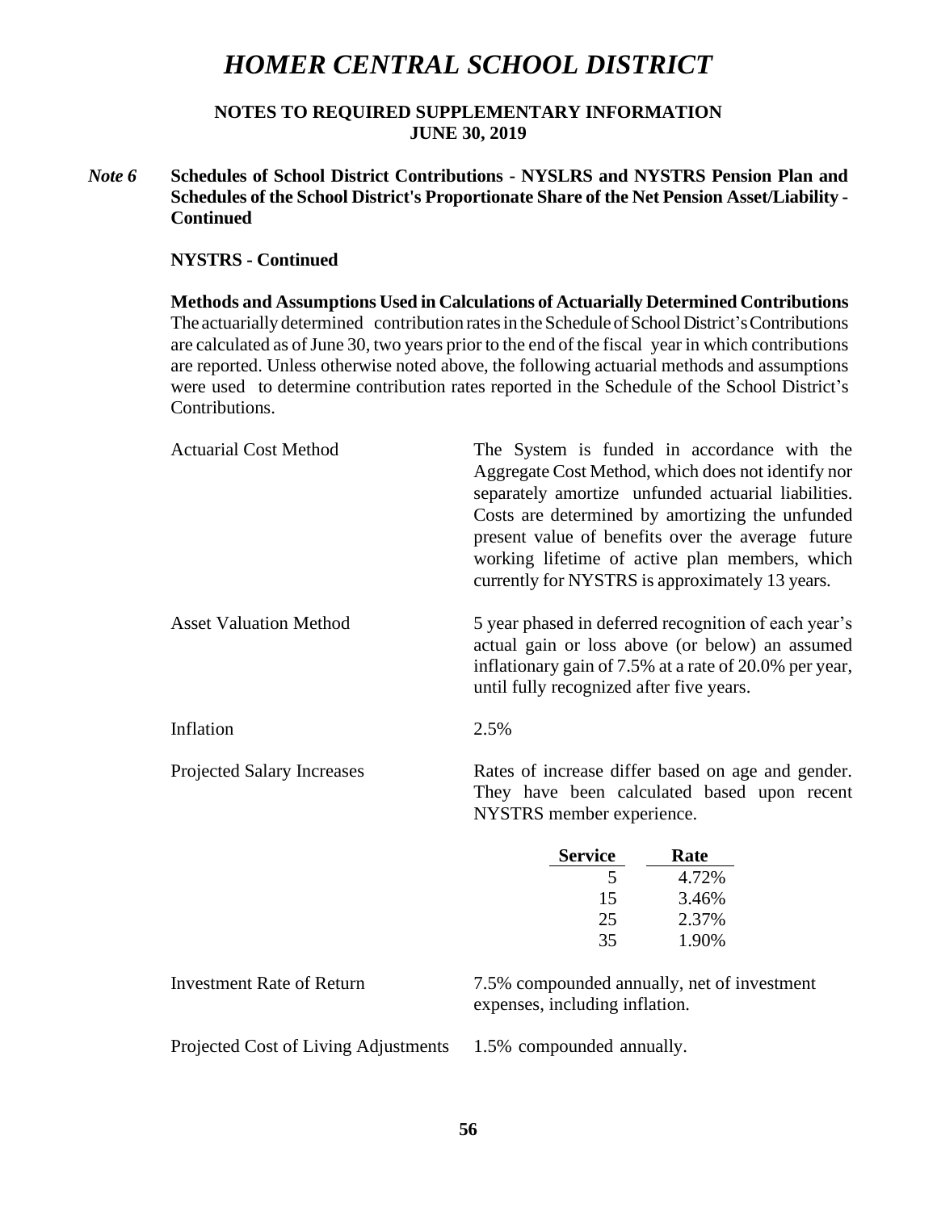# HOMER CENTRAL SCHOOL DISTRICT

**NOTES TO REQUIRED SUPPLEMENTARY INFORMATION**
**JUNE 30, 2019**

***Note 6*** **Schedules of School District Contributions - NYSLRS and NYSTRS Pension Plan and Schedules of the School District's Proportionate Share of the Net Pension Asset/Liability - Continued**

**NYSTRS - Continued**

**Methods and Assumptions Used in Calculations of Actuarially Determined Contributions**
The actuarially determined contribution rates in the Schedule of School District's Contributions are calculated as of June 30, two years prior to the end of the fiscal year in which contributions are reported. Unless otherwise noted above, the following actuarial methods and assumptions were used to determine contribution rates reported in the Schedule of the School District's Contributions.

| | |
|---|---|
| Actuarial Cost Method | The System is funded in accordance with the Aggregate Cost Method, which does not identify nor separately amortize unfunded actuarial liabilities. Costs are determined by amortizing the unfunded present value of benefits over the average future working lifetime of active plan members, which currently for NYSTRS is approximately 13 years. |
| Asset Valuation Method | 5 year phased in deferred recognition of each year's actual gain or loss above (or below) an assumed inflationary gain of 7.5% at a rate of 20.0% per year, until fully recognized after five years. |
| Inflation | 2.5% |
| Projected Salary Increases | Rates of increase differ based on age and gender. They have been calculated based upon recent NYSTRS member experience. |

| Service | Rate |
|---|---|
| 5 | 4.72% |
| 15 | 3.46% |
| 25 | 2.37% |
| 35 | 1.90% |

| | |
|---|---|
| Investment Rate of Return | 7.5% compounded annually, net of investment expenses, including inflation. |
| Projected Cost of Living Adjustments | 1.5% compounded annually. |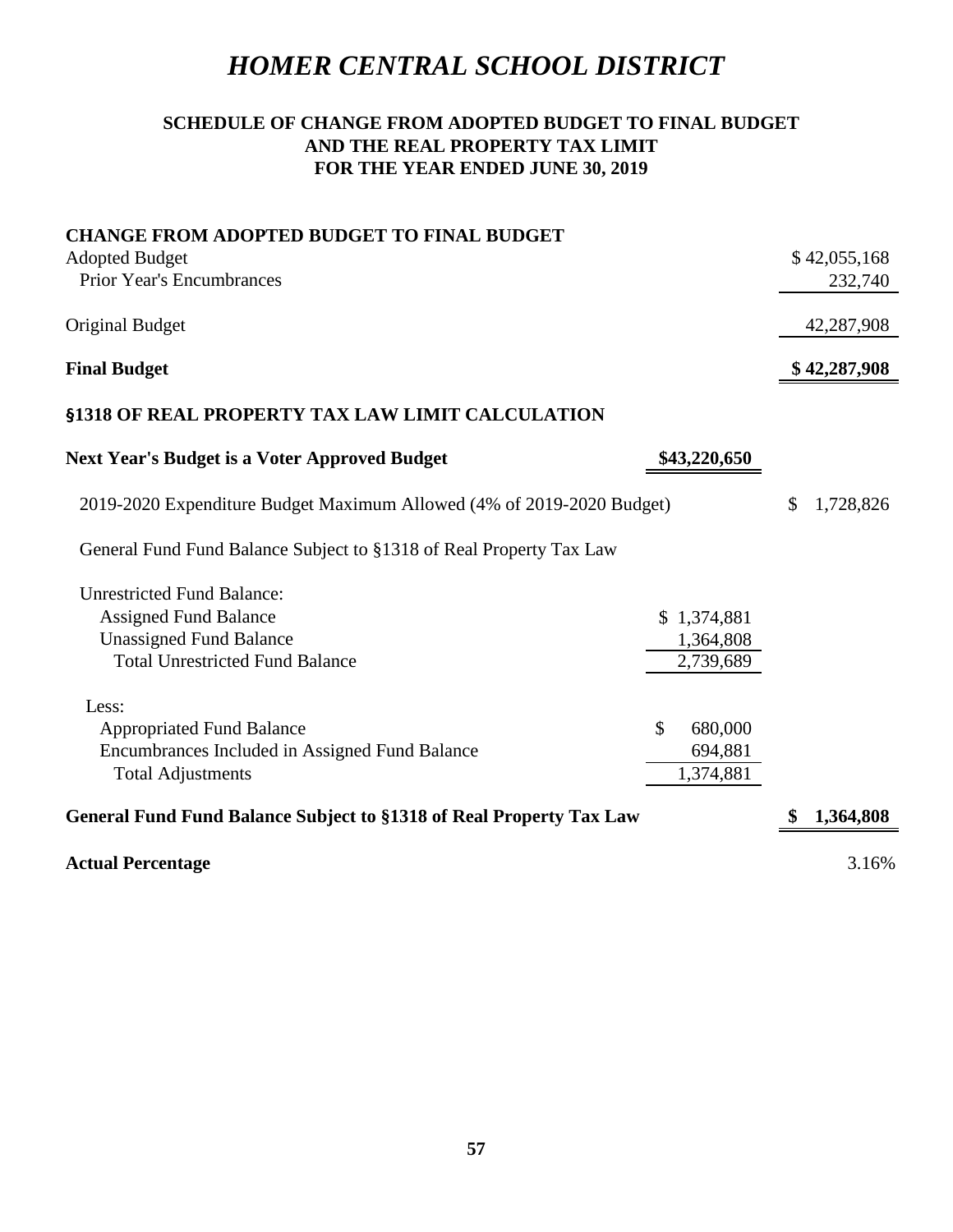# *HOMER CENTRAL SCHOOL DISTRICT*

## SCHEDULE OF CHANGE FROM ADOPTED BUDGET TO FINAL BUDGET AND THE REAL PROPERTY TAX LIMIT FOR THE YEAR ENDED JUNE 30, 2019

| | | |
|---|---|---|
| **CHANGE FROM ADOPTED BUDGET TO FINAL BUDGET** | | |
| Adopted Budget | | $ 42,055,168 |
| Prior Year's Encumbrances | | 232,740 |
| Original Budget | | 42,287,908 |
| **Final Budget** | | **$ 42,287,908** |
| **§1318 OF REAL PROPERTY TAX LAW LIMIT CALCULATION** | | |
| **Next Year's Budget is a Voter Approved Budget** | **$43,220,650** | |
| 2019-2020 Expenditure Budget Maximum Allowed (4% of 2019-2020 Budget) | | $ 1,728,826 |
| General Fund Fund Balance Subject to §1318 of Real Property Tax Law | | |
| Unrestricted Fund Balance: | | |
| Assigned Fund Balance | $ 1,374,881 | |
| Unassigned Fund Balance | 1,364,808 | |
| Total Unrestricted Fund Balance | 2,739,689 | |
| Less: | | |
| Appropriated Fund Balance | $ 680,000 | |
| Encumbrances Included in Assigned Fund Balance | 694,881 | |
| Total Adjustments | 1,374,881 | |
| **General Fund Fund Balance Subject to §1318 of Real Property Tax Law** | | **$ 1,364,808** |
| **Actual Percentage** | | 3.16% |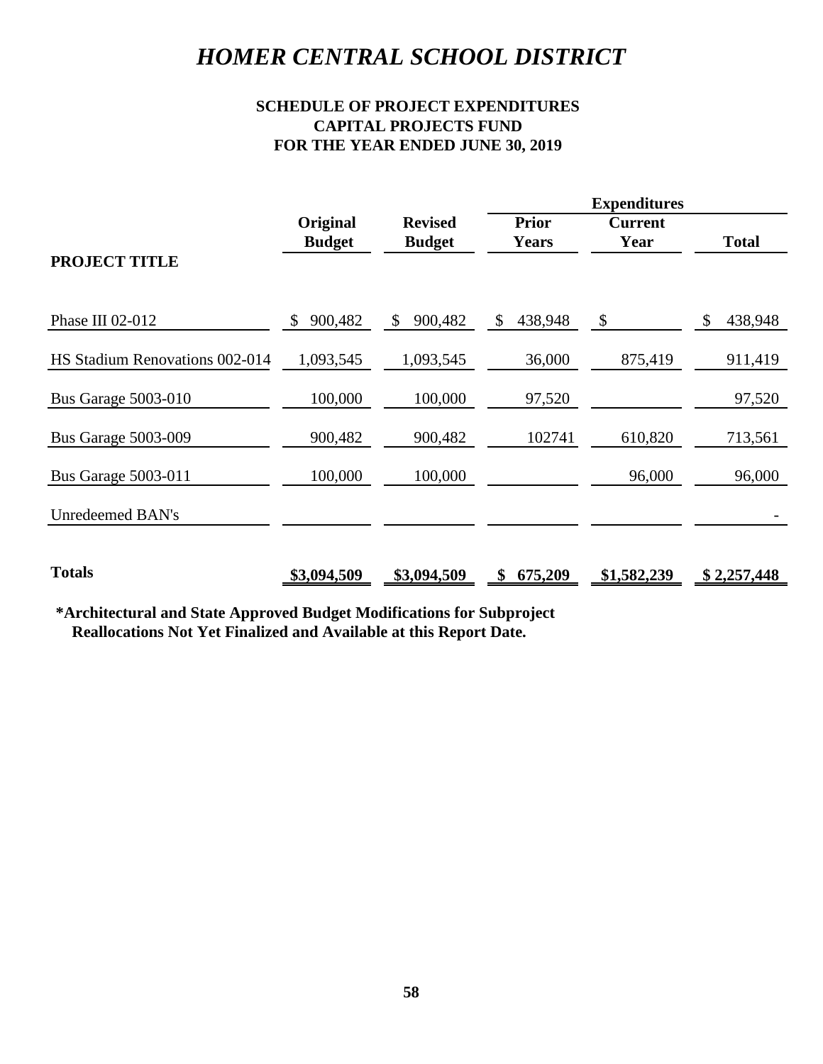# *HOMER CENTRAL SCHOOL DISTRICT*

### SCHEDULE OF PROJECT EXPENDITURES
### CAPITAL PROJECTS FUND
### FOR THE YEAR ENDED JUNE 30, 2019

| | | | Expenditures | | |
|---|---|---|---|---|---|
| **PROJECT TITLE** | **Original Budget** | **Revised Budget** | **Prior Years** | **Current Year** | **Total** |
| Phase III 02-012 | $ 900,482 | $ 900,482 | $ 438,948 | $ | $ 438,948 |
| HS Stadium Renovations 002-014 | 1,093,545 | 1,093,545 | 36,000 | 875,419 | 911,419 |
| Bus Garage 5003-010 | 100,000 | 100,000 | 97,520 | | 97,520 |
| Bus Garage 5003-009 | 900,482 | 900,482 | 102741 | 610,820 | 713,561 |
| Bus Garage 5003-011 | 100,000 | 100,000 | | 96,000 | 96,000 |
| Unredeemed BAN's | | | | | - |
| **Totals** | **$3,094,509** | **$3,094,509** | **$ 675,209** | **$1,582,239** | **$ 2,257,448** |

**\*Architectural and State Approved Budget Modifications for Subproject Reallocations Not Yet Finalized and Available at this Report Date.**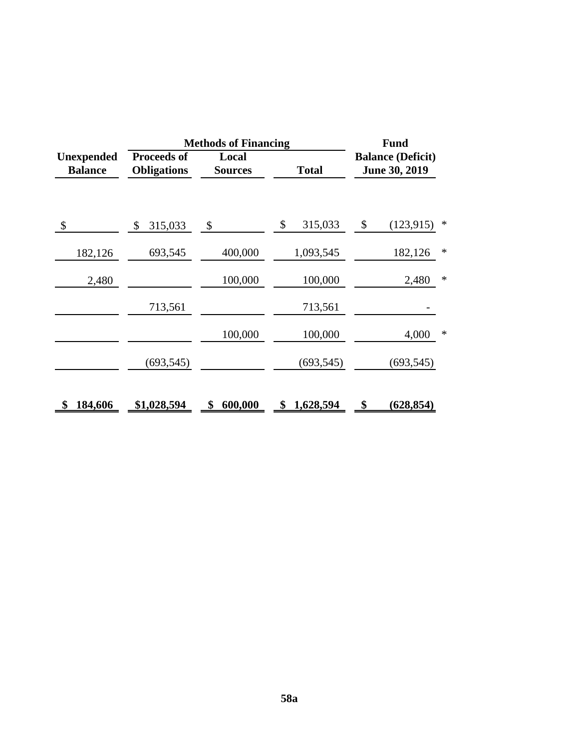| Unexpended Balance | Methods of Financing | | | Fund Balance (Deficit) June 30, 2019 | |
|---|---|---|---|---|---|
| | Proceeds of Obligations | Local Sources | Total | | |
| $ | $ 315,033 | $ | $ 315,033 | $ (123,915) | * |
| 182,126 | 693,545 | 400,000 | 1,093,545 | 182,126 | * |
| 2,480 | | 100,000 | 100,000 | 2,480 | * |
| | 713,561 | | 713,561 | - | |
| | | 100,000 | 100,000 | 4,000 | * |
| | (693,545) | | (693,545) | (693,545) | |
| **$ 184,606** | **$1,028,594** | **$ 600,000** | **$ 1,628,594** | **$ (628,854)** | |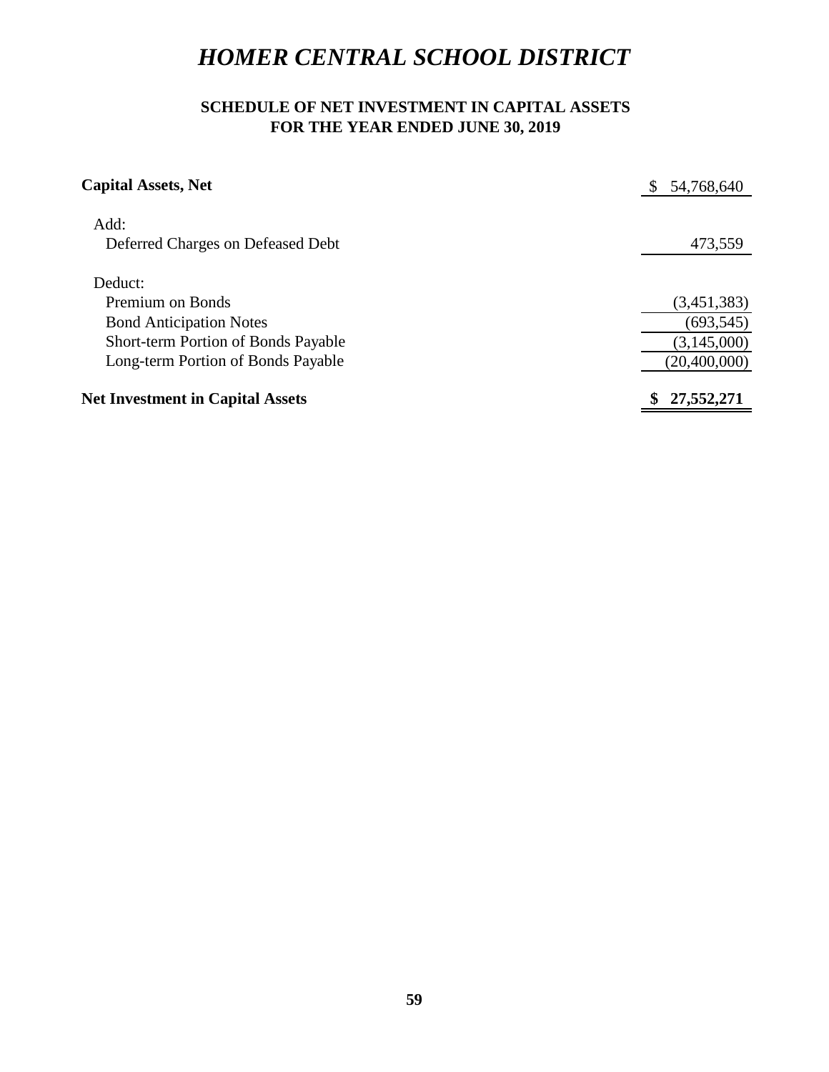# *HOMER CENTRAL SCHOOL DISTRICT*

## SCHEDULE OF NET INVESTMENT IN CAPITAL ASSETS
## FOR THE YEAR ENDED JUNE 30, 2019

| | |
|---|---:|
| **Capital Assets, Net** | $ 54,768,640 |
| Add: | |
| Deferred Charges on Defeased Debt | 473,559 |
| Deduct: | |
| Premium on Bonds | (3,451,383) |
| Bond Anticipation Notes | (693,545) |
| Short-term Portion of Bonds Payable | (3,145,000) |
| Long-term Portion of Bonds Payable | (20,400,000) |
| **Net Investment in Capital Assets** | **$ 27,552,271** |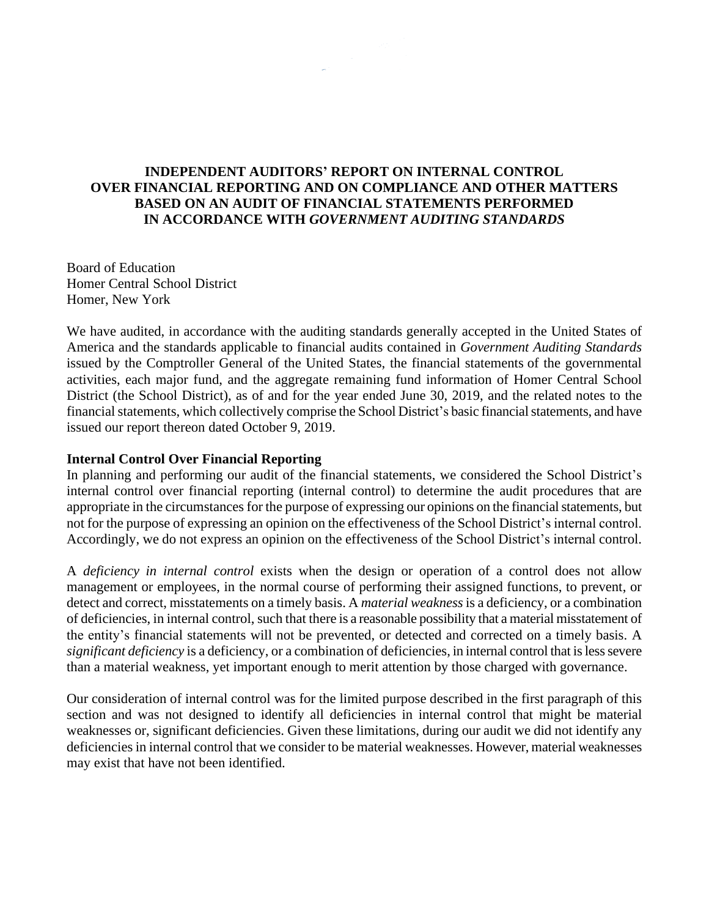# INDEPENDENT AUDITORS' REPORT ON INTERNAL CONTROL OVER FINANCIAL REPORTING AND ON COMPLIANCE AND OTHER MATTERS BASED ON AN AUDIT OF FINANCIAL STATEMENTS PERFORMED IN ACCORDANCE WITH *GOVERNMENT AUDITING STANDARDS*

Board of Education
Homer Central School District
Homer, New York

We have audited, in accordance with the auditing standards generally accepted in the United States of America and the standards applicable to financial audits contained in *Government Auditing Standards* issued by the Comptroller General of the United States, the financial statements of the governmental activities, each major fund, and the aggregate remaining fund information of Homer Central School District (the School District), as of and for the year ended June 30, 2019, and the related notes to the financial statements, which collectively comprise the School District's basic financial statements, and have issued our report thereon dated October 9, 2019.

**Internal Control Over Financial Reporting**

In planning and performing our audit of the financial statements, we considered the School District's internal control over financial reporting (internal control) to determine the audit procedures that are appropriate in the circumstances for the purpose of expressing our opinions on the financial statements, but not for the purpose of expressing an opinion on the effectiveness of the School District's internal control. Accordingly, we do not express an opinion on the effectiveness of the School District's internal control.

A *deficiency in internal control* exists when the design or operation of a control does not allow management or employees, in the normal course of performing their assigned functions, to prevent, or detect and correct, misstatements on a timely basis. A *material weakness* is a deficiency, or a combination of deficiencies, in internal control, such that there is a reasonable possibility that a material misstatement of the entity's financial statements will not be prevented, or detected and corrected on a timely basis. A *significant deficiency* is a deficiency, or a combination of deficiencies, in internal control that is less severe than a material weakness, yet important enough to merit attention by those charged with governance.

Our consideration of internal control was for the limited purpose described in the first paragraph of this section and was not designed to identify all deficiencies in internal control that might be material weaknesses or, significant deficiencies. Given these limitations, during our audit we did not identify any deficiencies in internal control that we consider to be material weaknesses. However, material weaknesses may exist that have not been identified.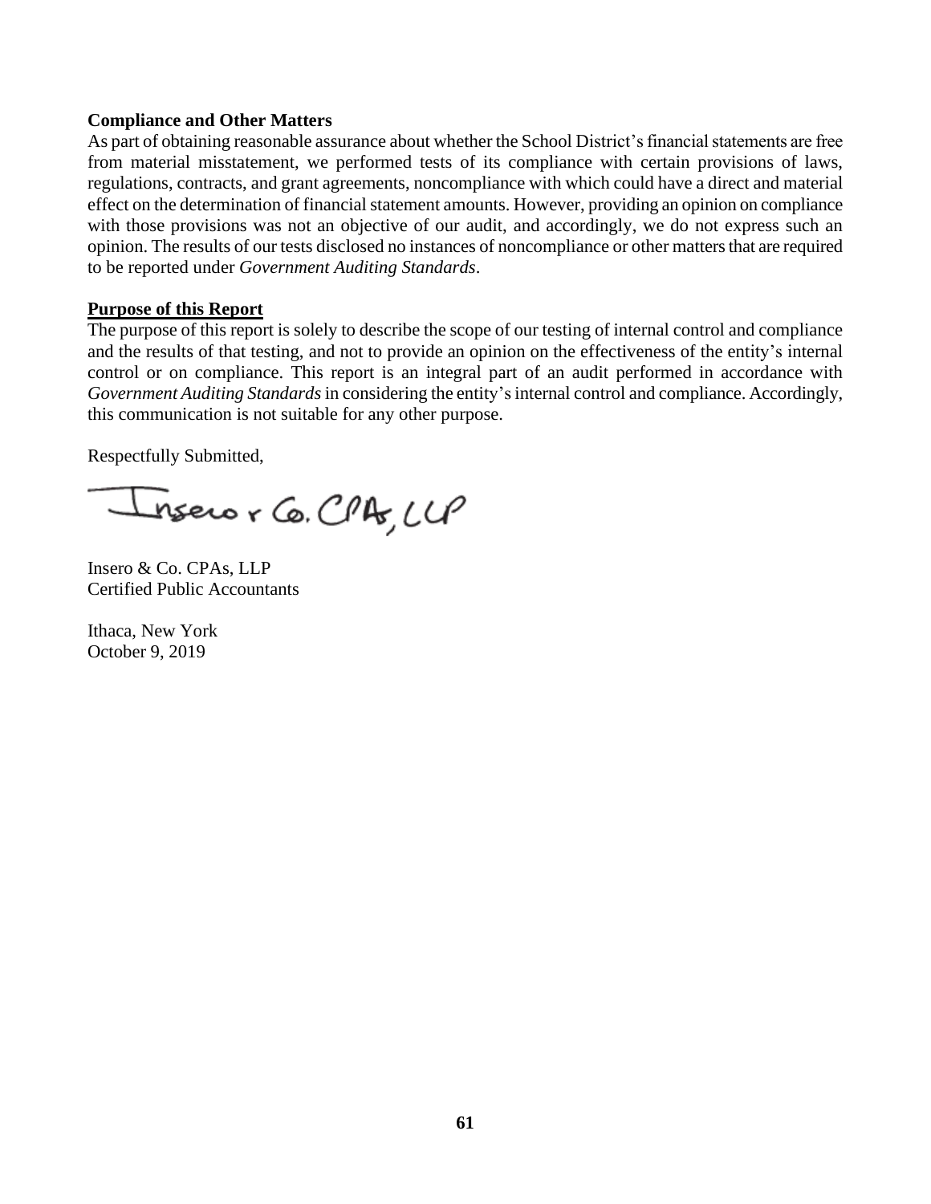**Compliance and Other Matters**

As part of obtaining reasonable assurance about whether the School District's financial statements are free from material misstatement, we performed tests of its compliance with certain provisions of laws, regulations, contracts, and grant agreements, noncompliance with which could have a direct and material effect on the determination of financial statement amounts. However, providing an opinion on compliance with those provisions was not an objective of our audit, and accordingly, we do not express such an opinion. The results of our tests disclosed no instances of noncompliance or other matters that are required to be reported under *Government Auditing Standards*.

**Purpose of this Report**

The purpose of this report is solely to describe the scope of our testing of internal control and compliance and the results of that testing, and not to provide an opinion on the effectiveness of the entity's internal control or on compliance. This report is an integral part of an audit performed in accordance with *Government Auditing Standards* in considering the entity's internal control and compliance. Accordingly, this communication is not suitable for any other purpose.

Respectfully Submitted,

Insero & Co. CPAs, LLP

Insero & Co. CPAs, LLP
Certified Public Accountants

Ithaca, New York
October 9, 2019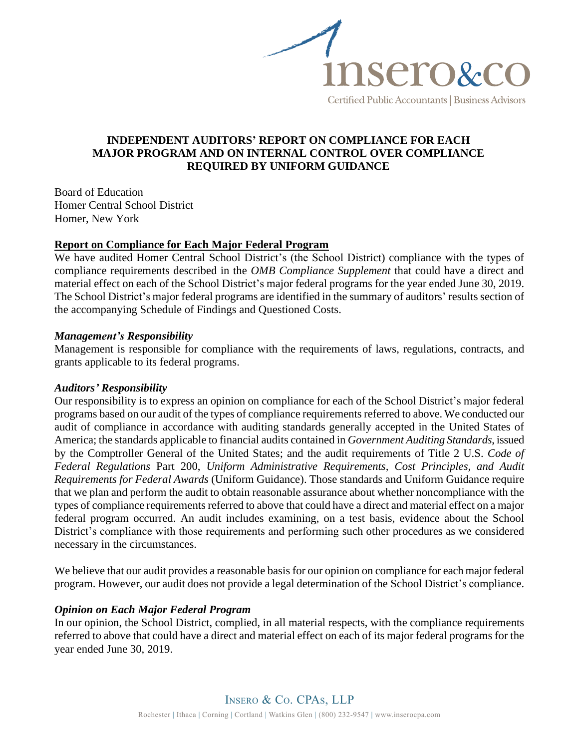# INDEPENDENT AUDITORS' REPORT ON COMPLIANCE FOR EACH MAJOR PROGRAM AND ON INTERNAL CONTROL OVER COMPLIANCE REQUIRED BY UNIFORM GUIDANCE

Board of Education
Homer Central School District
Homer, New York

**Report on Compliance for Each Major Federal Program**

We have audited Homer Central School District's (the School District) compliance with the types of compliance requirements described in the *OMB Compliance Supplement* that could have a direct and material effect on each of the School District's major federal programs for the year ended June 30, 2019. The School District's major federal programs are identified in the summary of auditors' results section of the accompanying Schedule of Findings and Questioned Costs.

***Management's Responsibility***

Management is responsible for compliance with the requirements of laws, regulations, contracts, and grants applicable to its federal programs.

***Auditors' Responsibility***

Our responsibility is to express an opinion on compliance for each of the School District's major federal programs based on our audit of the types of compliance requirements referred to above. We conducted our audit of compliance in accordance with auditing standards generally accepted in the United States of America; the standards applicable to financial audits contained in *Government Auditing Standards*, issued by the Comptroller General of the United States; and the audit requirements of Title 2 U.S. *Code of Federal Regulations* Part 200, *Uniform Administrative Requirements, Cost Principles, and Audit Requirements for Federal Awards* (Uniform Guidance). Those standards and Uniform Guidance require that we plan and perform the audit to obtain reasonable assurance about whether noncompliance with the types of compliance requirements referred to above that could have a direct and material effect on a major federal program occurred. An audit includes examining, on a test basis, evidence about the School District's compliance with those requirements and performing such other procedures as we considered necessary in the circumstances.

We believe that our audit provides a reasonable basis for our opinion on compliance for each major federal program. However, our audit does not provide a legal determination of the School District's compliance.

***Opinion on Each Major Federal Program***

In our opinion, the School District, complied, in all material respects, with the compliance requirements referred to above that could have a direct and material effect on each of its major federal programs for the year ended June 30, 2019.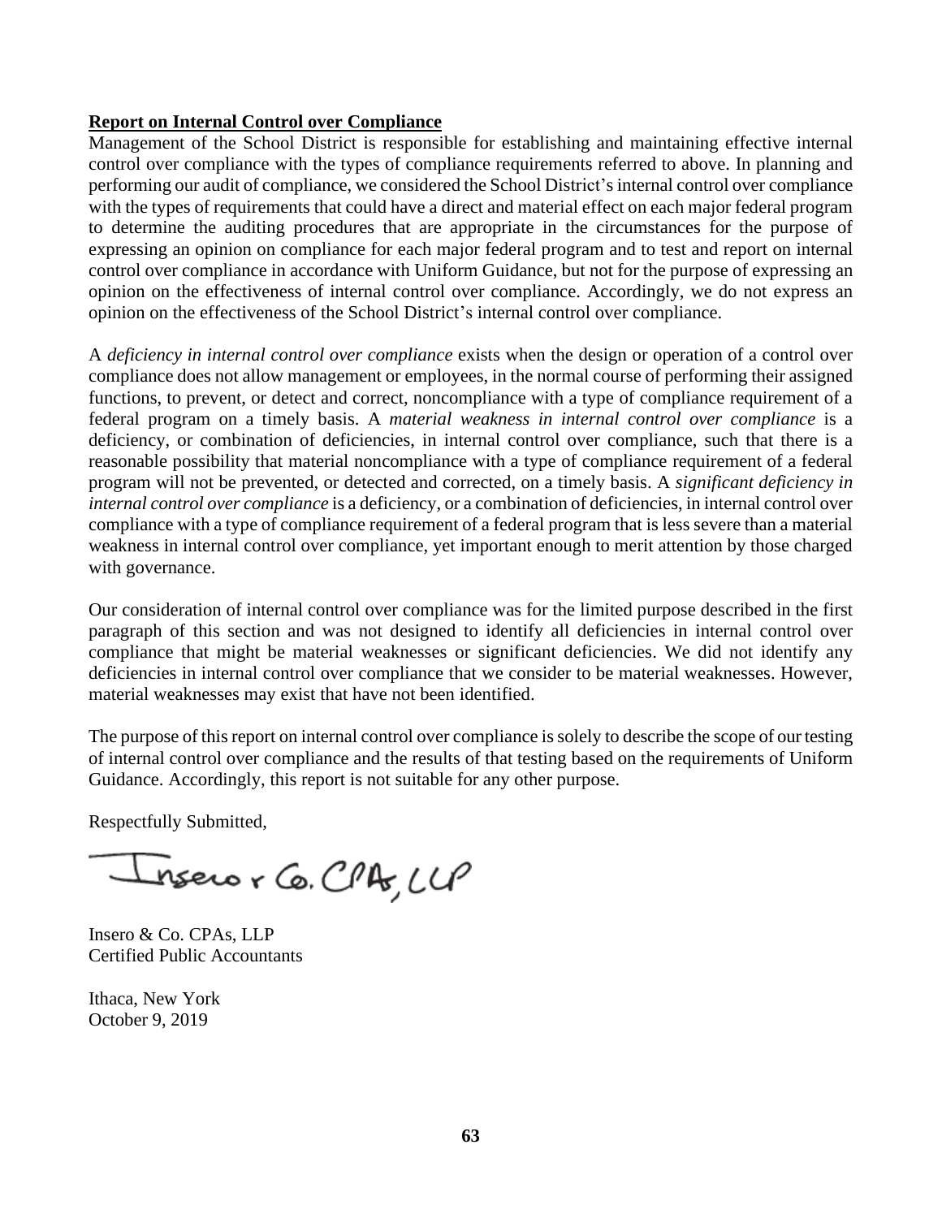**Report on Internal Control over Compliance**

Management of the School District is responsible for establishing and maintaining effective internal control over compliance with the types of compliance requirements referred to above. In planning and performing our audit of compliance, we considered the School District's internal control over compliance with the types of requirements that could have a direct and material effect on each major federal program to determine the auditing procedures that are appropriate in the circumstances for the purpose of expressing an opinion on compliance for each major federal program and to test and report on internal control over compliance in accordance with Uniform Guidance, but not for the purpose of expressing an opinion on the effectiveness of internal control over compliance. Accordingly, we do not express an opinion on the effectiveness of the School District's internal control over compliance.

A *deficiency in internal control over compliance* exists when the design or operation of a control over compliance does not allow management or employees, in the normal course of performing their assigned functions, to prevent, or detect and correct, noncompliance with a type of compliance requirement of a federal program on a timely basis. A *material weakness in internal control over compliance* is a deficiency, or combination of deficiencies, in internal control over compliance, such that there is a reasonable possibility that material noncompliance with a type of compliance requirement of a federal program will not be prevented, or detected and corrected, on a timely basis. A *significant deficiency in internal control over compliance* is a deficiency, or a combination of deficiencies, in internal control over compliance with a type of compliance requirement of a federal program that is less severe than a material weakness in internal control over compliance, yet important enough to merit attention by those charged with governance.

Our consideration of internal control over compliance was for the limited purpose described in the first paragraph of this section and was not designed to identify all deficiencies in internal control over compliance that might be material weaknesses or significant deficiencies. We did not identify any deficiencies in internal control over compliance that we consider to be material weaknesses. However, material weaknesses may exist that have not been identified.

The purpose of this report on internal control over compliance is solely to describe the scope of our testing of internal control over compliance and the results of that testing based on the requirements of Uniform Guidance. Accordingly, this report is not suitable for any other purpose.

Respectfully Submitted,

Insero & Co. CPAs, LLP

Insero & Co. CPAs, LLP
Certified Public Accountants

Ithaca, New York
October 9, 2019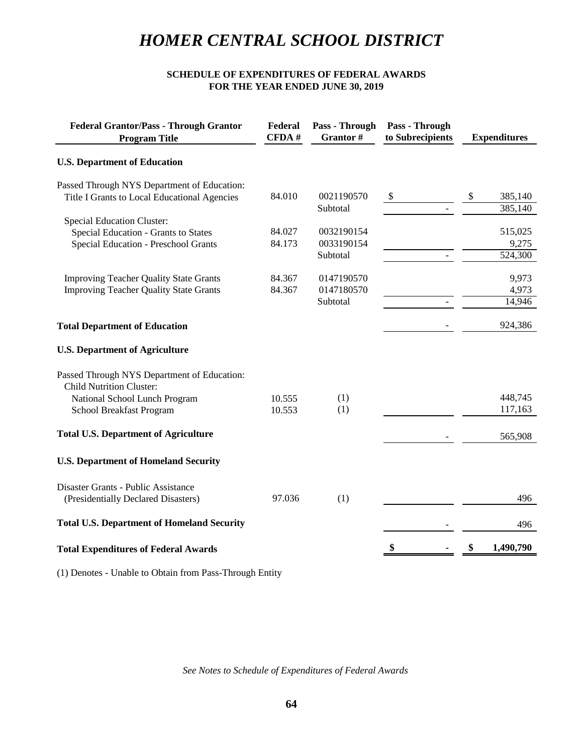# HOMER CENTRAL SCHOOL DISTRICT

**SCHEDULE OF EXPENDITURES OF FEDERAL AWARDS**
**FOR THE YEAR ENDED JUNE 30, 2019**

| Federal Grantor/Pass - Through Grantor Program Title | Federal CFDA # | Pass - Through Grantor # | Pass - Through to Subrecipients | Expenditures |
|---|---|---|---|---|
| **U.S. Department of Education** | | | | |
| Passed Through NYS Department of Education: | | | | |
| Title I Grants to Local Educational Agencies | 84.010 | 0021190570 | $ | $ 385,140 |
| | | Subtotal | - | 385,140 |
| Special Education Cluster: | | | | |
| Special Education - Grants to States | 84.027 | 0032190154 | | 515,025 |
| Special Education - Preschool Grants | 84.173 | 0033190154 | | 9,275 |
| | | Subtotal | - | 524,300 |
| Improving Teacher Quality State Grants | 84.367 | 0147190570 | | 9,973 |
| Improving Teacher Quality State Grants | 84.367 | 0147180570 | | 4,973 |
| | | Subtotal | - | 14,946 |
| **Total Department of Education** | | | - | 924,386 |
| **U.S. Department of Agriculture** | | | | |
| Passed Through NYS Department of Education: | | | | |
| Child Nutrition Cluster: | | | | |
| National School Lunch Program | 10.555 | (1) | | 448,745 |
| School Breakfast Program | 10.553 | (1) | | 117,163 |
| **Total U.S. Department of Agriculture** | | | - | 565,908 |
| **U.S. Department of Homeland Security** | | | | |
| Disaster Grants - Public Assistance (Presidentially Declared Disasters) | 97.036 | (1) | | 496 |
| **Total U.S. Department of Homeland Security** | | | - | 496 |
| **Total Expenditures of Federal Awards** | | | **$ -** | **$ 1,490,790** |

(1) Denotes - Unable to Obtain from Pass-Through Entity

*See Notes to Schedule of Expenditures of Federal Awards*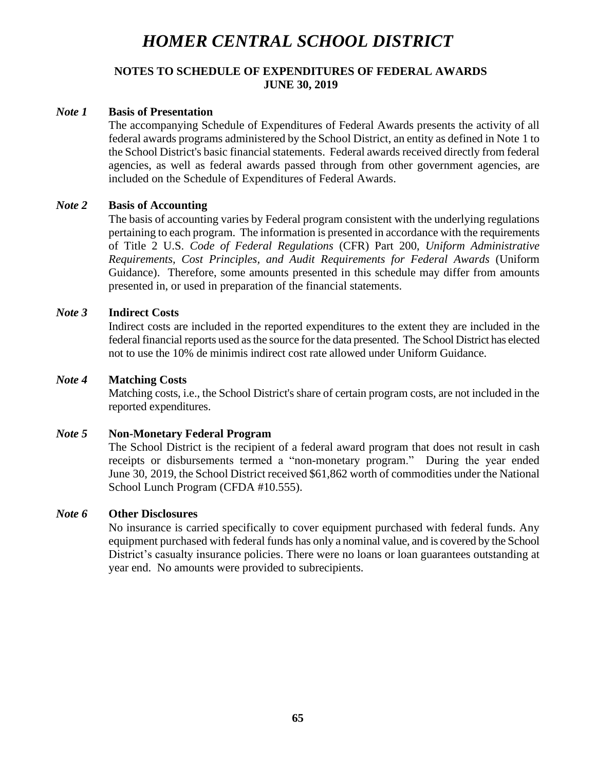# *HOMER CENTRAL SCHOOL DISTRICT*

## NOTES TO SCHEDULE OF EXPENDITURES OF FEDERAL AWARDS
## JUNE 30, 2019

***Note 1*** **Basis of Presentation**

The accompanying Schedule of Expenditures of Federal Awards presents the activity of all federal awards programs administered by the School District, an entity as defined in Note 1 to the School District's basic financial statements. Federal awards received directly from federal agencies, as well as federal awards passed through from other government agencies, are included on the Schedule of Expenditures of Federal Awards.

***Note 2*** **Basis of Accounting**

The basis of accounting varies by Federal program consistent with the underlying regulations pertaining to each program. The information is presented in accordance with the requirements of Title 2 U.S. *Code of Federal Regulations* (CFR) Part 200, *Uniform Administrative Requirements, Cost Principles, and Audit Requirements for Federal Awards* (Uniform Guidance). Therefore, some amounts presented in this schedule may differ from amounts presented in, or used in preparation of the financial statements.

***Note 3*** **Indirect Costs**

Indirect costs are included in the reported expenditures to the extent they are included in the federal financial reports used as the source for the data presented. The School District has elected not to use the 10% de minimis indirect cost rate allowed under Uniform Guidance.

***Note 4*** **Matching Costs**

Matching costs, i.e., the School District's share of certain program costs, are not included in the reported expenditures.

***Note 5*** **Non-Monetary Federal Program**

The School District is the recipient of a federal award program that does not result in cash receipts or disbursements termed a "non-monetary program." During the year ended June 30, 2019, the School District received $61,862 worth of commodities under the National School Lunch Program (CFDA #10.555).

***Note 6*** **Other Disclosures**

No insurance is carried specifically to cover equipment purchased with federal funds. Any equipment purchased with federal funds has only a nominal value, and is covered by the School District's casualty insurance policies. There were no loans or loan guarantees outstanding at year end. No amounts were provided to subrecipients.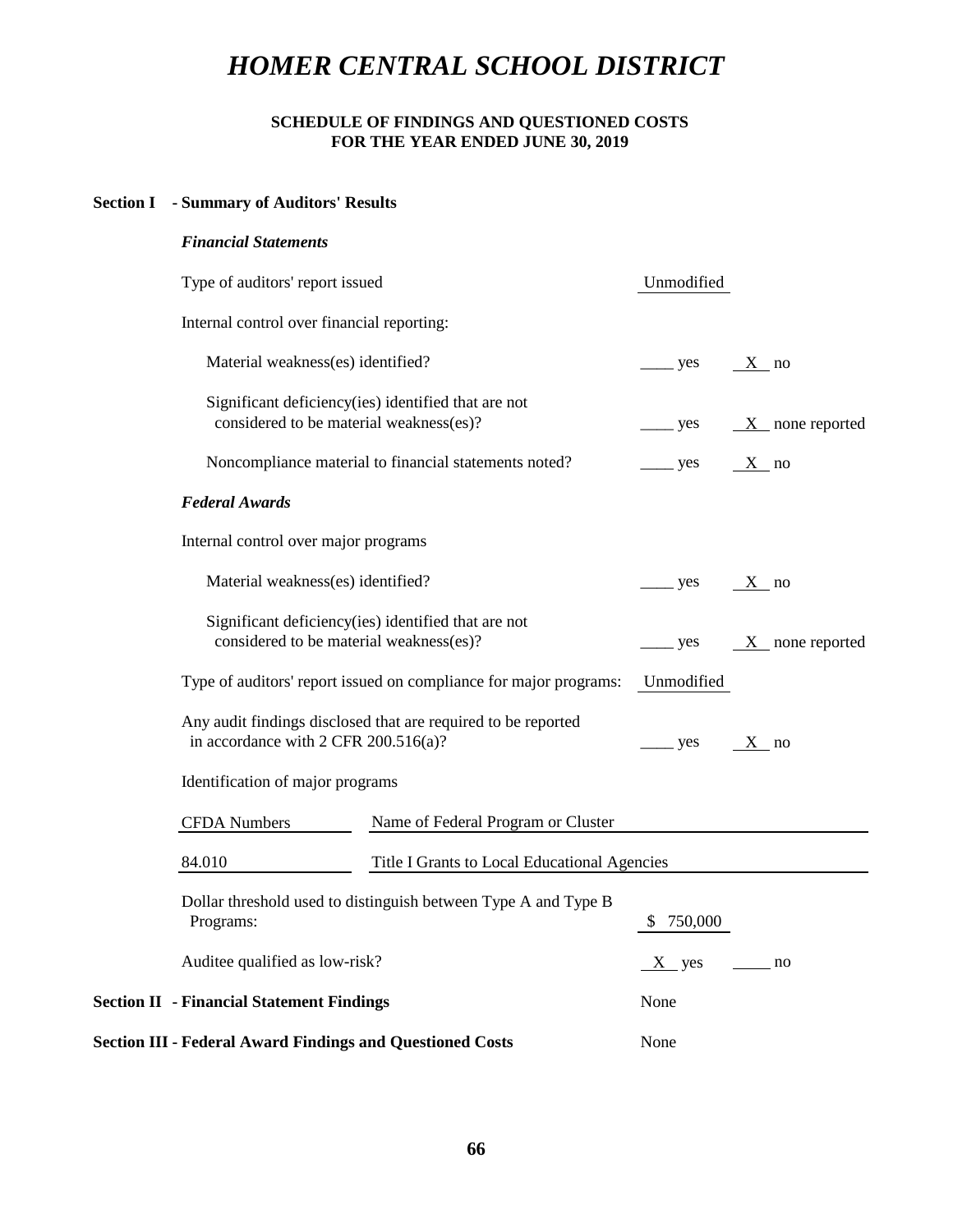# *HOMER CENTRAL SCHOOL DISTRICT*

**SCHEDULE OF FINDINGS AND QUESTIONED COSTS**
**FOR THE YEAR ENDED JUNE 30, 2019**

**Section I - Summary of Auditors' Results**

***Financial Statements***

| | | |
|---|---|---|
| Type of auditors' report issued | Unmodified | |
| Internal control over financial reporting: | | |
| Material weakness(es) identified? | ____ yes | X no |
| Significant deficiency(ies) identified that are not considered to be material weakness(es)? | ____ yes | X none reported |
| Noncompliance material to financial statements noted? | ____ yes | X no |

***Federal Awards***

| | | |
|---|---|---|
| Internal control over major programs | | |
| Material weakness(es) identified? | ____ yes | X no |
| Significant deficiency(ies) identified that are not considered to be material weakness(es)? | ____ yes | X none reported |
| Type of auditors' report issued on compliance for major programs: | Unmodified | |
| Any audit findings disclosed that are required to be reported in accordance with 2 CFR 200.516(a)? | ____ yes | X no |

Identification of major programs

| CFDA Numbers | Name of Federal Program or Cluster |
|---|---|
| 84.010 | Title I Grants to Local Educational Agencies |

| | | |
|---|---|---|
| Dollar threshold used to distinguish between Type A and Type B Programs: | $ 750,000 | |
| Auditee qualified as low-risk? | X yes | ____ no |

**Section II - Financial Statement Findings** None

**Section III - Federal Award Findings and Questioned Costs** None